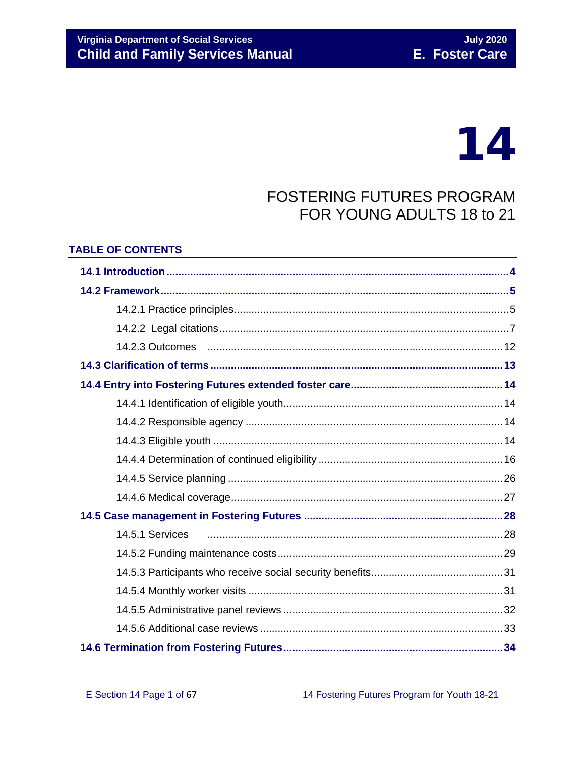# 14

# FOSTERING FUTURES PROGRAM FOR YOUNG ADULTS 18 to 21

## TABLE OF CONTENTS

**14.1 Introduction** .......... **4**

**14.2 Framework** .......... **5**

- 14.2.1 Practice principles .......... 5
- 14.2.2 Legal citations .......... 7
- 14.2.3 Outcomes .......... 12

**14.3 Clarification of terms** .......... **13**

**14.4 Entry into Fostering Futures extended foster care** .......... **14**

- 14.4.1 Identification of eligible youth .......... 14
- 14.4.2 Responsible agency .......... 14
- 14.4.3 Eligible youth .......... 14
- 14.4.4 Determination of continued eligibility .......... 16
- 14.4.5 Service planning .......... 26
- 14.4.6 Medical coverage .......... 27

**14.5 Case management in Fostering Futures** .......... **28**

- 14.5.1 Services .......... 28
- 14.5.2 Funding maintenance costs .......... 29
- 14.5.3 Participants who receive social security benefits .......... 31
- 14.5.4 Monthly worker visits .......... 31
- 14.5.5 Administrative panel reviews .......... 32
- 14.5.6 Additional case reviews .......... 33

**14.6 Termination from Fostering Futures** .......... **34**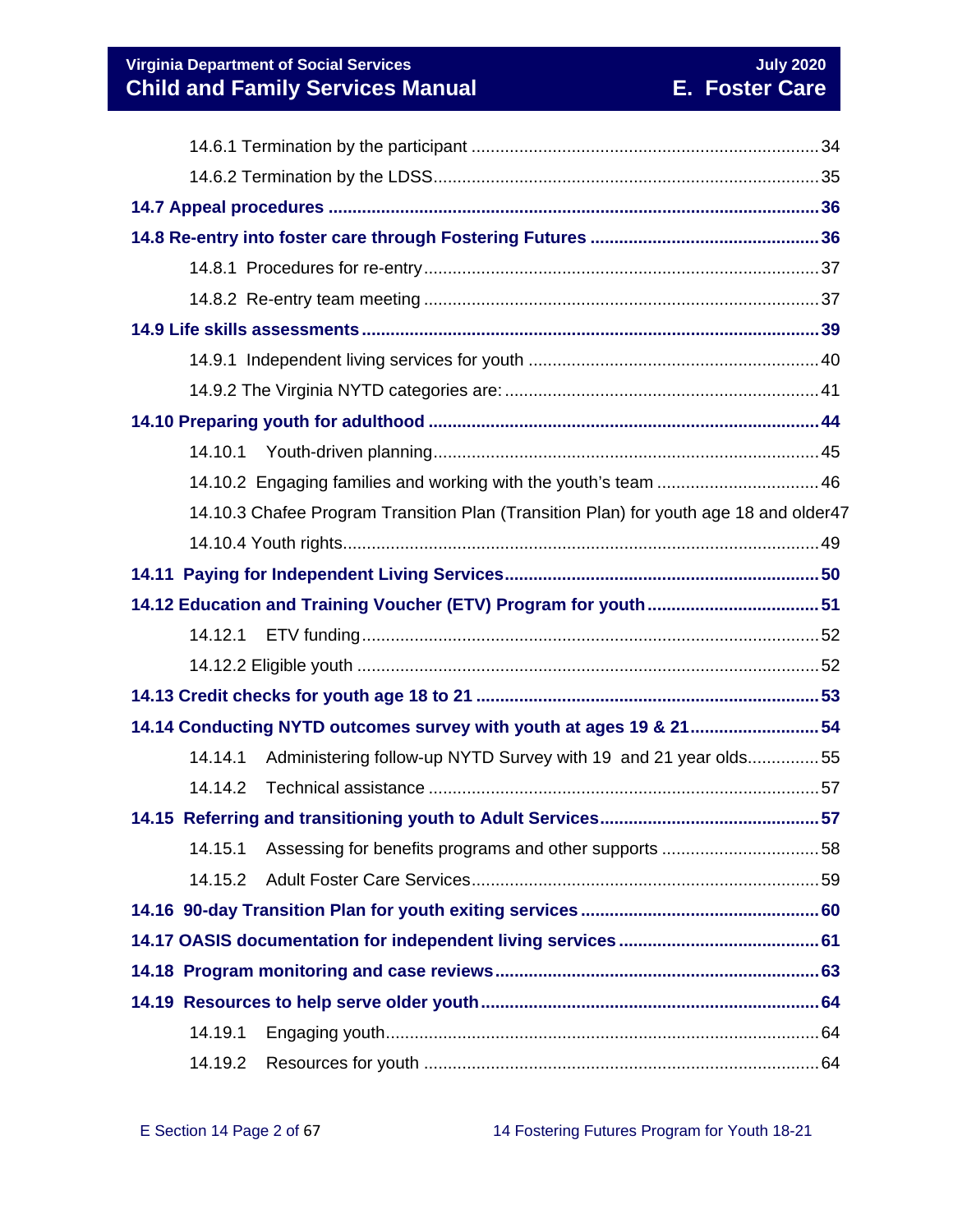14.6.1 Termination by the participant ........................................................................ 34

14.6.2 Termination by the LDSS................................................................................ 35

**14.7 Appeal procedures ...................................................................................................... 36**

**14.8 Re-entry into foster care through Fostering Futures ................................................ 36**

14.8.1 Procedures for re-entry.................................................................................. 37

14.8.2 Re-entry team meeting .................................................................................. 37

**14.9 Life skills assessments ............................................................................................... 39**

14.9.1 Independent living services for youth ............................................................ 40

14.9.2 The Virginia NYTD categories are: ................................................................. 41

**14.10 Preparing youth for adulthood ................................................................................. 44**

14.10.1 Youth-driven planning................................................................................ 45

14.10.2 Engaging families and working with the youth's team ................................. 46

14.10.3 Chafee Program Transition Plan (Transition Plan) for youth age 18 and older 47

14.10.4 Youth rights................................................................................................... 49

**14.11 Paying for Independent Living Services.................................................................. 50**

**14.12 Education and Training Voucher (ETV) Program for youth .................................... 51**

14.12.1 ETV funding............................................................................................... 52

14.12.2 Eligible youth ................................................................................................ 52

**14.13 Credit checks for youth age 18 to 21 ........................................................................ 53**

**14.14 Conducting NYTD outcomes survey with youth at ages 19 & 21........................... 54**

14.14.1 Administering follow-up NYTD Survey with 19 and 21 year olds............... 55

14.14.2 Technical assistance ................................................................................. 57

**14.15 Referring and transitioning youth to Adult Services............................................. 57**

14.15.1 Assessing for benefits programs and other supports ................................ 58

14.15.2 Adult Foster Care Services........................................................................ 59

**14.16 90-day Transition Plan for youth exiting services ................................................. 60**

**14.17 OASIS documentation for independent living services .......................................... 61**

**14.18 Program monitoring and case reviews................................................................... 63**

**14.19 Resources to help serve older youth...................................................................... 64**

14.19.1 Engaging youth.......................................................................................... 64

14.19.2 Resources for youth .................................................................................. 64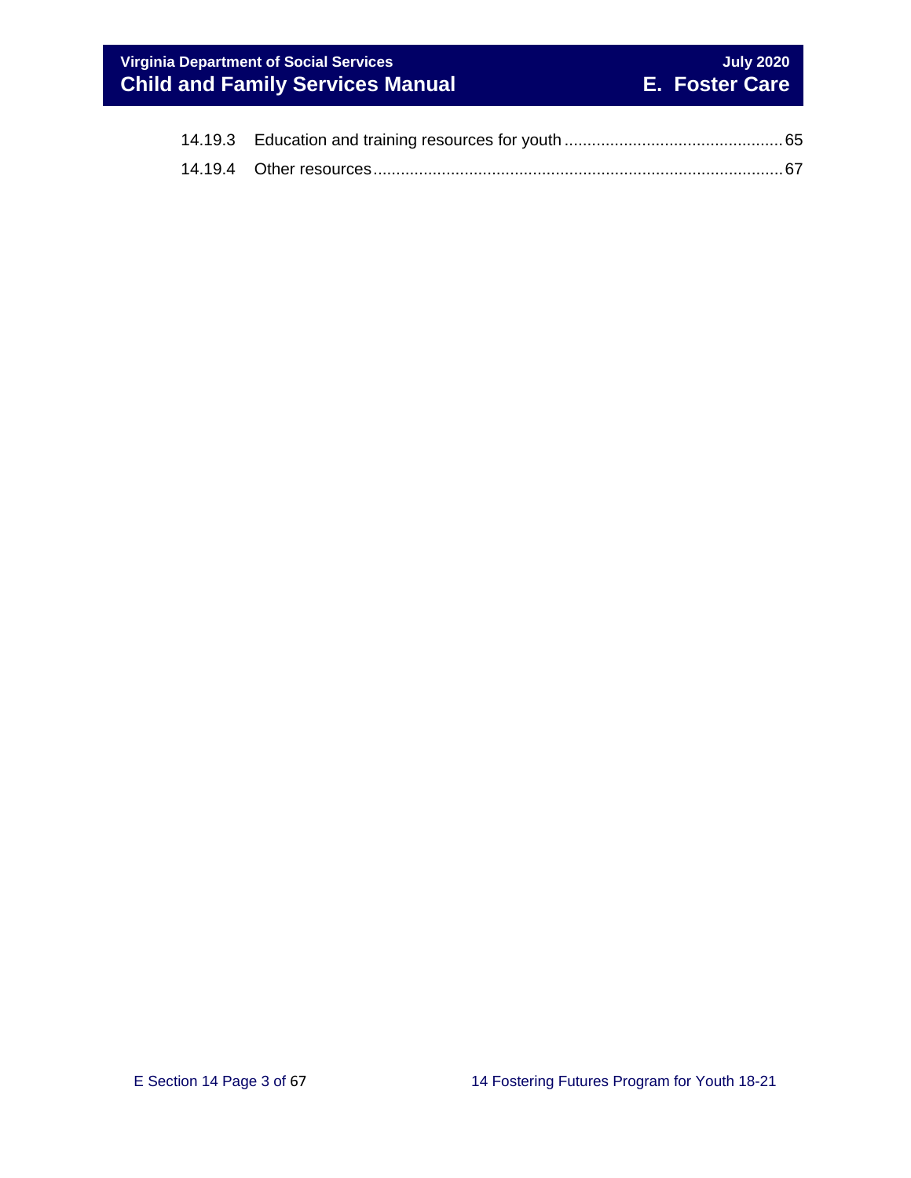14.19.3 Education and training resources for youth ........ 65

14.19.4 Other resources ........ 67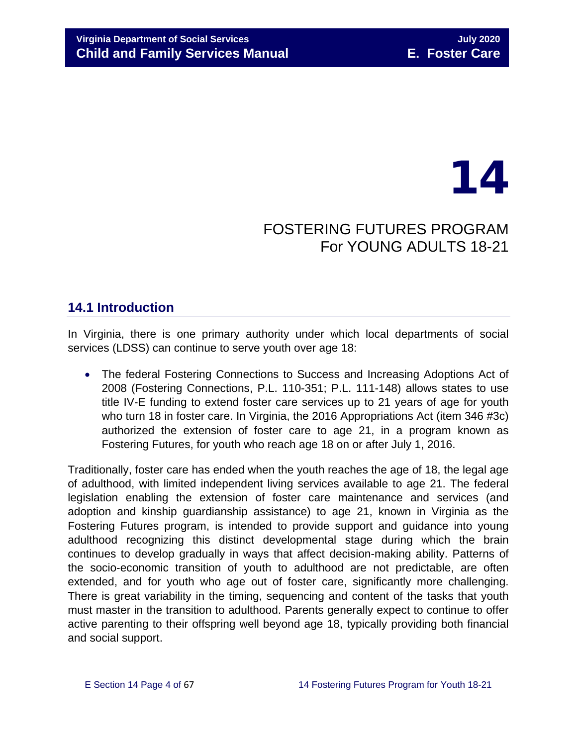# 14

## FOSTERING FUTURES PROGRAM For YOUNG ADULTS 18-21

### 14.1 Introduction

In Virginia, there is one primary authority under which local departments of social services (LDSS) can continue to serve youth over age 18:

- The federal Fostering Connections to Success and Increasing Adoptions Act of 2008 (Fostering Connections, P.L. 110-351; P.L. 111-148) allows states to use title IV-E funding to extend foster care services up to 21 years of age for youth who turn 18 in foster care. In Virginia, the 2016 Appropriations Act (item 346 #3c) authorized the extension of foster care to age 21, in a program known as Fostering Futures, for youth who reach age 18 on or after July 1, 2016.

Traditionally, foster care has ended when the youth reaches the age of 18, the legal age of adulthood, with limited independent living services available to age 21. The federal legislation enabling the extension of foster care maintenance and services (and adoption and kinship guardianship assistance) to age 21, known in Virginia as the Fostering Futures program, is intended to provide support and guidance into young adulthood recognizing this distinct developmental stage during which the brain continues to develop gradually in ways that affect decision-making ability. Patterns of the socio-economic transition of youth to adulthood are not predictable, are often extended, and for youth who age out of foster care, significantly more challenging. There is great variability in the timing, sequencing and content of the tasks that youth must master in the transition to adulthood. Parents generally expect to continue to offer active parenting to their offspring well beyond age 18, typically providing both financial and social support.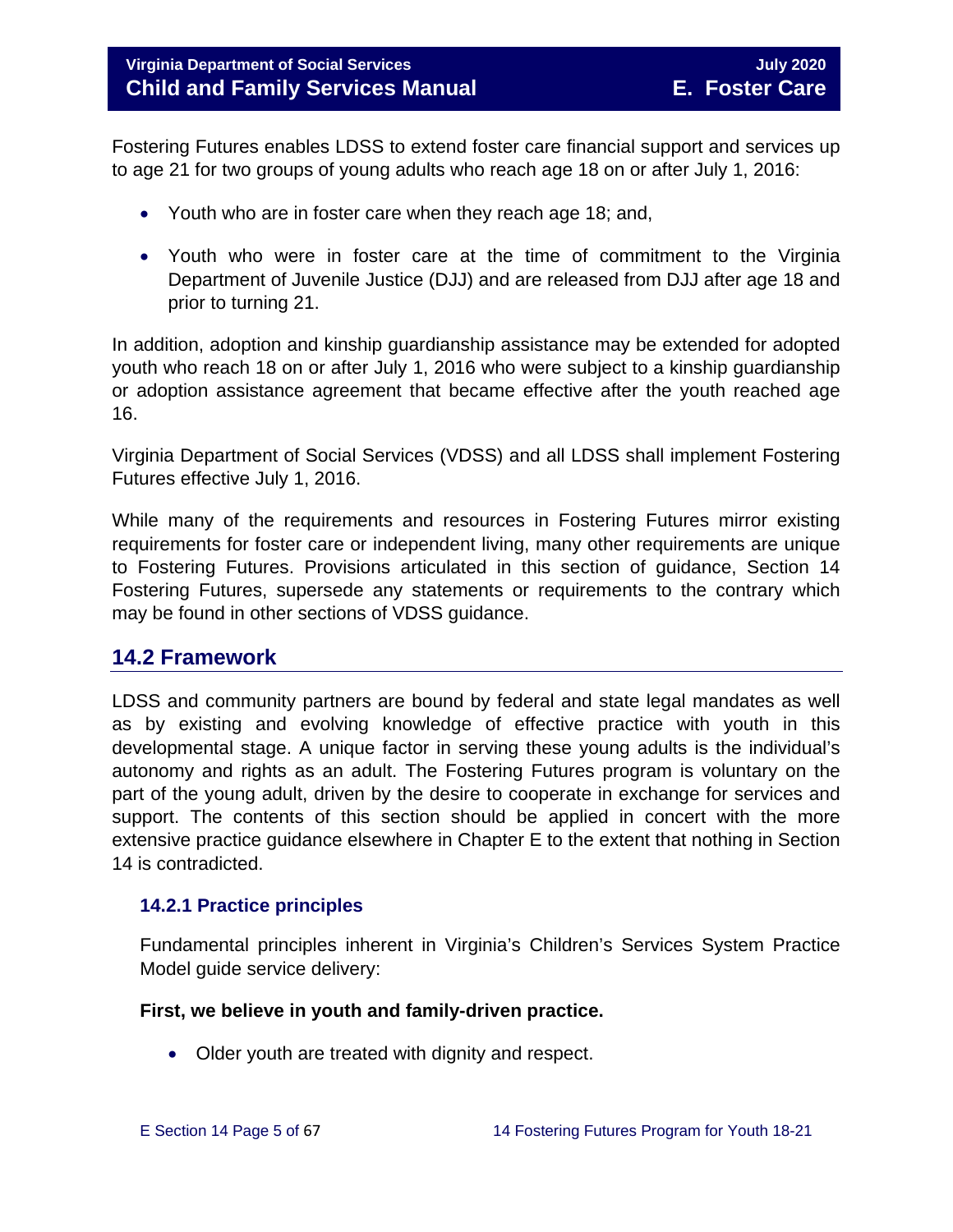Fostering Futures enables LDSS to extend foster care financial support and services up to age 21 for two groups of young adults who reach age 18 on or after July 1, 2016:

- Youth who are in foster care when they reach age 18; and,
- Youth who were in foster care at the time of commitment to the Virginia Department of Juvenile Justice (DJJ) and are released from DJJ after age 18 and prior to turning 21.

In addition, adoption and kinship guardianship assistance may be extended for adopted youth who reach 18 on or after July 1, 2016 who were subject to a kinship guardianship or adoption assistance agreement that became effective after the youth reached age 16.

Virginia Department of Social Services (VDSS) and all LDSS shall implement Fostering Futures effective July 1, 2016.

While many of the requirements and resources in Fostering Futures mirror existing requirements for foster care or independent living, many other requirements are unique to Fostering Futures. Provisions articulated in this section of guidance, Section 14 Fostering Futures, supersede any statements or requirements to the contrary which may be found in other sections of VDSS guidance.

## 14.2 Framework

LDSS and community partners are bound by federal and state legal mandates as well as by existing and evolving knowledge of effective practice with youth in this developmental stage. A unique factor in serving these young adults is the individual's autonomy and rights as an adult. The Fostering Futures program is voluntary on the part of the young adult, driven by the desire to cooperate in exchange for services and support. The contents of this section should be applied in concert with the more extensive practice guidance elsewhere in Chapter E to the extent that nothing in Section 14 is contradicted.

### 14.2.1 Practice principles

Fundamental principles inherent in Virginia's Children's Services System Practice Model guide service delivery:

**First, we believe in youth and family-driven practice.**

- Older youth are treated with dignity and respect.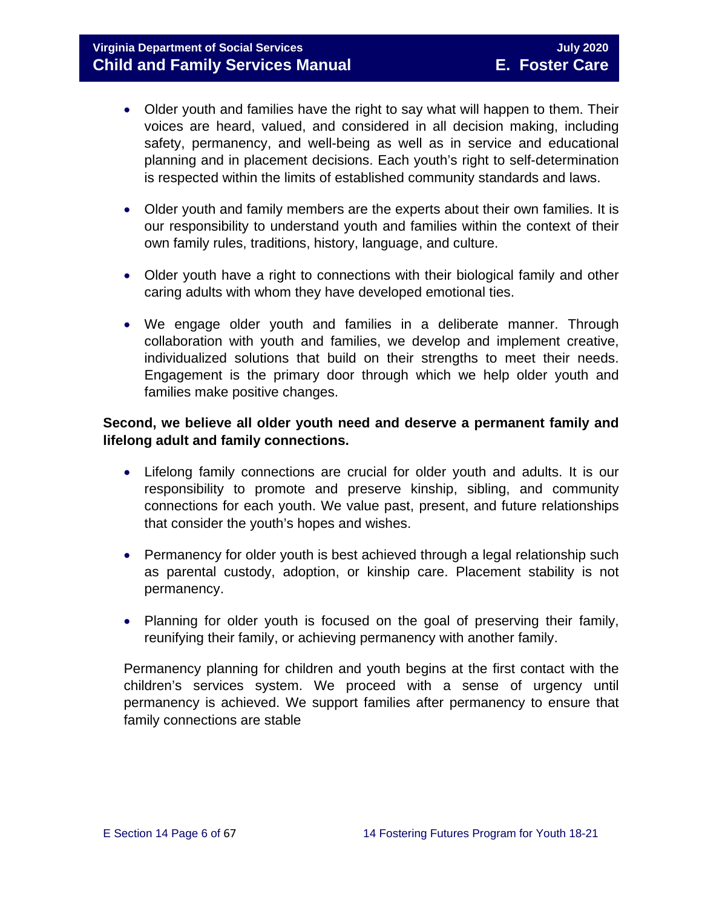- Older youth and families have the right to say what will happen to them. Their voices are heard, valued, and considered in all decision making, including safety, permanency, and well-being as well as in service and educational planning and in placement decisions. Each youth's right to self-determination is respected within the limits of established community standards and laws.

- Older youth and family members are the experts about their own families. It is our responsibility to understand youth and families within the context of their own family rules, traditions, history, language, and culture.

- Older youth have a right to connections with their biological family and other caring adults with whom they have developed emotional ties.

- We engage older youth and families in a deliberate manner. Through collaboration with youth and families, we develop and implement creative, individualized solutions that build on their strengths to meet their needs. Engagement is the primary door through which we help older youth and families make positive changes.

**Second, we believe all older youth need and deserve a permanent family and lifelong adult and family connections.**

- Lifelong family connections are crucial for older youth and adults. It is our responsibility to promote and preserve kinship, sibling, and community connections for each youth. We value past, present, and future relationships that consider the youth's hopes and wishes.

- Permanency for older youth is best achieved through a legal relationship such as parental custody, adoption, or kinship care. Placement stability is not permanency.

- Planning for older youth is focused on the goal of preserving their family, reunifying their family, or achieving permanency with another family.

Permanency planning for children and youth begins at the first contact with the children's services system. We proceed with a sense of urgency until permanency is achieved. We support families after permanency to ensure that family connections are stable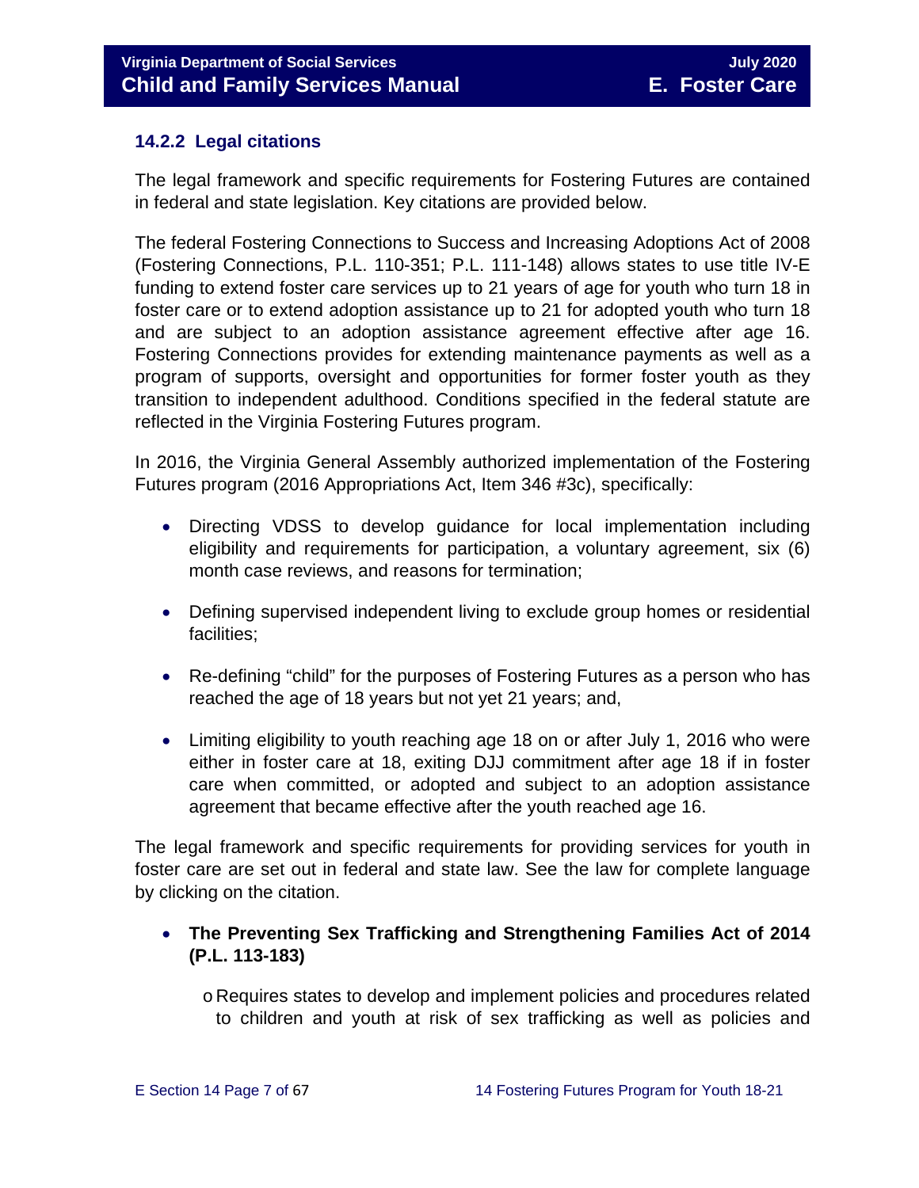### 14.2.2 Legal citations

The legal framework and specific requirements for Fostering Futures are contained in federal and state legislation. Key citations are provided below.

The federal Fostering Connections to Success and Increasing Adoptions Act of 2008 (Fostering Connections, P.L. 110-351; P.L. 111-148) allows states to use title IV-E funding to extend foster care services up to 21 years of age for youth who turn 18 in foster care or to extend adoption assistance up to 21 for adopted youth who turn 18 and are subject to an adoption assistance agreement effective after age 16. Fostering Connections provides for extending maintenance payments as well as a program of supports, oversight and opportunities for former foster youth as they transition to independent adulthood. Conditions specified in the federal statute are reflected in the Virginia Fostering Futures program.

In 2016, the Virginia General Assembly authorized implementation of the Fostering Futures program (2016 Appropriations Act, Item 346 #3c), specifically:

- Directing VDSS to develop guidance for local implementation including eligibility and requirements for participation, a voluntary agreement, six (6) month case reviews, and reasons for termination;
- Defining supervised independent living to exclude group homes or residential facilities;
- Re-defining "child" for the purposes of Fostering Futures as a person who has reached the age of 18 years but not yet 21 years; and,
- Limiting eligibility to youth reaching age 18 on or after July 1, 2016 who were either in foster care at 18, exiting DJJ commitment after age 18 if in foster care when committed, or adopted and subject to an adoption assistance agreement that became effective after the youth reached age 16.

The legal framework and specific requirements for providing services for youth in foster care are set out in federal and state law. See the law for complete language by clicking on the citation.

- **The Preventing Sex Trafficking and Strengthening Families Act of 2014 (P.L. 113-183)**
  - Requires states to develop and implement policies and procedures related to children and youth at risk of sex trafficking as well as policies and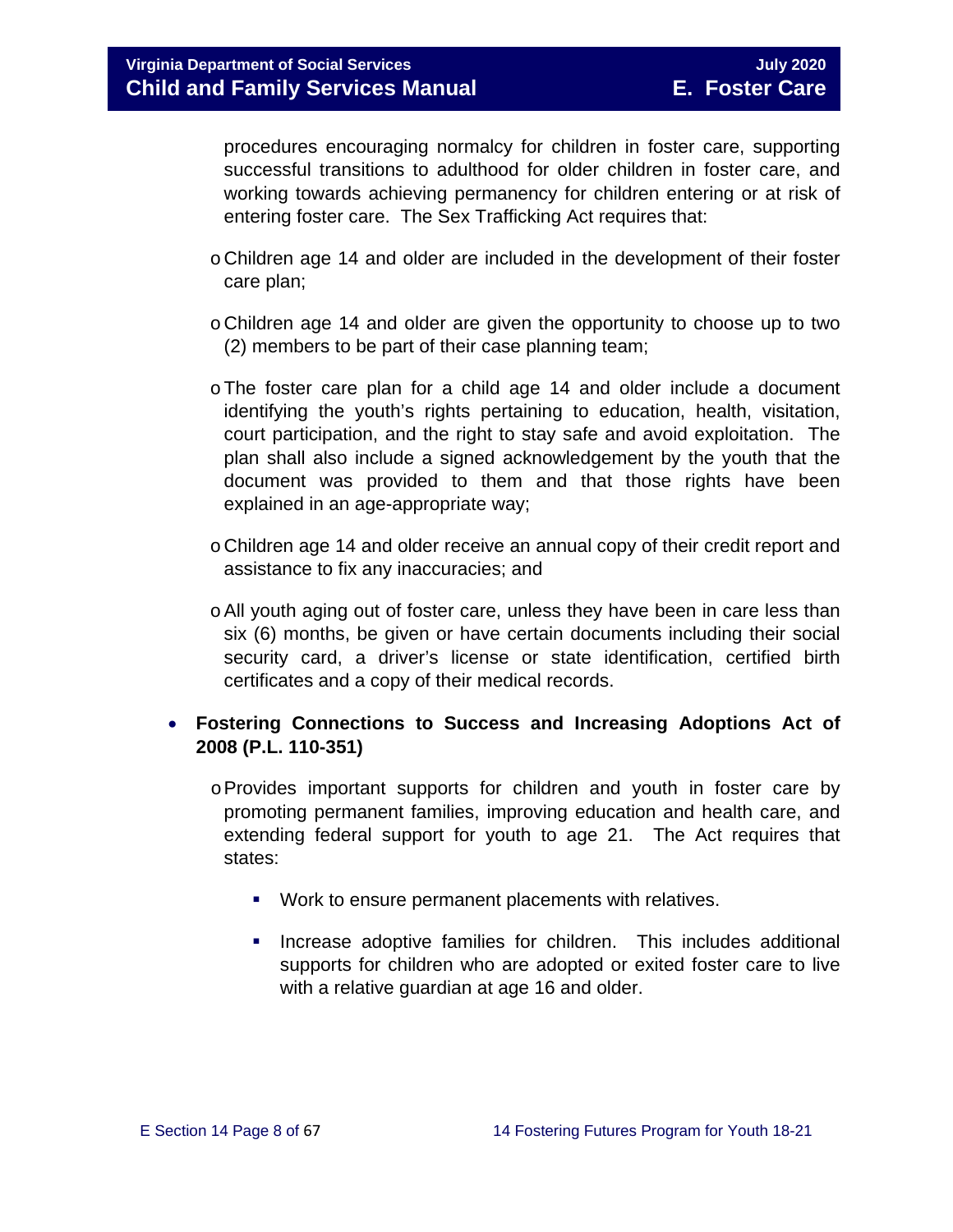procedures encouraging normalcy for children in foster care, supporting successful transitions to adulthood for older children in foster care, and working towards achieving permanency for children entering or at risk of entering foster care. The Sex Trafficking Act requires that:

  - Children age 14 and older are included in the development of their foster care plan;
  - Children age 14 and older are given the opportunity to choose up to two (2) members to be part of their case planning team;
  - The foster care plan for a child age 14 and older include a document identifying the youth's rights pertaining to education, health, visitation, court participation, and the right to stay safe and avoid exploitation. The plan shall also include a signed acknowledgement by the youth that the document was provided to them and that those rights have been explained in an age-appropriate way;
  - Children age 14 and older receive an annual copy of their credit report and assistance to fix any inaccuracies; and
  - All youth aging out of foster care, unless they have been in care less than six (6) months, be given or have certain documents including their social security card, a driver's license or state identification, certified birth certificates and a copy of their medical records.

- **Fostering Connections to Success and Increasing Adoptions Act of 2008 (P.L. 110-351)**
  - Provides important supports for children and youth in foster care by promoting permanent families, improving education and health care, and extending federal support for youth to age 21. The Act requires that states:
    - Work to ensure permanent placements with relatives.
    - Increase adoptive families for children. This includes additional supports for children who are adopted or exited foster care to live with a relative guardian at age 16 and older.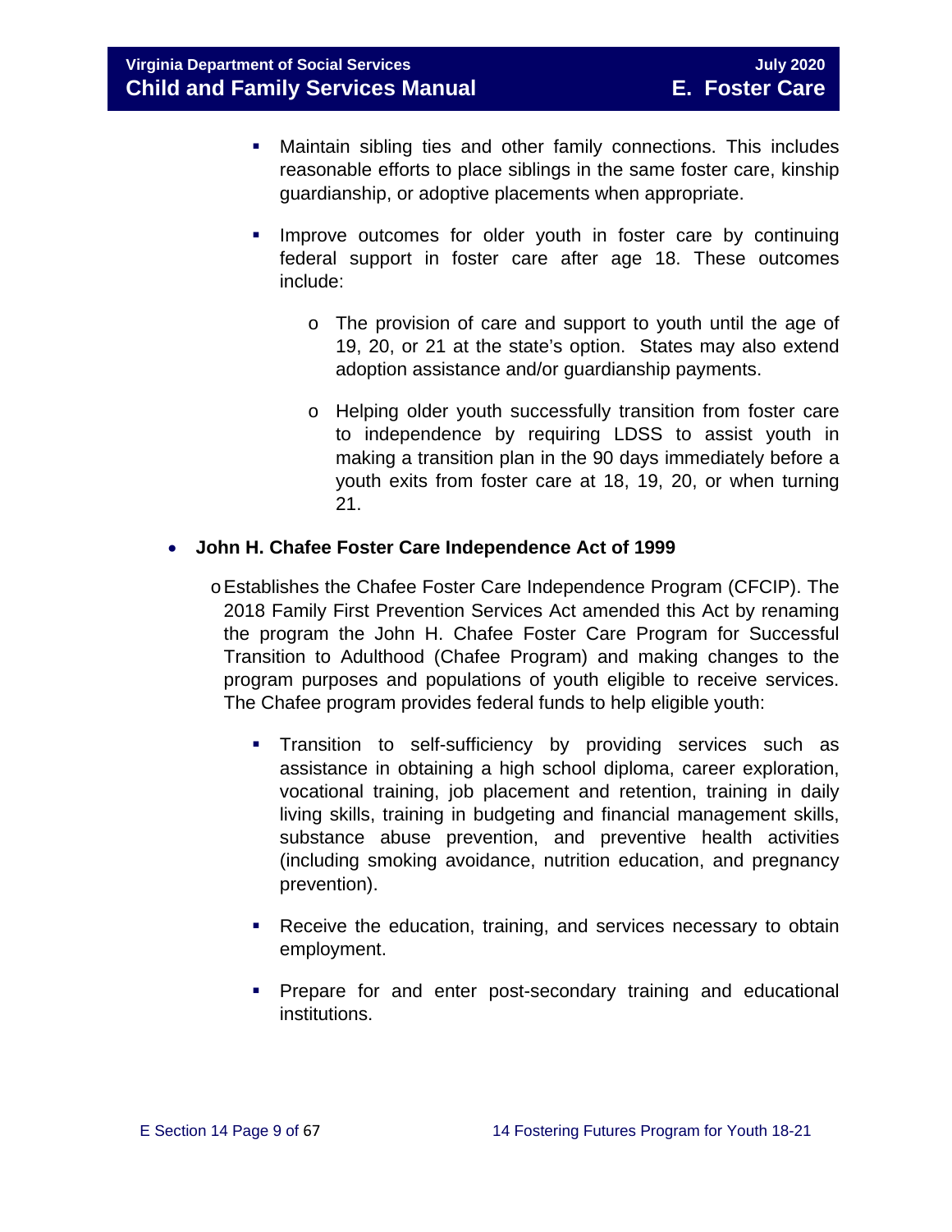- Maintain sibling ties and other family connections. This includes reasonable efforts to place siblings in the same foster care, kinship guardianship, or adoptive placements when appropriate.

   - Improve outcomes for older youth in foster care by continuing federal support in foster care after age 18. These outcomes include:

      - The provision of care and support to youth until the age of 19, 20, or 21 at the state's option. States may also extend adoption assistance and/or guardianship payments.

      - Helping older youth successfully transition from foster care to independence by requiring LDSS to assist youth in making a transition plan in the 90 days immediately before a youth exits from foster care at 18, 19, 20, or when turning 21.

- **John H. Chafee Foster Care Independence Act of 1999**

   - Establishes the Chafee Foster Care Independence Program (CFCIP). The 2018 Family First Prevention Services Act amended this Act by renaming the program the John H. Chafee Foster Care Program for Successful Transition to Adulthood (Chafee Program) and making changes to the program purposes and populations of youth eligible to receive services. The Chafee program provides federal funds to help eligible youth:

      - Transition to self-sufficiency by providing services such as assistance in obtaining a high school diploma, career exploration, vocational training, job placement and retention, training in daily living skills, training in budgeting and financial management skills, substance abuse prevention, and preventive health activities (including smoking avoidance, nutrition education, and pregnancy prevention).

      - Receive the education, training, and services necessary to obtain employment.

      - Prepare for and enter post-secondary training and educational institutions.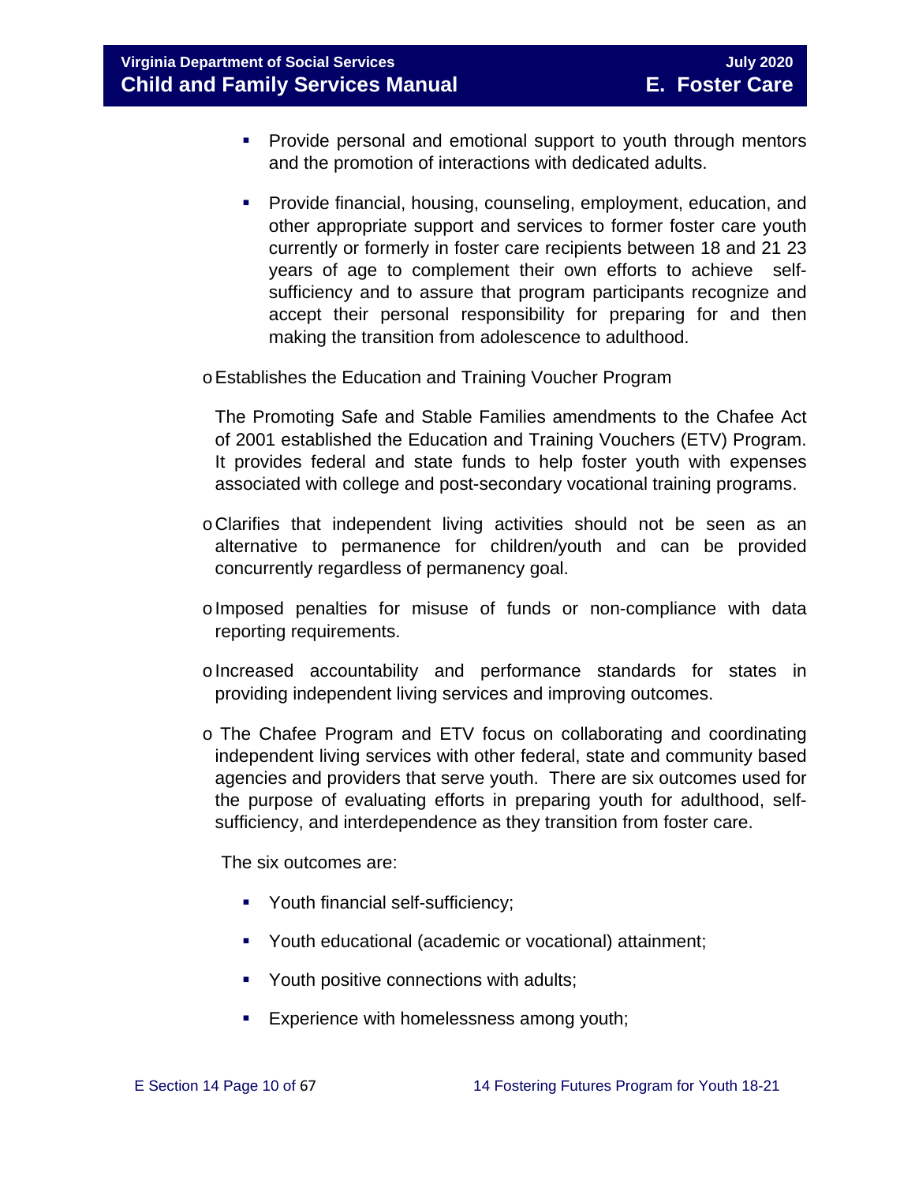- Provide personal and emotional support to youth through mentors and the promotion of interactions with dedicated adults.

   - Provide financial, housing, counseling, employment, education, and other appropriate support and services to former foster care youth currently or formerly in foster care recipients between 18 and 21 23 years of age to complement their own efforts to achieve self-sufficiency and to assure that program participants recognize and accept their personal responsibility for preparing for and then making the transition from adolescence to adulthood.

- Establishes the Education and Training Voucher Program

  The Promoting Safe and Stable Families amendments to the Chafee Act of 2001 established the Education and Training Vouchers (ETV) Program. It provides federal and state funds to help foster youth with expenses associated with college and post-secondary vocational training programs.

- Clarifies that independent living activities should not be seen as an alternative to permanence for children/youth and can be provided concurrently regardless of permanency goal.

- Imposed penalties for misuse of funds or non-compliance with data reporting requirements.

- Increased accountability and performance standards for states in providing independent living services and improving outcomes.

- The Chafee Program and ETV focus on collaborating and coordinating independent living services with other federal, state and community based agencies and providers that serve youth. There are six outcomes used for the purpose of evaluating efforts in preparing youth for adulthood, self-sufficiency, and interdependence as they transition from foster care.

  The six outcomes are:

   - Youth financial self-sufficiency;

   - Youth educational (academic or vocational) attainment;

   - Youth positive connections with adults;

   - Experience with homelessness among youth;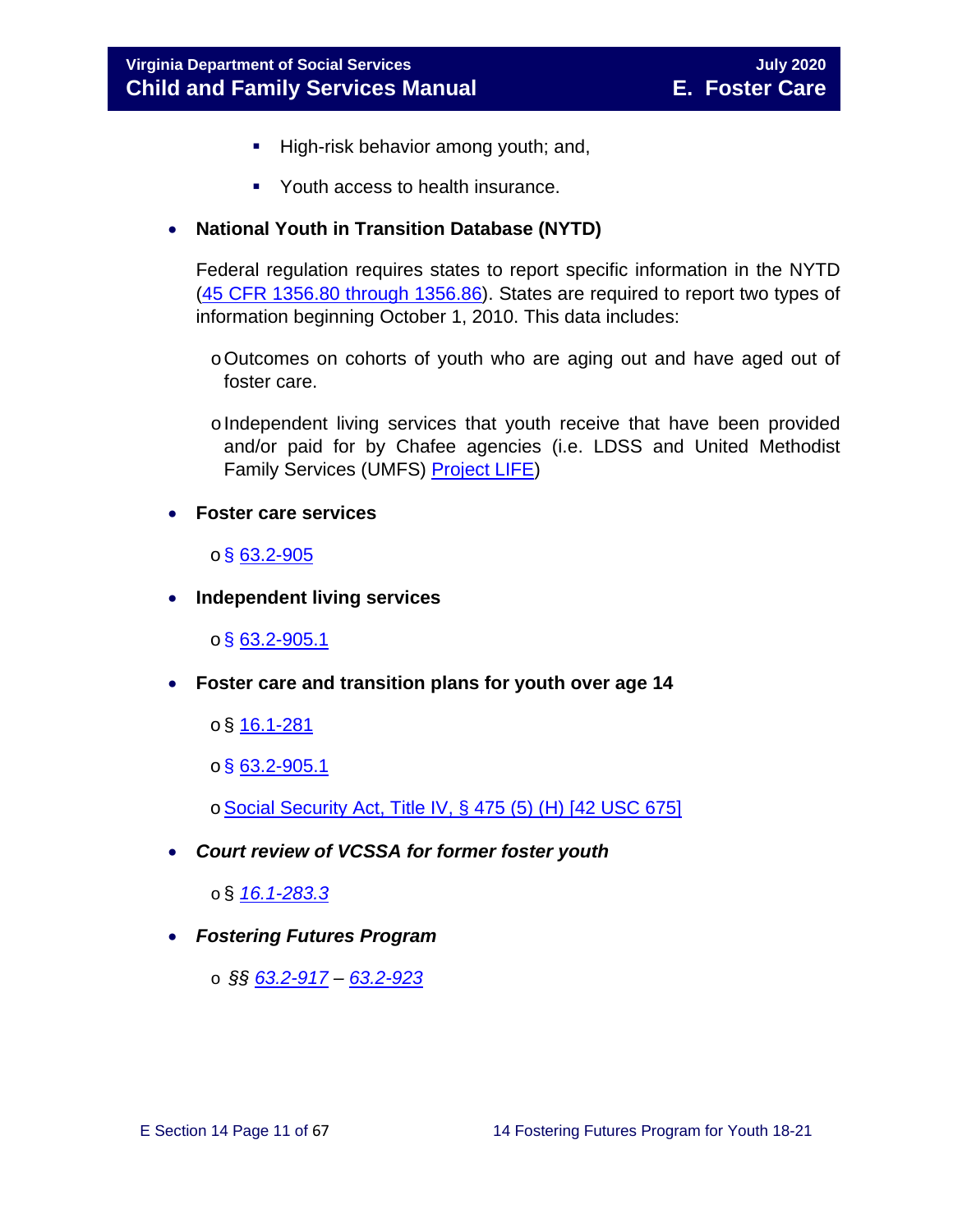- High-risk behavior among youth; and,
- Youth access to health insurance.

- **National Youth in Transition Database (NYTD)**

  Federal regulation requires states to report specific information in the NYTD (45 CFR 1356.80 through 1356.86). States are required to report two types of information beginning October 1, 2010. This data includes:

  - Outcomes on cohorts of youth who are aging out and have aged out of foster care.
  - Independent living services that youth receive that have been provided and/or paid for by Chafee agencies (i.e. LDSS and United Methodist Family Services (UMFS) Project LIFE)

- **Foster care services**
  - § 63.2-905

- **Independent living services**
  - § 63.2-905.1

- **Foster care and transition plans for youth over age 14**
  - § 16.1-281
  - § 63.2-905.1
  - Social Security Act, Title IV, § 475 (5) (H) [42 USC 675]

- ***Court review of VCSSA for former foster youth***
  - § *16.1-283.3*

- ***Fostering Futures Program***
  - *§§ 63.2-917 – 63.2-923*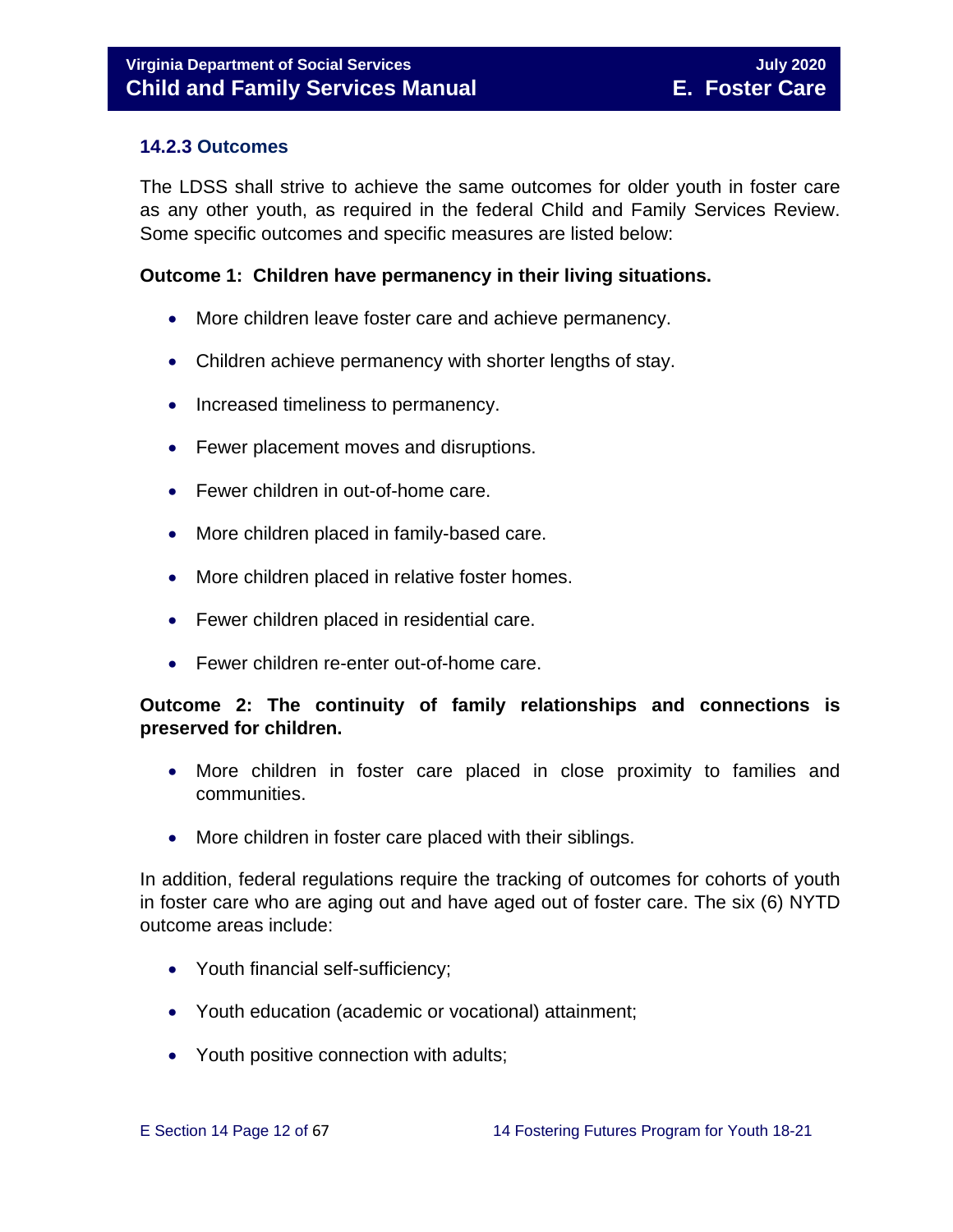### 14.2.3 Outcomes

The LDSS shall strive to achieve the same outcomes for older youth in foster care as any other youth, as required in the federal Child and Family Services Review. Some specific outcomes and specific measures are listed below:

**Outcome 1: Children have permanency in their living situations.**

- More children leave foster care and achieve permanency.
- Children achieve permanency with shorter lengths of stay.
- Increased timeliness to permanency.
- Fewer placement moves and disruptions.
- Fewer children in out-of-home care.
- More children placed in family-based care.
- More children placed in relative foster homes.
- Fewer children placed in residential care.
- Fewer children re-enter out-of-home care.

**Outcome 2: The continuity of family relationships and connections is preserved for children.**

- More children in foster care placed in close proximity to families and communities.
- More children in foster care placed with their siblings.

In addition, federal regulations require the tracking of outcomes for cohorts of youth in foster care who are aging out and have aged out of foster care. The six (6) NYTD outcome areas include:

- Youth financial self-sufficiency;
- Youth education (academic or vocational) attainment;
- Youth positive connection with adults;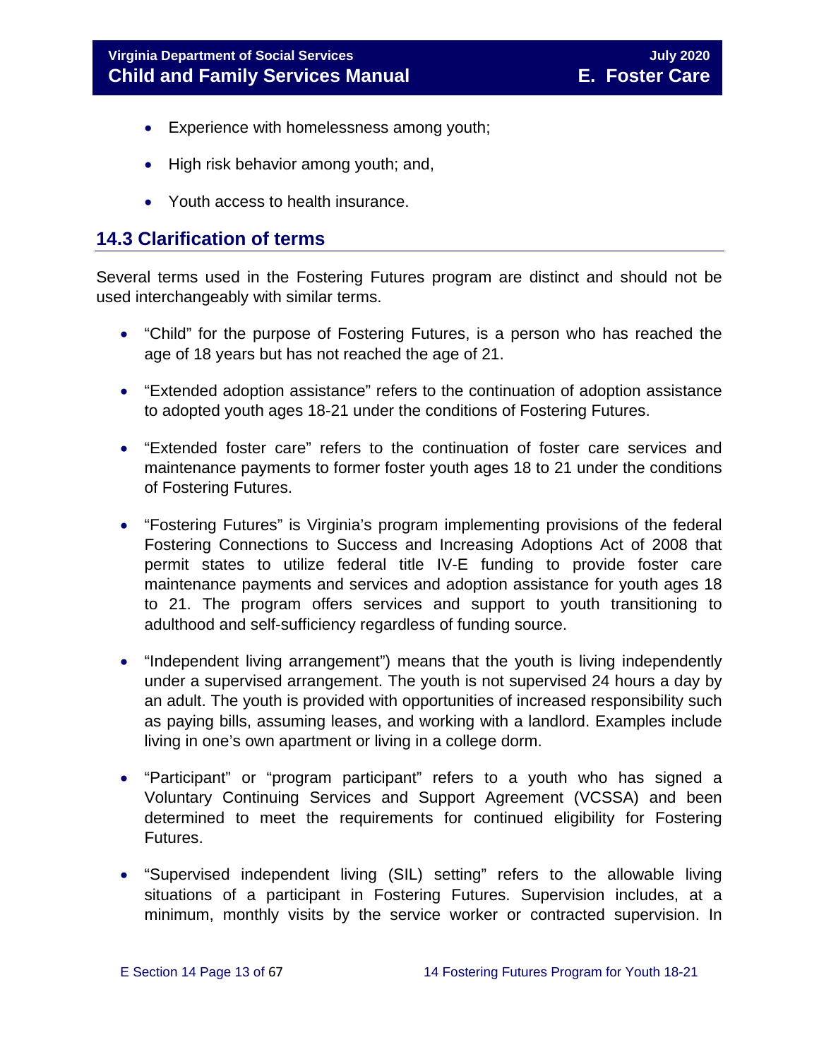- Experience with homelessness among youth;
- High risk behavior among youth; and,
- Youth access to health insurance.

## 14.3 Clarification of terms

Several terms used in the Fostering Futures program are distinct and should not be used interchangeably with similar terms.

- "Child" for the purpose of Fostering Futures, is a person who has reached the age of 18 years but has not reached the age of 21.
- "Extended adoption assistance" refers to the continuation of adoption assistance to adopted youth ages 18-21 under the conditions of Fostering Futures.
- "Extended foster care" refers to the continuation of foster care services and maintenance payments to former foster youth ages 18 to 21 under the conditions of Fostering Futures.
- "Fostering Futures" is Virginia's program implementing provisions of the federal Fostering Connections to Success and Increasing Adoptions Act of 2008 that permit states to utilize federal title IV-E funding to provide foster care maintenance payments and services and adoption assistance for youth ages 18 to 21. The program offers services and support to youth transitioning to adulthood and self-sufficiency regardless of funding source.
- "Independent living arrangement") means that the youth is living independently under a supervised arrangement. The youth is not supervised 24 hours a day by an adult. The youth is provided with opportunities of increased responsibility such as paying bills, assuming leases, and working with a landlord. Examples include living in one's own apartment or living in a college dorm.
- "Participant" or "program participant" refers to a youth who has signed a Voluntary Continuing Services and Support Agreement (VCSSA) and been determined to meet the requirements for continued eligibility for Fostering Futures.
- "Supervised independent living (SIL) setting" refers to the allowable living situations of a participant in Fostering Futures. Supervision includes, at a minimum, monthly visits by the service worker or contracted supervision. In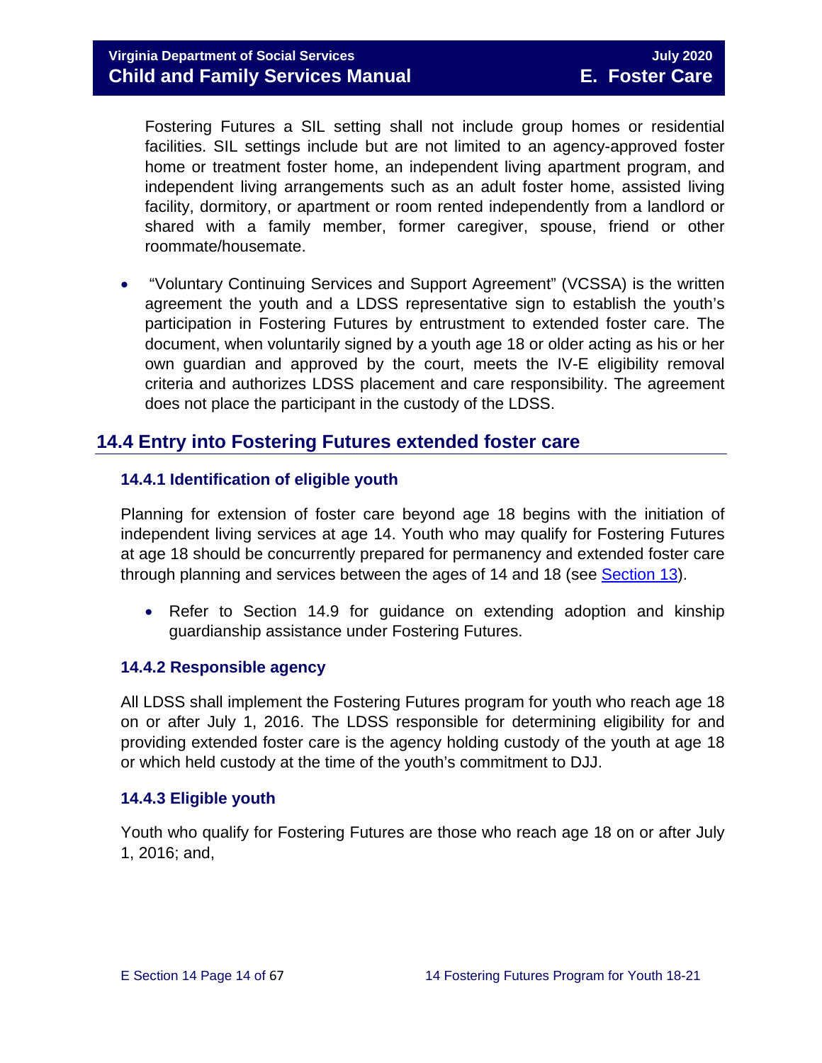Fostering Futures a SIL setting shall not include group homes or residential facilities. SIL settings include but are not limited to an agency-approved foster home or treatment foster home, an independent living apartment program, and independent living arrangements such as an adult foster home, assisted living facility, dormitory, or apartment or room rented independently from a landlord or shared with a family member, former caregiver, spouse, friend or other roommate/housemate.

- "Voluntary Continuing Services and Support Agreement" (VCSSA) is the written agreement the youth and a LDSS representative sign to establish the youth's participation in Fostering Futures by entrustment to extended foster care. The document, when voluntarily signed by a youth age 18 or older acting as his or her own guardian and approved by the court, meets the IV-E eligibility removal criteria and authorizes LDSS placement and care responsibility. The agreement does not place the participant in the custody of the LDSS.

## 14.4 Entry into Fostering Futures extended foster care

### 14.4.1 Identification of eligible youth

Planning for extension of foster care beyond age 18 begins with the initiation of independent living services at age 14. Youth who may qualify for Fostering Futures at age 18 should be concurrently prepared for permanency and extended foster care through planning and services between the ages of 14 and 18 (see Section 13).

- Refer to Section 14.9 for guidance on extending adoption and kinship guardianship assistance under Fostering Futures.

### 14.4.2 Responsible agency

All LDSS shall implement the Fostering Futures program for youth who reach age 18 on or after July 1, 2016. The LDSS responsible for determining eligibility for and providing extended foster care is the agency holding custody of the youth at age 18 or which held custody at the time of the youth's commitment to DJJ.

### 14.4.3 Eligible youth

Youth who qualify for Fostering Futures are those who reach age 18 on or after July 1, 2016; and,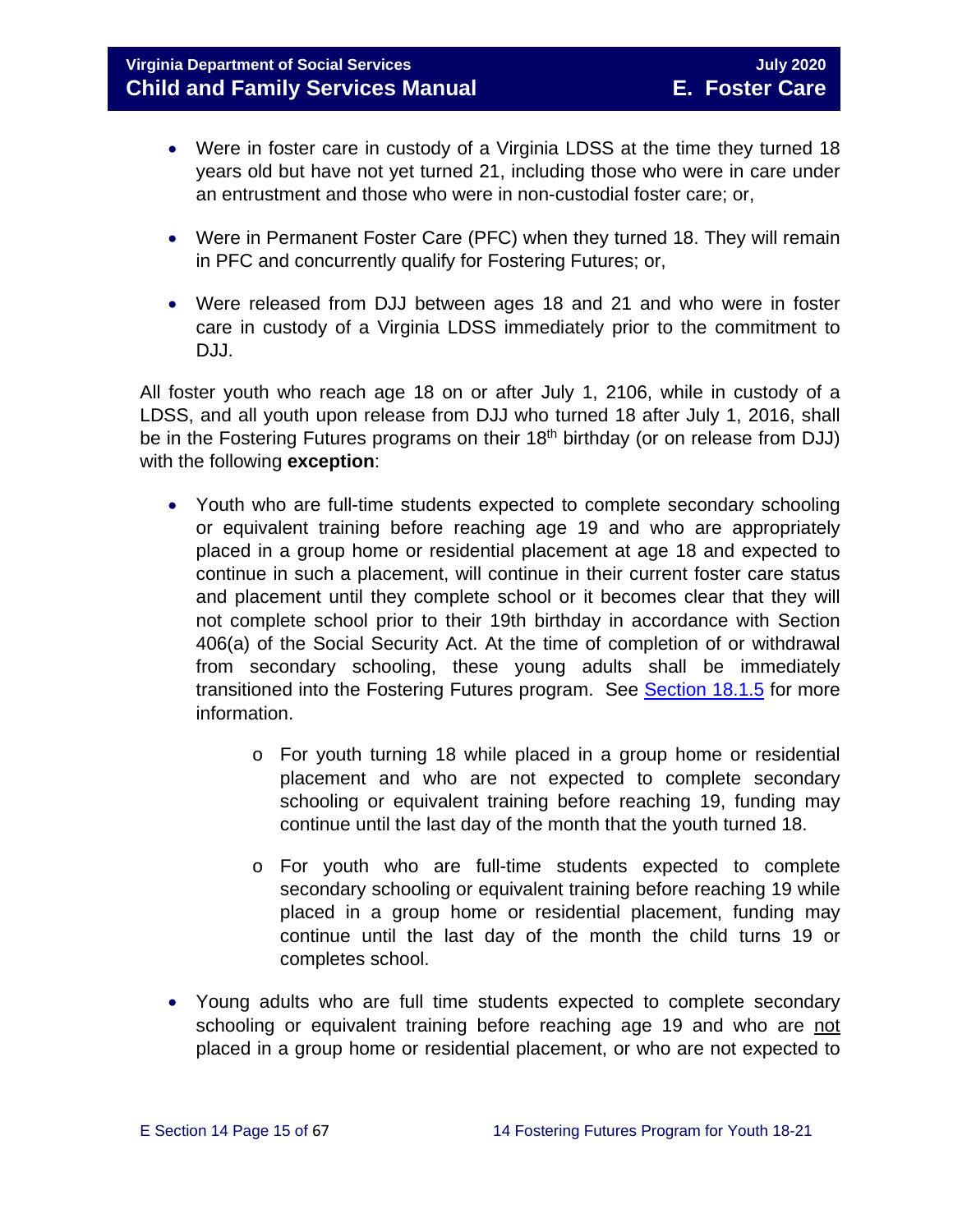- Were in foster care in custody of a Virginia LDSS at the time they turned 18 years old but have not yet turned 21, including those who were in care under an entrustment and those who were in non-custodial foster care; or,

- Were in Permanent Foster Care (PFC) when they turned 18. They will remain in PFC and concurrently qualify for Fostering Futures; or,

- Were released from DJJ between ages 18 and 21 and who were in foster care in custody of a Virginia LDSS immediately prior to the commitment to DJJ.

All foster youth who reach age 18 on or after July 1, 2106, while in custody of a LDSS, and all youth upon release from DJJ who turned 18 after July 1, 2016, shall be in the Fostering Futures programs on their 18th birthday (or on release from DJJ) with the following **exception**:

- Youth who are full-time students expected to complete secondary schooling or equivalent training before reaching age 19 and who are appropriately placed in a group home or residential placement at age 18 and expected to continue in such a placement, will continue in their current foster care status and placement until they complete school or it becomes clear that they will not complete school prior to their 19th birthday in accordance with Section 406(a) of the Social Security Act. At the time of completion of or withdrawal from secondary schooling, these young adults shall be immediately transitioned into the Fostering Futures program. See Section 18.1.5 for more information.
    - For youth turning 18 while placed in a group home or residential placement and who are not expected to complete secondary schooling or equivalent training before reaching 19, funding may continue until the last day of the month that the youth turned 18.
    - For youth who are full-time students expected to complete secondary schooling or equivalent training before reaching 19 while placed in a group home or residential placement, funding may continue until the last day of the month the child turns 19 or completes school.

- Young adults who are full time students expected to complete secondary schooling or equivalent training before reaching age 19 and who are not placed in a group home or residential placement, or who are not expected to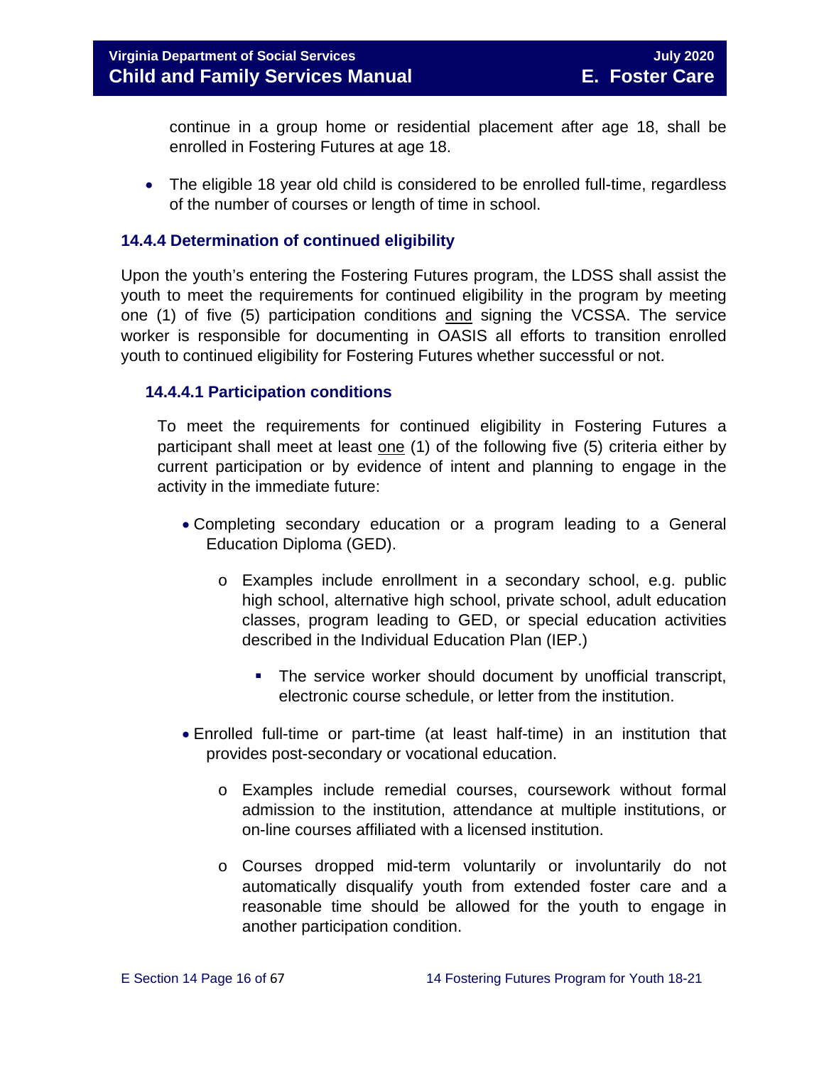continue in a group home or residential placement after age 18, shall be enrolled in Fostering Futures at age 18.

- The eligible 18 year old child is considered to be enrolled full-time, regardless of the number of courses or length of time in school.

### 14.4.4 Determination of continued eligibility

Upon the youth's entering the Fostering Futures program, the LDSS shall assist the youth to meet the requirements for continued eligibility in the program by meeting one (1) of five (5) participation conditions and signing the VCSSA. The service worker is responsible for documenting in OASIS all efforts to transition enrolled youth to continued eligibility for Fostering Futures whether successful or not.

#### 14.4.4.1 Participation conditions

To meet the requirements for continued eligibility in Fostering Futures a participant shall meet at least one (1) of the following five (5) criteria either by current participation or by evidence of intent and planning to engage in the activity in the immediate future:

- Completing secondary education or a program leading to a General Education Diploma (GED).
  - Examples include enrollment in a secondary school, e.g. public high school, alternative high school, private school, adult education classes, program leading to GED, or special education activities described in the Individual Education Plan (IEP.)
    - The service worker should document by unofficial transcript, electronic course schedule, or letter from the institution.
- Enrolled full-time or part-time (at least half-time) in an institution that provides post-secondary or vocational education.
  - Examples include remedial courses, coursework without formal admission to the institution, attendance at multiple institutions, or on-line courses affiliated with a licensed institution.
  - Courses dropped mid-term voluntarily or involuntarily do not automatically disqualify youth from extended foster care and a reasonable time should be allowed for the youth to engage in another participation condition.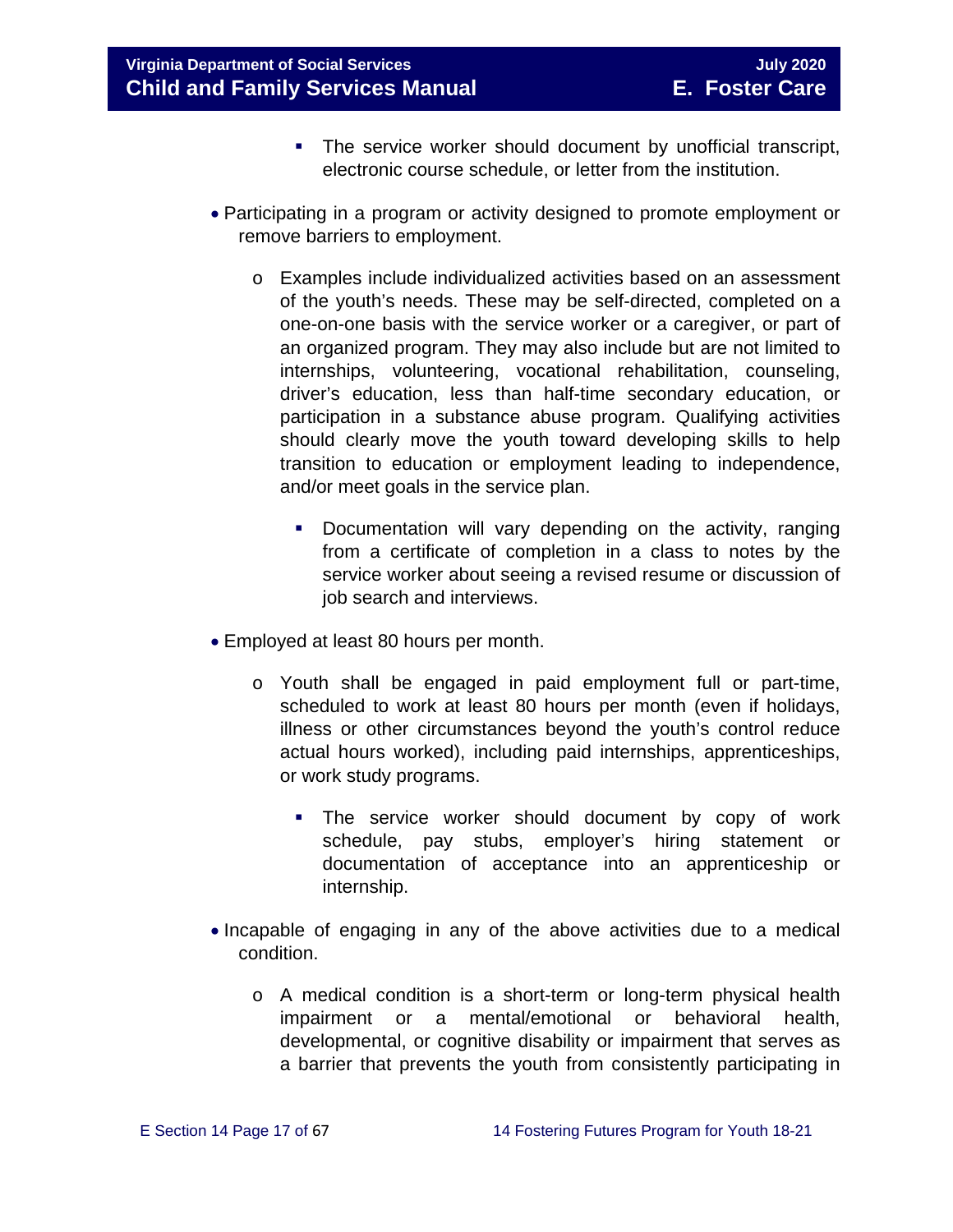- The service worker should document by unofficial transcript, electronic course schedule, or letter from the institution.

- Participating in a program or activity designed to promote employment or remove barriers to employment.

    - Examples include individualized activities based on an assessment of the youth's needs. These may be self-directed, completed on a one-on-one basis with the service worker or a caregiver, or part of an organized program. They may also include but are not limited to internships, volunteering, vocational rehabilitation, counseling, driver's education, less than half-time secondary education, or participation in a substance abuse program. Qualifying activities should clearly move the youth toward developing skills to help transition to education or employment leading to independence, and/or meet goals in the service plan.

        - Documentation will vary depending on the activity, ranging from a certificate of completion in a class to notes by the service worker about seeing a revised resume or discussion of job search and interviews.

- Employed at least 80 hours per month.

    - Youth shall be engaged in paid employment full or part-time, scheduled to work at least 80 hours per month (even if holidays, illness or other circumstances beyond the youth's control reduce actual hours worked), including paid internships, apprenticeships, or work study programs.

        - The service worker should document by copy of work schedule, pay stubs, employer's hiring statement or documentation of acceptance into an apprenticeship or internship.

- Incapable of engaging in any of the above activities due to a medical condition.

    - A medical condition is a short-term or long-term physical health impairment or a mental/emotional or behavioral health, developmental, or cognitive disability or impairment that serves as a barrier that prevents the youth from consistently participating in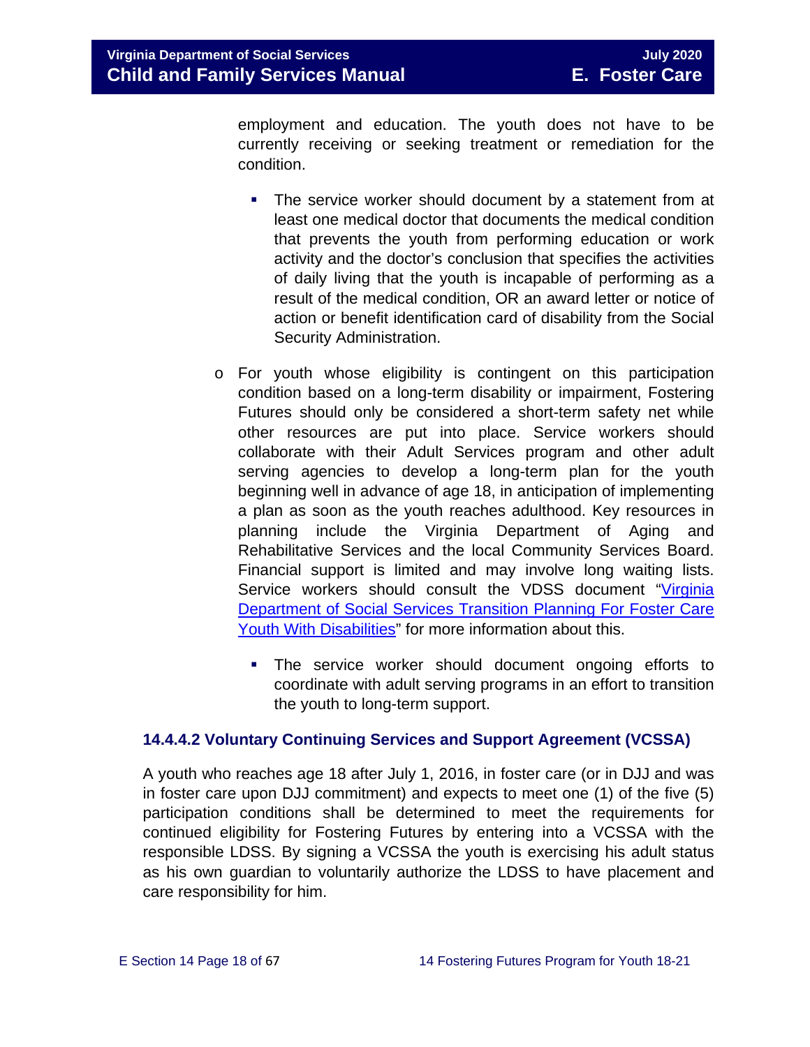employment and education. The youth does not have to be currently receiving or seeking treatment or remediation for the condition.

    - The service worker should document by a statement from at least one medical doctor that documents the medical condition that prevents the youth from performing education or work activity and the doctor's conclusion that specifies the activities of daily living that the youth is incapable of performing as a result of the medical condition, OR an award letter or notice of action or benefit identification card of disability from the Social Security Administration.

- For youth whose eligibility is contingent on this participation condition based on a long-term disability or impairment, Fostering Futures should only be considered a short-term safety net while other resources are put into place. Service workers should collaborate with their Adult Services program and other adult serving agencies to develop a long-term plan for the youth beginning well in advance of age 18, in anticipation of implementing a plan as soon as the youth reaches adulthood. Key resources in planning include the Virginia Department of Aging and Rehabilitative Services and the local Community Services Board. Financial support is limited and may involve long waiting lists. Service workers should consult the VDSS document "[Virginia Department of Social Services Transition Planning For Foster Care Youth With Disabilities]" for more information about this.

    - The service worker should document ongoing efforts to coordinate with adult serving programs in an effort to transition the youth to long-term support.

### 14.4.4.2 Voluntary Continuing Services and Support Agreement (VCSSA)

A youth who reaches age 18 after July 1, 2016, in foster care (or in DJJ and was in foster care upon DJJ commitment) and expects to meet one (1) of the five (5) participation conditions shall be determined to meet the requirements for continued eligibility for Fostering Futures by entering into a VCSSA with the responsible LDSS. By signing a VCSSA the youth is exercising his adult status as his own guardian to voluntarily authorize the LDSS to have placement and care responsibility for him.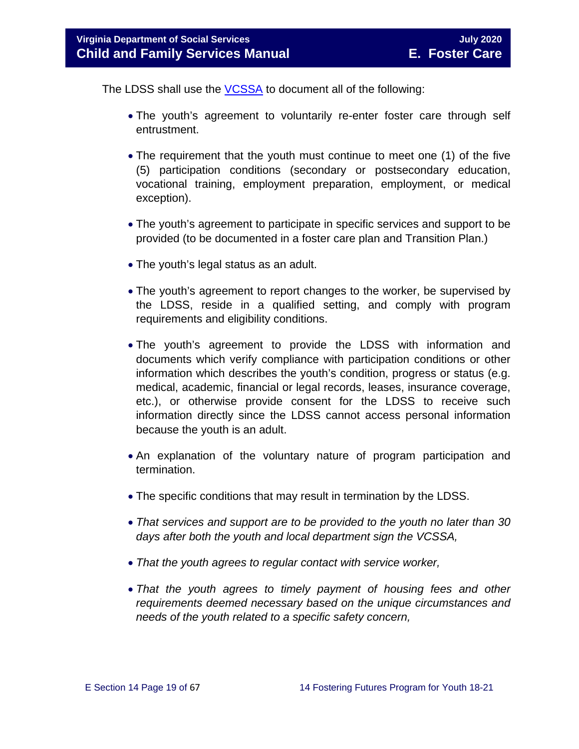The LDSS shall use the VCSSA to document all of the following:

- The youth's agreement to voluntarily re-enter foster care through self entrustment.
- The requirement that the youth must continue to meet one (1) of the five (5) participation conditions (secondary or postsecondary education, vocational training, employment preparation, employment, or medical exception).
- The youth's agreement to participate in specific services and support to be provided (to be documented in a foster care plan and Transition Plan.)
- The youth's legal status as an adult.
- The youth's agreement to report changes to the worker, be supervised by the LDSS, reside in a qualified setting, and comply with program requirements and eligibility conditions.
- The youth's agreement to provide the LDSS with information and documents which verify compliance with participation conditions or other information which describes the youth's condition, progress or status (e.g. medical, academic, financial or legal records, leases, insurance coverage, etc.), or otherwise provide consent for the LDSS to receive such information directly since the LDSS cannot access personal information because the youth is an adult.
- An explanation of the voluntary nature of program participation and termination.
- The specific conditions that may result in termination by the LDSS.
- *That services and support are to be provided to the youth no later than 30 days after both the youth and local department sign the VCSSA,*
- *That the youth agrees to regular contact with service worker,*
- *That the youth agrees to timely payment of housing fees and other requirements deemed necessary based on the unique circumstances and needs of the youth related to a specific safety concern,*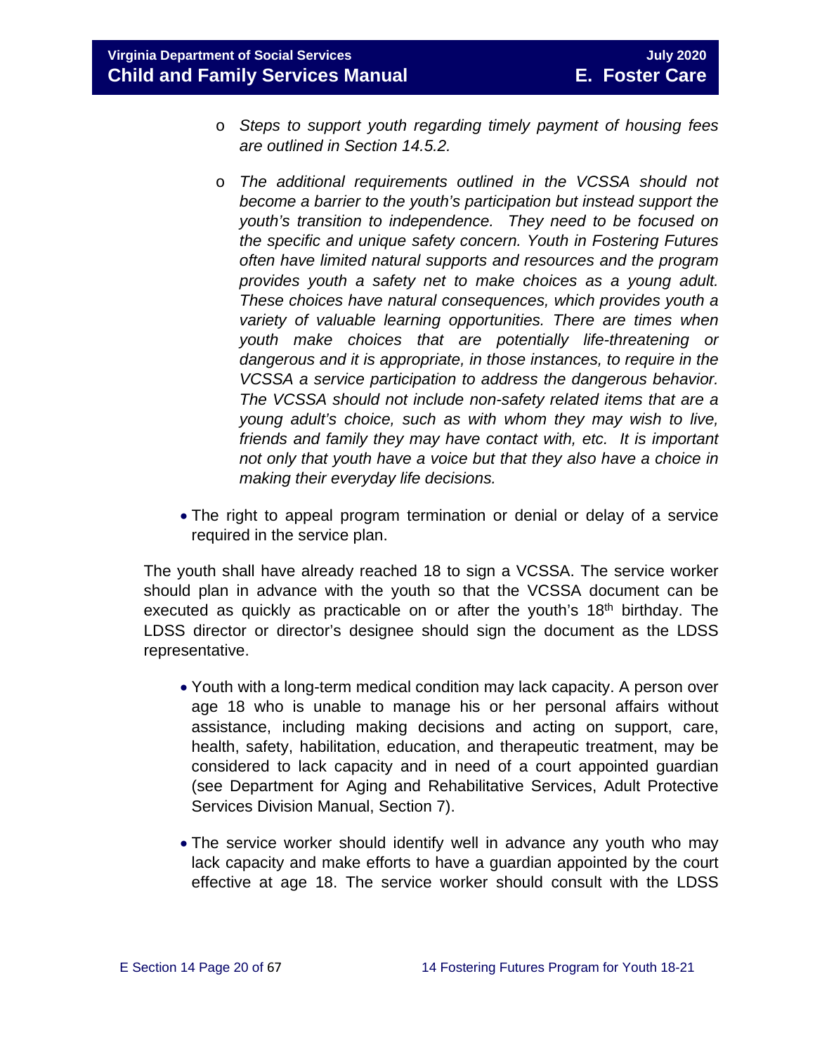- *Steps to support youth regarding timely payment of housing fees are outlined in Section 14.5.2.*

- *The additional requirements outlined in the VCSSA should not become a barrier to the youth's participation but instead support the youth's transition to independence. They need to be focused on the specific and unique safety concern. Youth in Fostering Futures often have limited natural supports and resources and the program provides youth a safety net to make choices as a young adult. These choices have natural consequences, which provides youth a variety of valuable learning opportunities. There are times when youth make choices that are potentially life-threatening or dangerous and it is appropriate, in those instances, to require in the VCSSA a service participation to address the dangerous behavior. The VCSSA should not include non-safety related items that are a young adult's choice, such as with whom they may wish to live, friends and family they may have contact with, etc. It is important not only that youth have a voice but that they also have a choice in making their everyday life decisions.*

- The right to appeal program termination or denial or delay of a service required in the service plan.

The youth shall have already reached 18 to sign a VCSSA. The service worker should plan in advance with the youth so that the VCSSA document can be executed as quickly as practicable on or after the youth's 18th birthday. The LDSS director or director's designee should sign the document as the LDSS representative.

- Youth with a long-term medical condition may lack capacity. A person over age 18 who is unable to manage his or her personal affairs without assistance, including making decisions and acting on support, care, health, safety, habilitation, education, and therapeutic treatment, may be considered to lack capacity and in need of a court appointed guardian (see Department for Aging and Rehabilitative Services, Adult Protective Services Division Manual, Section 7).

- The service worker should identify well in advance any youth who may lack capacity and make efforts to have a guardian appointed by the court effective at age 18. The service worker should consult with the LDSS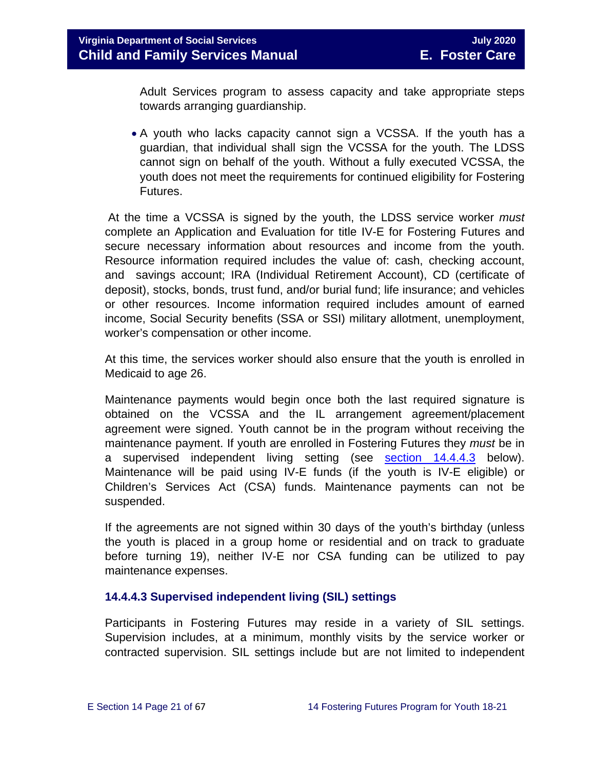Adult Services program to assess capacity and take appropriate steps towards arranging guardianship.

- A youth who lacks capacity cannot sign a VCSSA. If the youth has a guardian, that individual shall sign the VCSSA for the youth. The LDSS cannot sign on behalf of the youth. Without a fully executed VCSSA, the youth does not meet the requirements for continued eligibility for Fostering Futures.

At the time a VCSSA is signed by the youth, the LDSS service worker *must* complete an Application and Evaluation for title IV-E for Fostering Futures and secure necessary information about resources and income from the youth. Resource information required includes the value of: cash, checking account, and savings account; IRA (Individual Retirement Account), CD (certificate of deposit), stocks, bonds, trust fund, and/or burial fund; life insurance; and vehicles or other resources. Income information required includes amount of earned income, Social Security benefits (SSA or SSI) military allotment, unemployment, worker's compensation or other income.

At this time, the services worker should also ensure that the youth is enrolled in Medicaid to age 26.

Maintenance payments would begin once both the last required signature is obtained on the VCSSA and the IL arrangement agreement/placement agreement were signed. Youth cannot be in the program without receiving the maintenance payment. If youth are enrolled in Fostering Futures they *must* be in a supervised independent living setting (see section 14.4.4.3 below). Maintenance will be paid using IV-E funds (if the youth is IV-E eligible) or Children's Services Act (CSA) funds. Maintenance payments can not be suspended.

If the agreements are not signed within 30 days of the youth's birthday (unless the youth is placed in a group home or residential and on track to graduate before turning 19), neither IV-E nor CSA funding can be utilized to pay maintenance expenses.

#### 14.4.4.3 Supervised independent living (SIL) settings

Participants in Fostering Futures may reside in a variety of SIL settings. Supervision includes, at a minimum, monthly visits by the service worker or contracted supervision. SIL settings include but are not limited to independent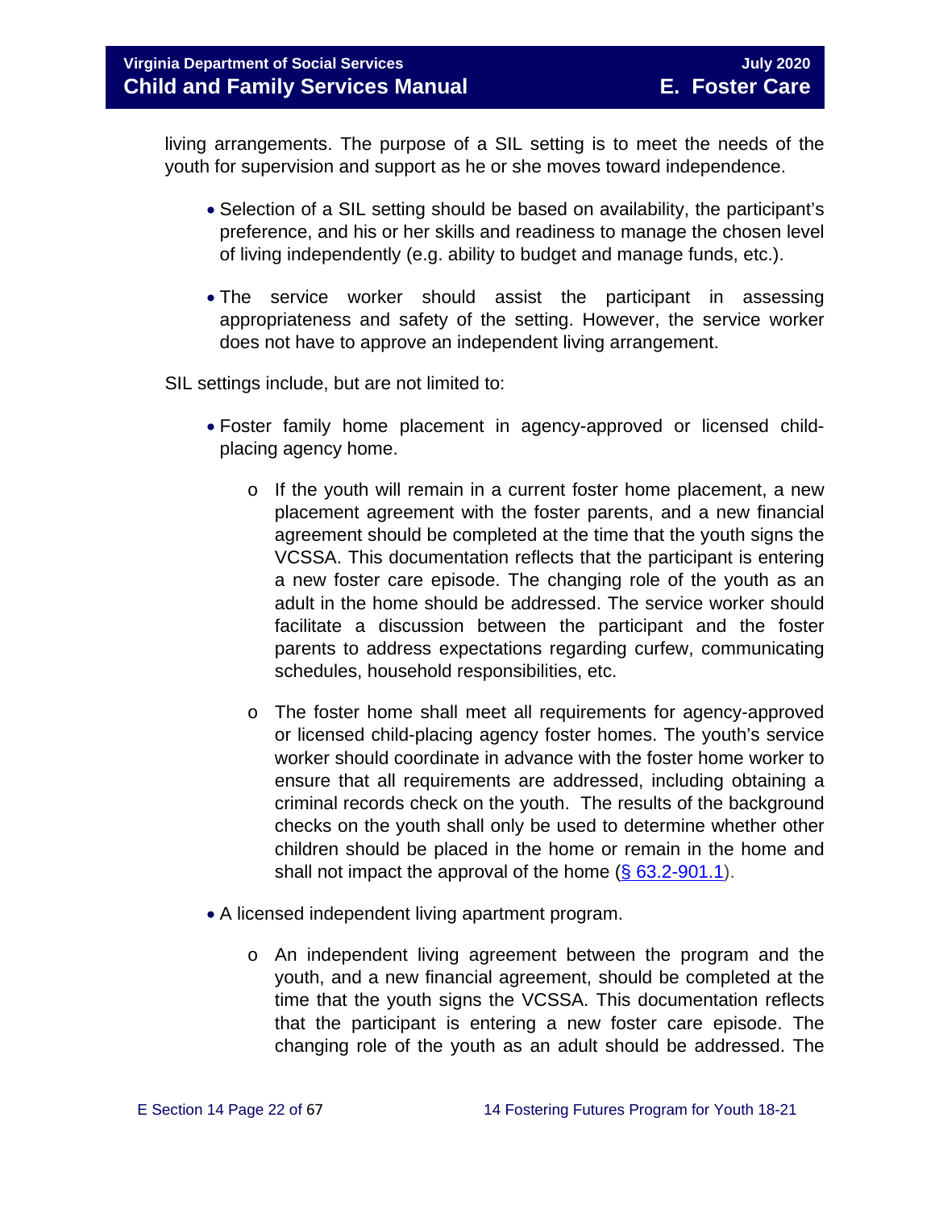living arrangements. The purpose of a SIL setting is to meet the needs of the youth for supervision and support as he or she moves toward independence.

- Selection of a SIL setting should be based on availability, the participant's preference, and his or her skills and readiness to manage the chosen level of living independently (e.g. ability to budget and manage funds, etc.).

- The service worker should assist the participant in assessing appropriateness and safety of the setting. However, the service worker does not have to approve an independent living arrangement.

SIL settings include, but are not limited to:

- Foster family home placement in agency-approved or licensed child-placing agency home.

  - If the youth will remain in a current foster home placement, a new placement agreement with the foster parents, and a new financial agreement should be completed at the time that the youth signs the VCSSA. This documentation reflects that the participant is entering a new foster care episode. The changing role of the youth as an adult in the home should be addressed. The service worker should facilitate a discussion between the participant and the foster parents to address expectations regarding curfew, communicating schedules, household responsibilities, etc.

  - The foster home shall meet all requirements for agency-approved or licensed child-placing agency foster homes. The youth's service worker should coordinate in advance with the foster home worker to ensure that all requirements are addressed, including obtaining a criminal records check on the youth. The results of the background checks on the youth shall only be used to determine whether other children should be placed in the home or remain in the home and shall not impact the approval of the home (§ 63.2-901.1).

- A licensed independent living apartment program.

  - An independent living agreement between the program and the youth, and a new financial agreement, should be completed at the time that the youth signs the VCSSA. This documentation reflects that the participant is entering a new foster care episode. The changing role of the youth as an adult should be addressed. The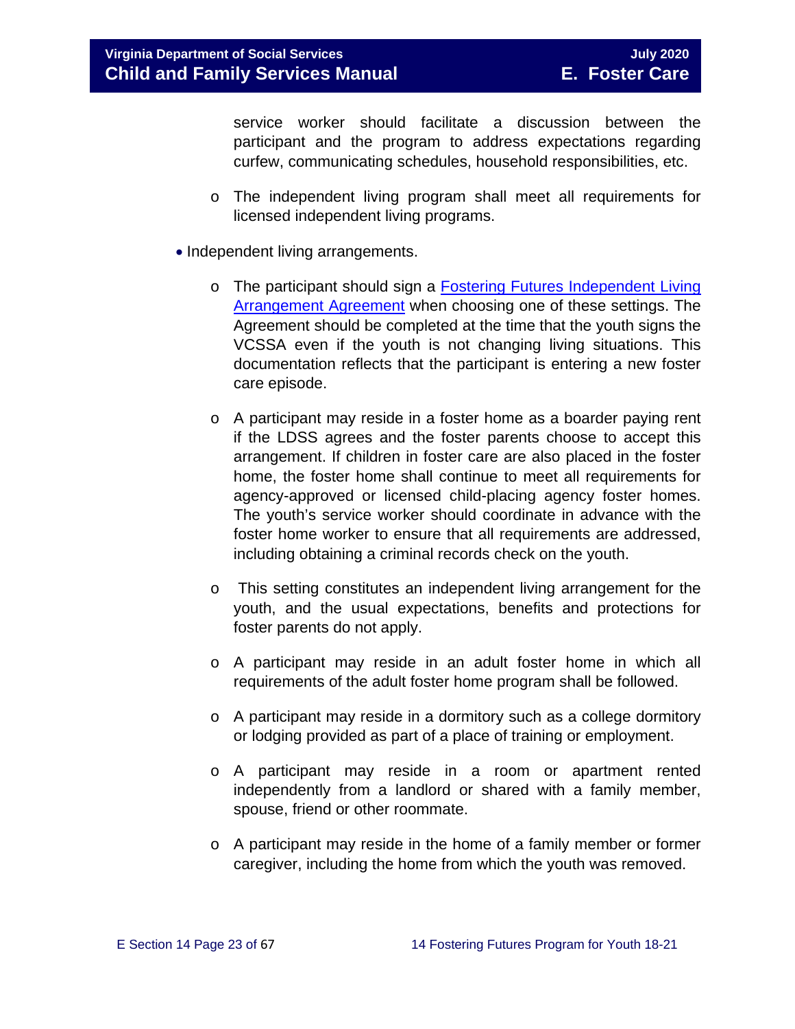service worker should facilitate a discussion between the participant and the program to address expectations regarding curfew, communicating schedules, household responsibilities, etc.

- The independent living program shall meet all requirements for licensed independent living programs.

- Independent living arrangements.

  - The participant should sign a [Fostering Futures Independent Living Arrangement Agreement]() when choosing one of these settings. The Agreement should be completed at the time that the youth signs the VCSSA even if the youth is not changing living situations. This documentation reflects that the participant is entering a new foster care episode.

  - A participant may reside in a foster home as a boarder paying rent if the LDSS agrees and the foster parents choose to accept this arrangement. If children in foster care are also placed in the foster home, the foster home shall continue to meet all requirements for agency-approved or licensed child-placing agency foster homes. The youth's service worker should coordinate in advance with the foster home worker to ensure that all requirements are addressed, including obtaining a criminal records check on the youth.

  - This setting constitutes an independent living arrangement for the youth, and the usual expectations, benefits and protections for foster parents do not apply.

  - A participant may reside in an adult foster home in which all requirements of the adult foster home program shall be followed.

  - A participant may reside in a dormitory such as a college dormitory or lodging provided as part of a place of training or employment.

  - A participant may reside in a room or apartment rented independently from a landlord or shared with a family member, spouse, friend or other roommate.

  - A participant may reside in the home of a family member or former caregiver, including the home from which the youth was removed.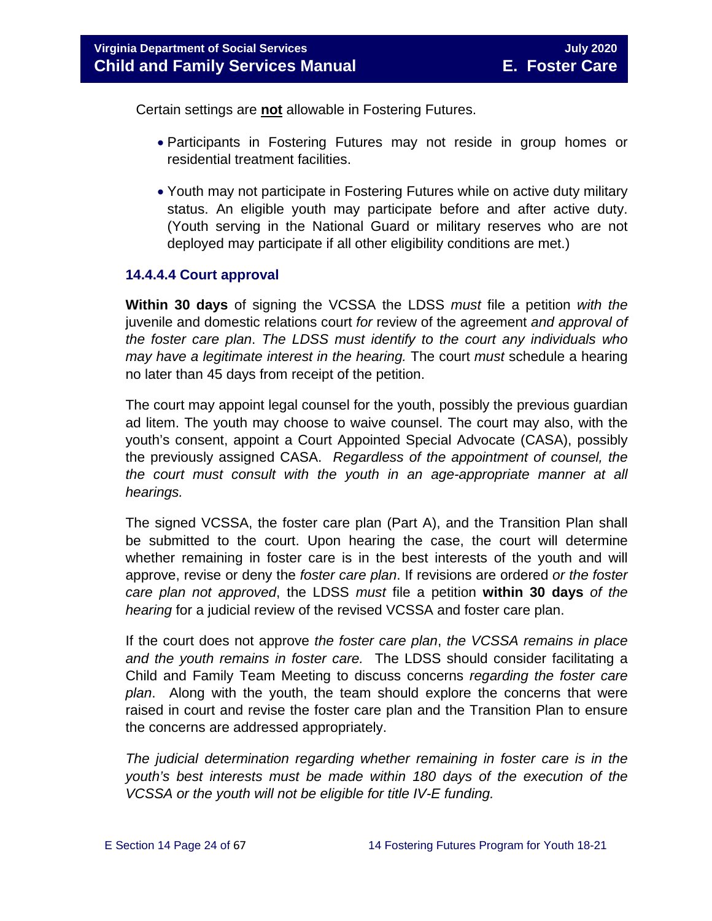Certain settings are **not** allowable in Fostering Futures.

- Participants in Fostering Futures may not reside in group homes or residential treatment facilities.
- Youth may not participate in Fostering Futures while on active duty military status. An eligible youth may participate before and after active duty. (Youth serving in the National Guard or military reserves who are not deployed may participate if all other eligibility conditions are met.)

### 14.4.4.4 Court approval

**Within 30 days** of signing the VCSSA the LDSS *must* file a petition *with the* juvenile and domestic relations court *for* review of the agreement *and approval of the foster care plan*. *The LDSS must identify to the court any individuals who may have a legitimate interest in the hearing.* The court *must* schedule a hearing no later than 45 days from receipt of the petition.

The court may appoint legal counsel for the youth, possibly the previous guardian ad litem. The youth may choose to waive counsel. The court may also, with the youth's consent, appoint a Court Appointed Special Advocate (CASA), possibly the previously assigned CASA. *Regardless of the appointment of counsel, the the court must consult with the youth in an age-appropriate manner at all hearings.*

The signed VCSSA, the foster care plan (Part A), and the Transition Plan shall be submitted to the court. Upon hearing the case, the court will determine whether remaining in foster care is in the best interests of the youth and will approve, revise or deny the *foster care plan*. If revisions are ordered *or the foster care plan not approved*, the LDSS *must* file a petition **within 30 days** *of the hearing* for a judicial review of the revised VCSSA and foster care plan.

If the court does not approve *the foster care plan*, *the VCSSA remains in place and the youth remains in foster care.* The LDSS should consider facilitating a Child and Family Team Meeting to discuss concerns *regarding the foster care plan*. Along with the youth, the team should explore the concerns that were raised in court and revise the foster care plan and the Transition Plan to ensure the concerns are addressed appropriately.

*The judicial determination regarding whether remaining in foster care is in the youth's best interests must be made within 180 days of the execution of the VCSSA or the youth will not be eligible for title IV-E funding.*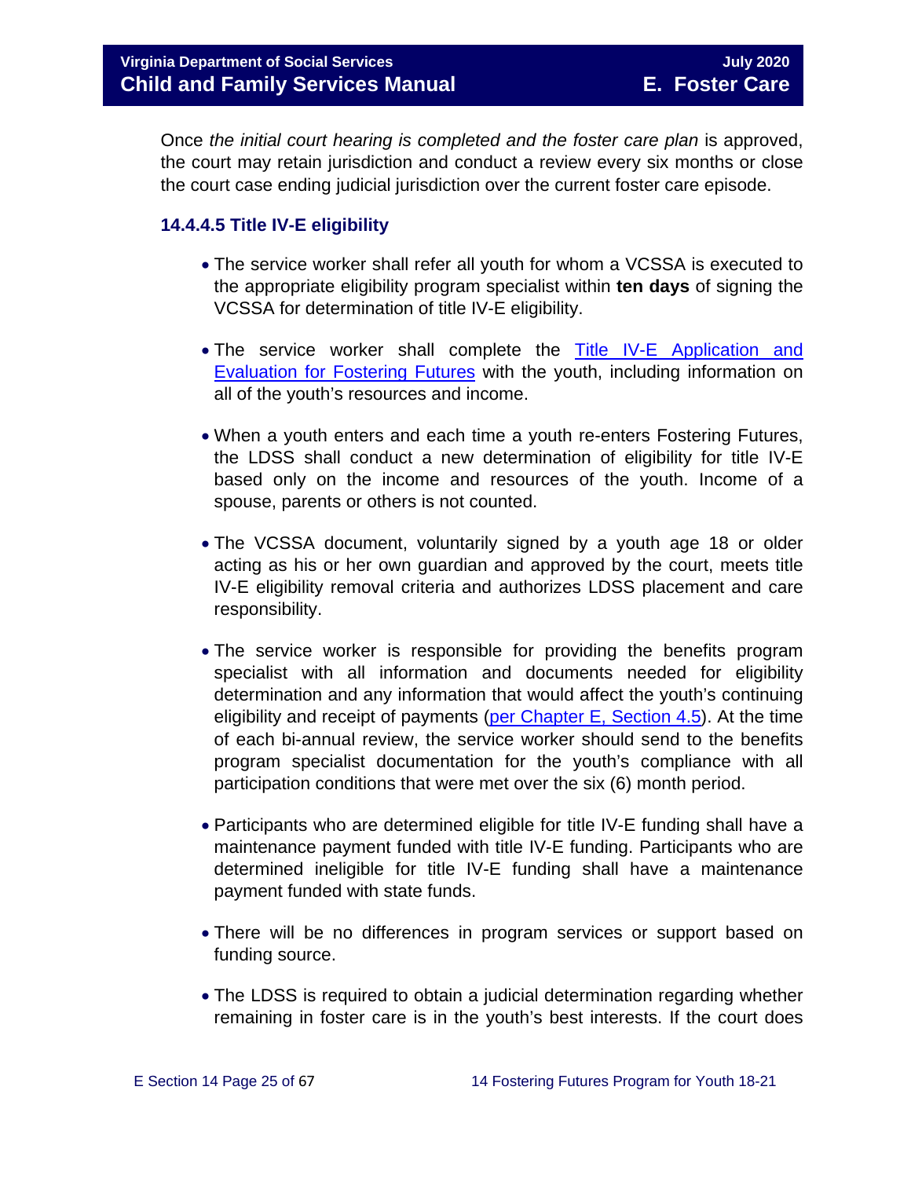Once *the initial court hearing is completed and the foster care plan* is approved, the court may retain jurisdiction and conduct a review every six months or close the court case ending judicial jurisdiction over the current foster care episode.

### 14.4.4.5 Title IV-E eligibility

- The service worker shall refer all youth for whom a VCSSA is executed to the appropriate eligibility program specialist within **ten days** of signing the VCSSA for determination of title IV-E eligibility.

- The service worker shall complete the [Title IV-E Application and Evaluation for Fostering Futures](#) with the youth, including information on all of the youth's resources and income.

- When a youth enters and each time a youth re-enters Fostering Futures, the LDSS shall conduct a new determination of eligibility for title IV-E based only on the income and resources of the youth. Income of a spouse, parents or others is not counted.

- The VCSSA document, voluntarily signed by a youth age 18 or older acting as his or her own guardian and approved by the court, meets title IV-E eligibility removal criteria and authorizes LDSS placement and care responsibility.

- The service worker is responsible for providing the benefits program specialist with all information and documents needed for eligibility determination and any information that would affect the youth's continuing eligibility and receipt of payments ([per Chapter E, Section 4.5](#)). At the time of each bi-annual review, the service worker should send to the benefits program specialist documentation for the youth's compliance with all participation conditions that were met over the six (6) month period.

- Participants who are determined eligible for title IV-E funding shall have a maintenance payment funded with title IV-E funding. Participants who are determined ineligible for title IV-E funding shall have a maintenance payment funded with state funds.

- There will be no differences in program services or support based on funding source.

- The LDSS is required to obtain a judicial determination regarding whether remaining in foster care is in the youth's best interests. If the court does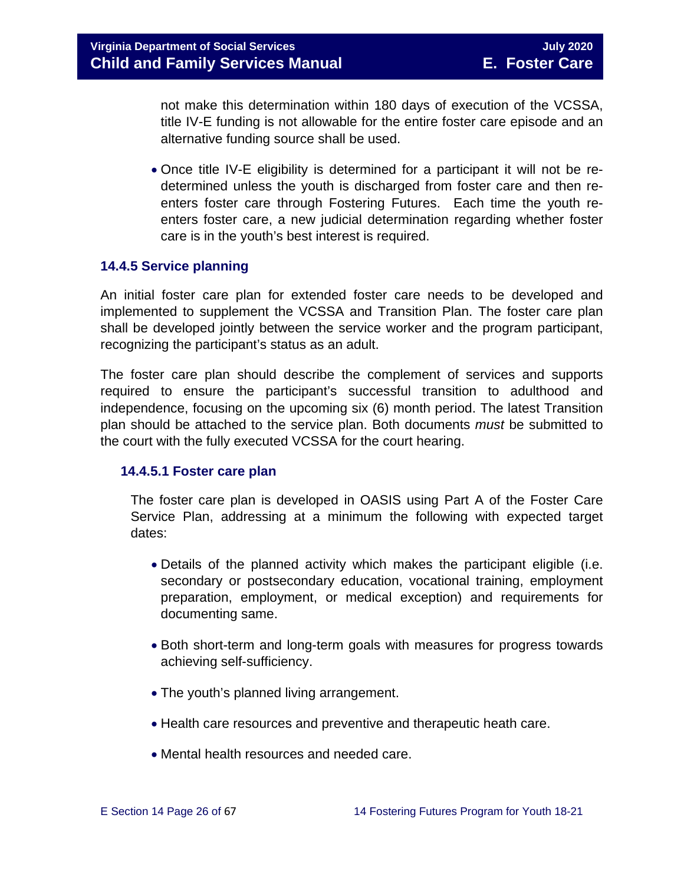not make this determination within 180 days of execution of the VCSSA, title IV-E funding is not allowable for the entire foster care episode and an alternative funding source shall be used.

- Once title IV-E eligibility is determined for a participant it will not be re-determined unless the youth is discharged from foster care and then re-enters foster care through Fostering Futures. Each time the youth re-enters foster care, a new judicial determination regarding whether foster care is in the youth's best interest is required.

### 14.4.5 Service planning

An initial foster care plan for extended foster care needs to be developed and implemented to supplement the VCSSA and Transition Plan. The foster care plan shall be developed jointly between the service worker and the program participant, recognizing the participant's status as an adult.

The foster care plan should describe the complement of services and supports required to ensure the participant's successful transition to adulthood and independence, focusing on the upcoming six (6) month period. The latest Transition plan should be attached to the service plan. Both documents *must* be submitted to the court with the fully executed VCSSA for the court hearing.

#### 14.4.5.1 Foster care plan

The foster care plan is developed in OASIS using Part A of the Foster Care Service Plan, addressing at a minimum the following with expected target dates:

- Details of the planned activity which makes the participant eligible (i.e. secondary or postsecondary education, vocational training, employment preparation, employment, or medical exception) and requirements for documenting same.
- Both short-term and long-term goals with measures for progress towards achieving self-sufficiency.
- The youth's planned living arrangement.
- Health care resources and preventive and therapeutic heath care.
- Mental health resources and needed care.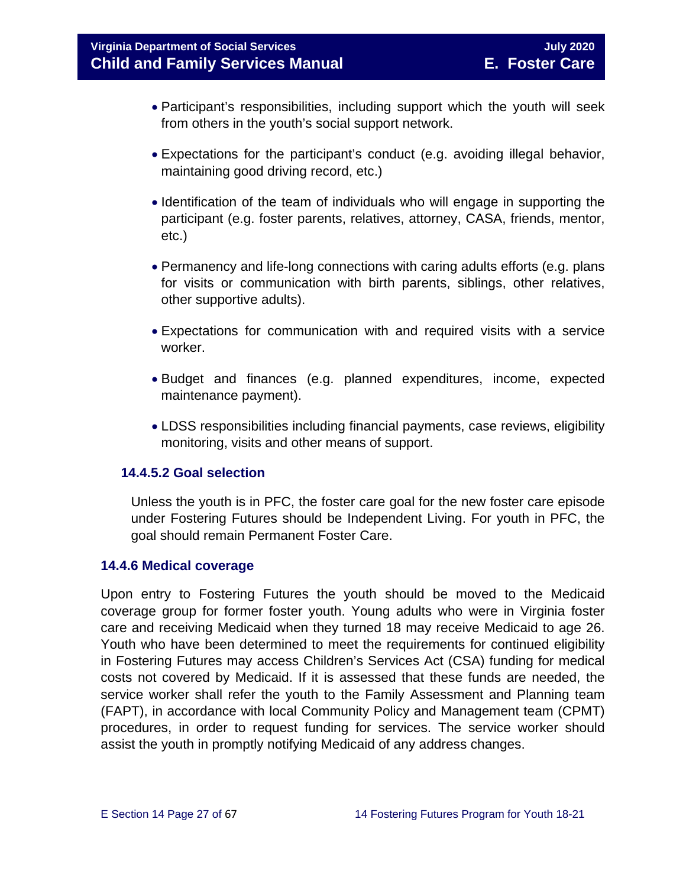- Participant's responsibilities, including support which the youth will seek from others in the youth's social support network.
- Expectations for the participant's conduct (e.g. avoiding illegal behavior, maintaining good driving record, etc.)
- Identification of the team of individuals who will engage in supporting the participant (e.g. foster parents, relatives, attorney, CASA, friends, mentor, etc.)
- Permanency and life-long connections with caring adults efforts (e.g. plans for visits or communication with birth parents, siblings, other relatives, other supportive adults).
- Expectations for communication with and required visits with a service worker.
- Budget and finances (e.g. planned expenditures, income, expected maintenance payment).
- LDSS responsibilities including financial payments, case reviews, eligibility monitoring, visits and other means of support.

#### 14.4.5.2 Goal selection

Unless the youth is in PFC, the foster care goal for the new foster care episode under Fostering Futures should be Independent Living. For youth in PFC, the goal should remain Permanent Foster Care.

### 14.4.6 Medical coverage

Upon entry to Fostering Futures the youth should be moved to the Medicaid coverage group for former foster youth. Young adults who were in Virginia foster care and receiving Medicaid when they turned 18 may receive Medicaid to age 26. Youth who have been determined to meet the requirements for continued eligibility in Fostering Futures may access Children's Services Act (CSA) funding for medical costs not covered by Medicaid. If it is assessed that these funds are needed, the service worker shall refer the youth to the Family Assessment and Planning team (FAPT), in accordance with local Community Policy and Management team (CPMT) procedures, in order to request funding for services. The service worker should assist the youth in promptly notifying Medicaid of any address changes.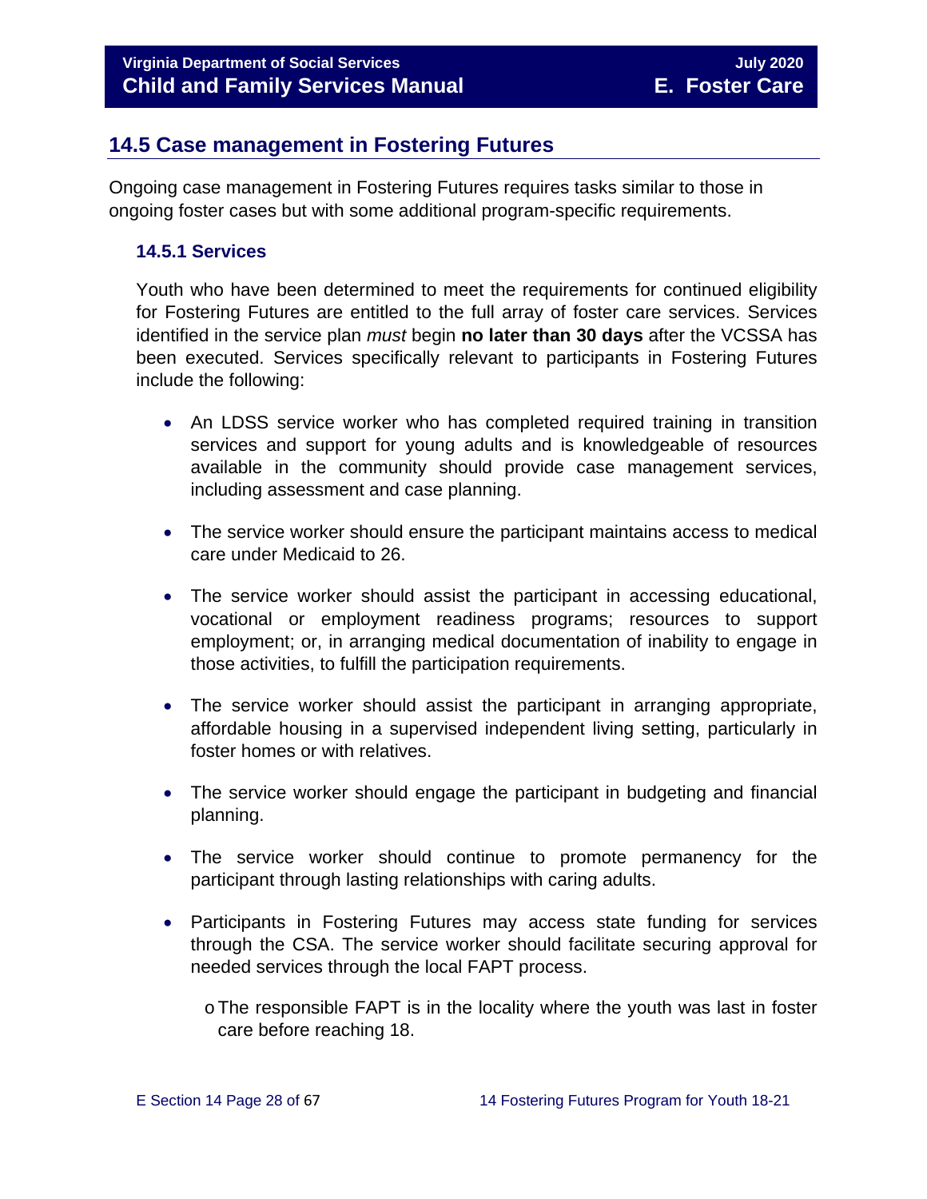## 14.5 Case management in Fostering Futures

Ongoing case management in Fostering Futures requires tasks similar to those in ongoing foster cases but with some additional program-specific requirements.

### 14.5.1 Services

Youth who have been determined to meet the requirements for continued eligibility for Fostering Futures are entitled to the full array of foster care services. Services identified in the service plan *must* begin **no later than 30 days** after the VCSSA has been executed. Services specifically relevant to participants in Fostering Futures include the following:

- An LDSS service worker who has completed required training in transition services and support for young adults and is knowledgeable of resources available in the community should provide case management services, including assessment and case planning.
- The service worker should ensure the participant maintains access to medical care under Medicaid to 26.
- The service worker should assist the participant in accessing educational, vocational or employment readiness programs; resources to support employment; or, in arranging medical documentation of inability to engage in those activities, to fulfill the participation requirements.
- The service worker should assist the participant in arranging appropriate, affordable housing in a supervised independent living setting, particularly in foster homes or with relatives.
- The service worker should engage the participant in budgeting and financial planning.
- The service worker should continue to promote permanency for the participant through lasting relationships with caring adults.
- Participants in Fostering Futures may access state funding for services through the CSA. The service worker should facilitate securing approval for needed services through the local FAPT process.
  - The responsible FAPT is in the locality where the youth was last in foster care before reaching 18.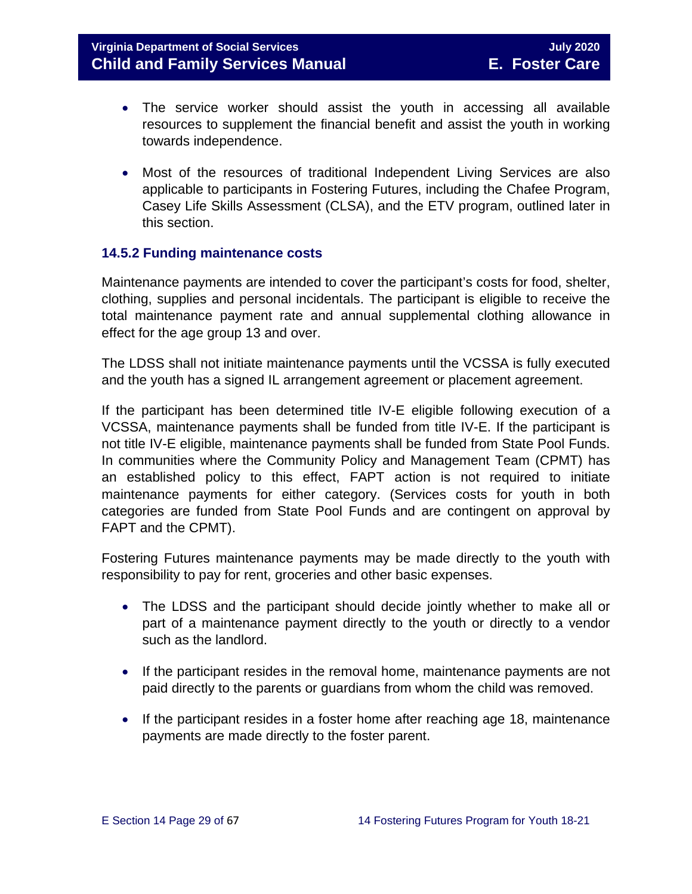- The service worker should assist the youth in accessing all available resources to supplement the financial benefit and assist the youth in working towards independence.

- Most of the resources of traditional Independent Living Services are also applicable to participants in Fostering Futures, including the Chafee Program, Casey Life Skills Assessment (CLSA), and the ETV program, outlined later in this section.

### 14.5.2 Funding maintenance costs

Maintenance payments are intended to cover the participant's costs for food, shelter, clothing, supplies and personal incidentals. The participant is eligible to receive the total maintenance payment rate and annual supplemental clothing allowance in effect for the age group 13 and over.

The LDSS shall not initiate maintenance payments until the VCSSA is fully executed and the youth has a signed IL arrangement agreement or placement agreement.

If the participant has been determined title IV-E eligible following execution of a VCSSA, maintenance payments shall be funded from title IV-E. If the participant is not title IV-E eligible, maintenance payments shall be funded from State Pool Funds. In communities where the Community Policy and Management Team (CPMT) has an established policy to this effect, FAPT action is not required to initiate maintenance payments for either category. (Services costs for youth in both categories are funded from State Pool Funds and are contingent on approval by FAPT and the CPMT).

Fostering Futures maintenance payments may be made directly to the youth with responsibility to pay for rent, groceries and other basic expenses.

- The LDSS and the participant should decide jointly whether to make all or part of a maintenance payment directly to the youth or directly to a vendor such as the landlord.

- If the participant resides in the removal home, maintenance payments are not paid directly to the parents or guardians from whom the child was removed.

- If the participant resides in a foster home after reaching age 18, maintenance payments are made directly to the foster parent.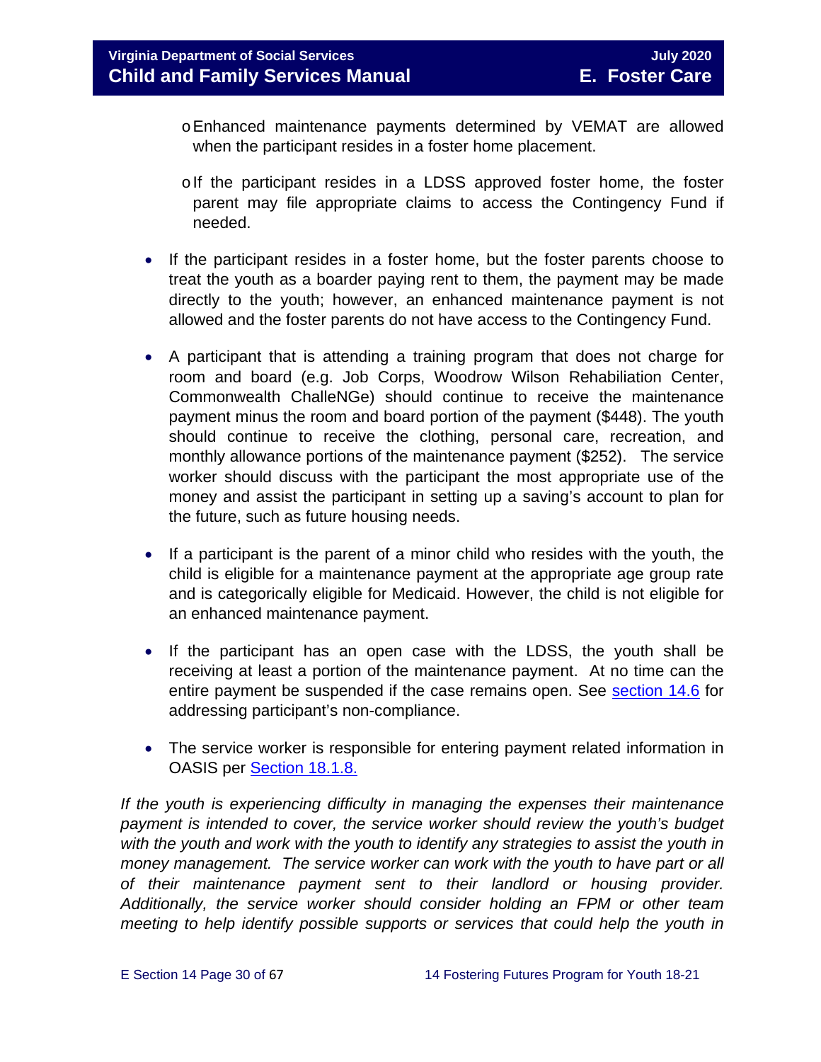- Enhanced maintenance payments determined by VEMAT are allowed when the participant resides in a foster home placement.
- If the participant resides in a LDSS approved foster home, the foster parent may file appropriate claims to access the Contingency Fund if needed.

- If the participant resides in a foster home, but the foster parents choose to treat the youth as a boarder paying rent to them, the payment may be made directly to the youth; however, an enhanced maintenance payment is not allowed and the foster parents do not have access to the Contingency Fund.

- A participant that is attending a training program that does not charge for room and board (e.g. Job Corps, Woodrow Wilson Rehabiliation Center, Commonwealth ChalleNGe) should continue to receive the maintenance payment minus the room and board portion of the payment ($448). The youth should continue to receive the clothing, personal care, recreation, and monthly allowance portions of the maintenance payment ($252). The service worker should discuss with the participant the most appropriate use of the money and assist the participant in setting up a saving's account to plan for the future, such as future housing needs.

- If a participant is the parent of a minor child who resides with the youth, the child is eligible for a maintenance payment at the appropriate age group rate and is categorically eligible for Medicaid. However, the child is not eligible for an enhanced maintenance payment.

- If the participant has an open case with the LDSS, the youth shall be receiving at least a portion of the maintenance payment. At no time can the entire payment be suspended if the case remains open. See section 14.6 for addressing participant's non-compliance.

- The service worker is responsible for entering payment related information in OASIS per Section 18.1.8.

*If the youth is experiencing difficulty in managing the expenses their maintenance payment is intended to cover, the service worker should review the youth's budget with the youth and work with the youth to identify any strategies to assist the youth in money management. The service worker can work with the youth to have part or all of their maintenance payment sent to their landlord or housing provider. Additionally, the service worker should consider holding an FPM or other team meeting to help identify possible supports or services that could help the youth in*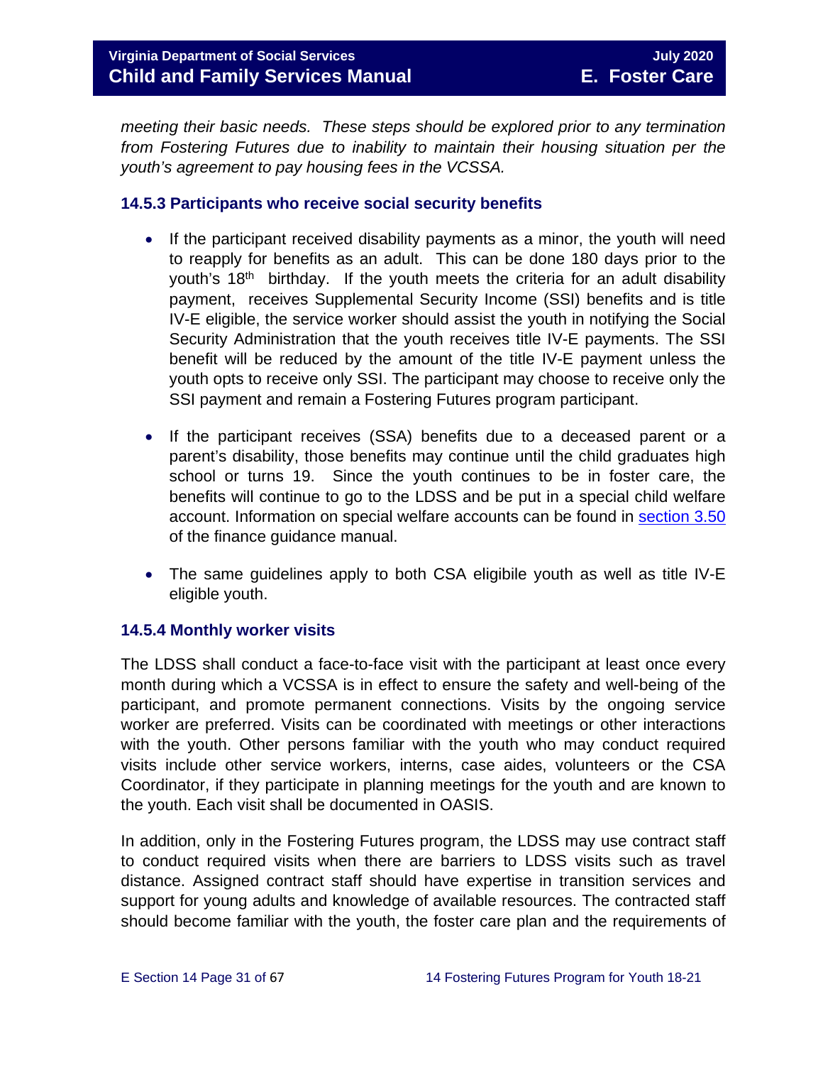*meeting their basic needs. These steps should be explored prior to any termination from Fostering Futures due to inability to maintain their housing situation per the youth's agreement to pay housing fees in the VCSSA.*

### 14.5.3 Participants who receive social security benefits

- If the participant received disability payments as a minor, the youth will need to reapply for benefits as an adult. This can be done 180 days prior to the youth's 18th birthday. If the youth meets the criteria for an adult disability payment, receives Supplemental Security Income (SSI) benefits and is title IV-E eligible, the service worker should assist the youth in notifying the Social Security Administration that the youth receives title IV-E payments. The SSI benefit will be reduced by the amount of the title IV-E payment unless the youth opts to receive only SSI. The participant may choose to receive only the SSI payment and remain a Fostering Futures program participant.
- If the participant receives (SSA) benefits due to a deceased parent or a parent's disability, those benefits may continue until the child graduates high school or turns 19. Since the youth continues to be in foster care, the benefits will continue to go to the LDSS and be put in a special child welfare account. Information on special welfare accounts can be found in [section 3.50](#) of the finance guidance manual.
- The same guidelines apply to both CSA eligibile youth as well as title IV-E eligible youth.

### 14.5.4 Monthly worker visits

The LDSS shall conduct a face-to-face visit with the participant at least once every month during which a VCSSA is in effect to ensure the safety and well-being of the participant, and promote permanent connections. Visits by the ongoing service worker are preferred. Visits can be coordinated with meetings or other interactions with the youth. Other persons familiar with the youth who may conduct required visits include other service workers, interns, case aides, volunteers or the CSA Coordinator, if they participate in planning meetings for the youth and are known to the youth. Each visit shall be documented in OASIS.

In addition, only in the Fostering Futures program, the LDSS may use contract staff to conduct required visits when there are barriers to LDSS visits such as travel distance. Assigned contract staff should have expertise in transition services and support for young adults and knowledge of available resources. The contracted staff should become familiar with the youth, the foster care plan and the requirements of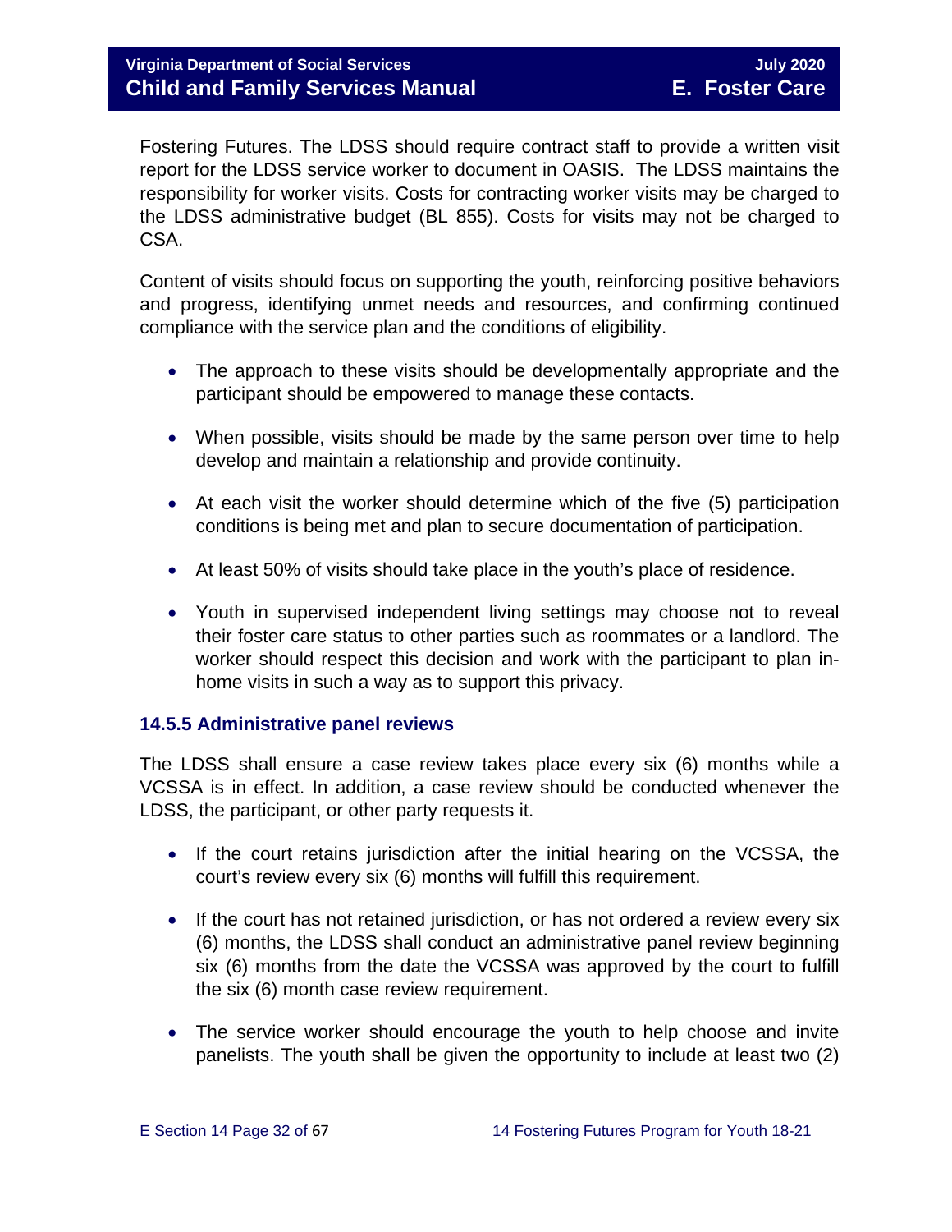Fostering Futures. The LDSS should require contract staff to provide a written visit report for the LDSS service worker to document in OASIS. The LDSS maintains the responsibility for worker visits. Costs for contracting worker visits may be charged to the LDSS administrative budget (BL 855). Costs for visits may not be charged to CSA.

Content of visits should focus on supporting the youth, reinforcing positive behaviors and progress, identifying unmet needs and resources, and confirming continued compliance with the service plan and the conditions of eligibility.

- The approach to these visits should be developmentally appropriate and the participant should be empowered to manage these contacts.
- When possible, visits should be made by the same person over time to help develop and maintain a relationship and provide continuity.
- At each visit the worker should determine which of the five (5) participation conditions is being met and plan to secure documentation of participation.
- At least 50% of visits should take place in the youth's place of residence.
- Youth in supervised independent living settings may choose not to reveal their foster care status to other parties such as roommates or a landlord. The worker should respect this decision and work with the participant to plan in-home visits in such a way as to support this privacy.

### 14.5.5 Administrative panel reviews

The LDSS shall ensure a case review takes place every six (6) months while a VCSSA is in effect. In addition, a case review should be conducted whenever the LDSS, the participant, or other party requests it.

- If the court retains jurisdiction after the initial hearing on the VCSSA, the court's review every six (6) months will fulfill this requirement.
- If the court has not retained jurisdiction, or has not ordered a review every six (6) months, the LDSS shall conduct an administrative panel review beginning six (6) months from the date the VCSSA was approved by the court to fulfill the six (6) month case review requirement.
- The service worker should encourage the youth to help choose and invite panelists. The youth shall be given the opportunity to include at least two (2)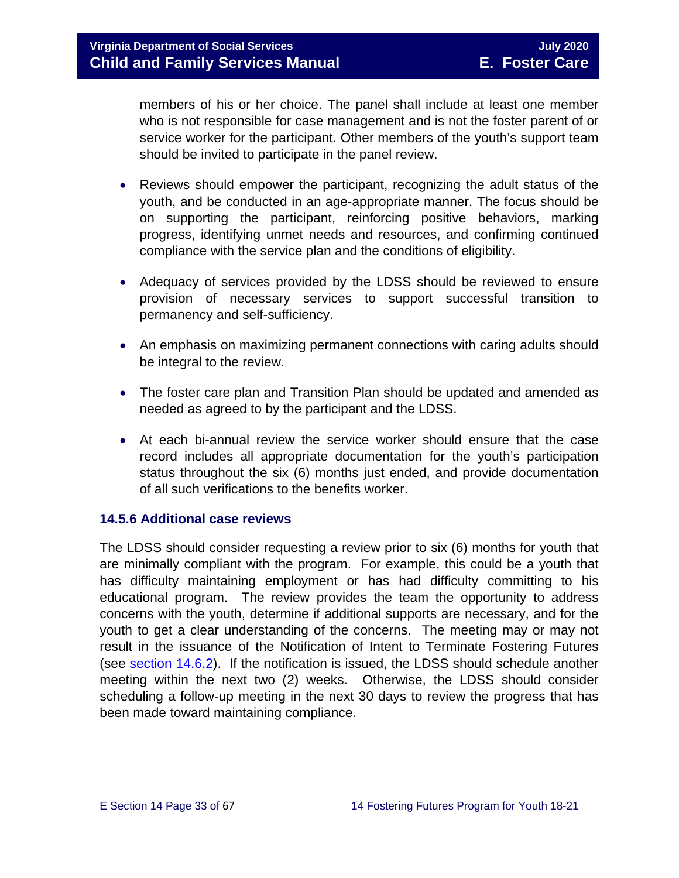members of his or her choice. The panel shall include at least one member who is not responsible for case management and is not the foster parent of or service worker for the participant. Other members of the youth's support team should be invited to participate in the panel review.

- Reviews should empower the participant, recognizing the adult status of the youth, and be conducted in an age-appropriate manner. The focus should be on supporting the participant, reinforcing positive behaviors, marking progress, identifying unmet needs and resources, and confirming continued compliance with the service plan and the conditions of eligibility.
- Adequacy of services provided by the LDSS should be reviewed to ensure provision of necessary services to support successful transition to permanency and self-sufficiency.
- An emphasis on maximizing permanent connections with caring adults should be integral to the review.
- The foster care plan and Transition Plan should be updated and amended as needed as agreed to by the participant and the LDSS.
- At each bi-annual review the service worker should ensure that the case record includes all appropriate documentation for the youth's participation status throughout the six (6) months just ended, and provide documentation of all such verifications to the benefits worker.

### 14.5.6 Additional case reviews

The LDSS should consider requesting a review prior to six (6) months for youth that are minimally compliant with the program. For example, this could be a youth that has difficulty maintaining employment or has had difficulty committing to his educational program. The review provides the team the opportunity to address concerns with the youth, determine if additional supports are necessary, and for the youth to get a clear understanding of the concerns. The meeting may or may not result in the issuance of the Notification of Intent to Terminate Fostering Futures (see section 14.6.2). If the notification is issued, the LDSS should schedule another meeting within the next two (2) weeks. Otherwise, the LDSS should consider scheduling a follow-up meeting in the next 30 days to review the progress that has been made toward maintaining compliance.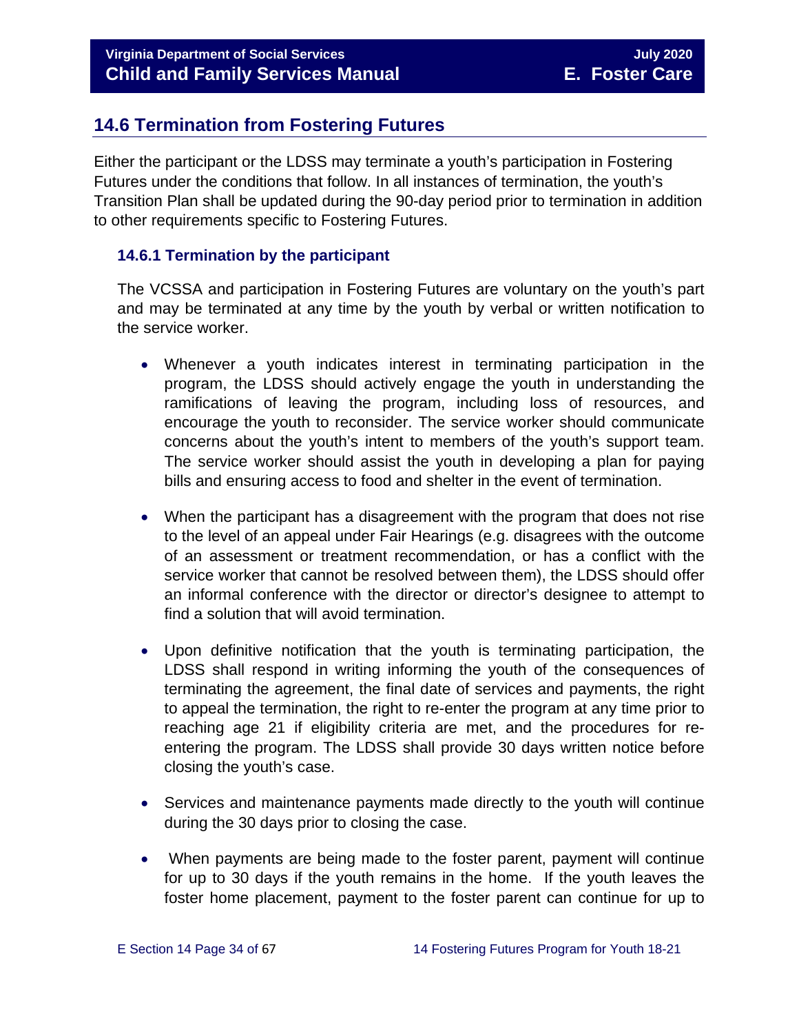## 14.6 Termination from Fostering Futures

Either the participant or the LDSS may terminate a youth's participation in Fostering Futures under the conditions that follow. In all instances of termination, the youth's Transition Plan shall be updated during the 90-day period prior to termination in addition to other requirements specific to Fostering Futures.

### 14.6.1 Termination by the participant

The VCSSA and participation in Fostering Futures are voluntary on the youth's part and may be terminated at any time by the youth by verbal or written notification to the service worker.

- Whenever a youth indicates interest in terminating participation in the program, the LDSS should actively engage the youth in understanding the ramifications of leaving the program, including loss of resources, and encourage the youth to reconsider. The service worker should communicate concerns about the youth's intent to members of the youth's support team. The service worker should assist the youth in developing a plan for paying bills and ensuring access to food and shelter in the event of termination.

- When the participant has a disagreement with the program that does not rise to the level of an appeal under Fair Hearings (e.g. disagrees with the outcome of an assessment or treatment recommendation, or has a conflict with the service worker that cannot be resolved between them), the LDSS should offer an informal conference with the director or director's designee to attempt to find a solution that will avoid termination.

- Upon definitive notification that the youth is terminating participation, the LDSS shall respond in writing informing the youth of the consequences of terminating the agreement, the final date of services and payments, the right to appeal the termination, the right to re-enter the program at any time prior to reaching age 21 if eligibility criteria are met, and the procedures for re-entering the program. The LDSS shall provide 30 days written notice before closing the youth's case.

- Services and maintenance payments made directly to the youth will continue during the 30 days prior to closing the case.

- When payments are being made to the foster parent, payment will continue for up to 30 days if the youth remains in the home. If the youth leaves the foster home placement, payment to the foster parent can continue for up to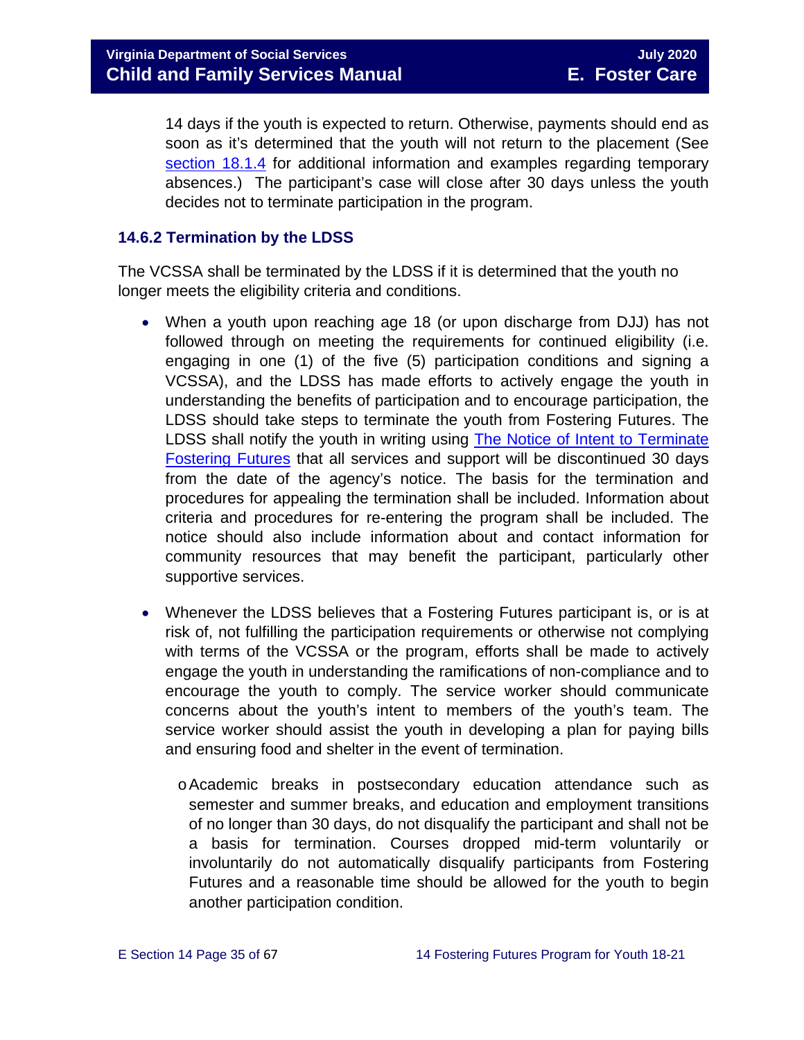14 days if the youth is expected to return. Otherwise, payments should end as soon as it's determined that the youth will not return to the placement (See section 18.1.4 for additional information and examples regarding temporary absences.) The participant's case will close after 30 days unless the youth decides not to terminate participation in the program.

### 14.6.2 Termination by the LDSS

The VCSSA shall be terminated by the LDSS if it is determined that the youth no longer meets the eligibility criteria and conditions.

- When a youth upon reaching age 18 (or upon discharge from DJJ) has not followed through on meeting the requirements for continued eligibility (i.e. engaging in one (1) of the five (5) participation conditions and signing a VCSSA), and the LDSS has made efforts to actively engage the youth in understanding the benefits of participation and to encourage participation, the LDSS should take steps to terminate the youth from Fostering Futures. The LDSS shall notify the youth in writing using The Notice of Intent to Terminate Fostering Futures that all services and support will be discontinued 30 days from the date of the agency's notice. The basis for the termination and procedures for appealing the termination shall be included. Information about criteria and procedures for re-entering the program shall be included. The notice should also include information about and contact information for community resources that may benefit the participant, particularly other supportive services.

- Whenever the LDSS believes that a Fostering Futures participant is, or is at risk of, not fulfilling the participation requirements or otherwise not complying with terms of the VCSSA or the program, efforts shall be made to actively engage the youth in understanding the ramifications of non-compliance and to encourage the youth to comply. The service worker should communicate concerns about the youth's intent to members of the youth's team. The service worker should assist the youth in developing a plan for paying bills and ensuring food and shelter in the event of termination.

  - Academic breaks in postsecondary education attendance such as semester and summer breaks, and education and employment transitions of no longer than 30 days, do not disqualify the participant and shall not be a basis for termination. Courses dropped mid-term voluntarily or involuntarily do not automatically disqualify participants from Fostering Futures and a reasonable time should be allowed for the youth to begin another participation condition.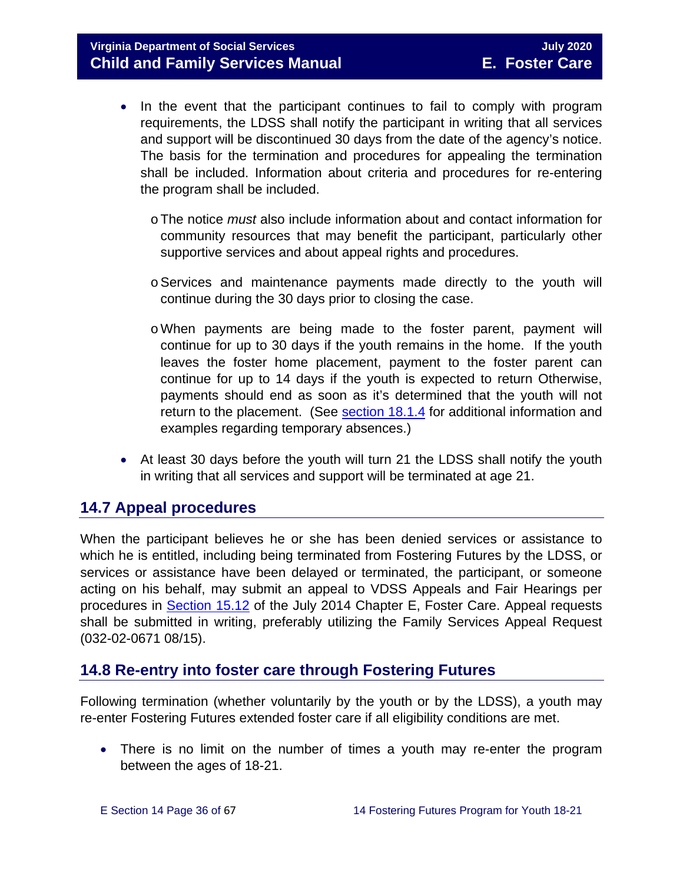- In the event that the participant continues to fail to comply with program requirements, the LDSS shall notify the participant in writing that all services and support will be discontinued 30 days from the date of the agency's notice. The basis for the termination and procedures for appealing the termination shall be included. Information about criteria and procedures for re-entering the program shall be included.
    - The notice *must* also include information about and contact information for community resources that may benefit the participant, particularly other supportive services and about appeal rights and procedures.
    - Services and maintenance payments made directly to the youth will continue during the 30 days prior to closing the case.
    - When payments are being made to the foster parent, payment will continue for up to 30 days if the youth remains in the home. If the youth leaves the foster home placement, payment to the foster parent can continue for up to 14 days if the youth is expected to return Otherwise, payments should end as soon as it's determined that the youth will not return to the placement. (See section 18.1.4 for additional information and examples regarding temporary absences.)
- At least 30 days before the youth will turn 21 the LDSS shall notify the youth in writing that all services and support will be terminated at age 21.

## 14.7 Appeal procedures

When the participant believes he or she has been denied services or assistance to which he is entitled, including being terminated from Fostering Futures by the LDSS, or services or assistance have been delayed or terminated, the participant, or someone acting on his behalf, may submit an appeal to VDSS Appeals and Fair Hearings per procedures in Section 15.12 of the July 2014 Chapter E, Foster Care. Appeal requests shall be submitted in writing, preferably utilizing the Family Services Appeal Request (032-02-0671 08/15).

## 14.8 Re-entry into foster care through Fostering Futures

Following termination (whether voluntarily by the youth or by the LDSS), a youth may re-enter Fostering Futures extended foster care if all eligibility conditions are met.

- There is no limit on the number of times a youth may re-enter the program between the ages of 18-21.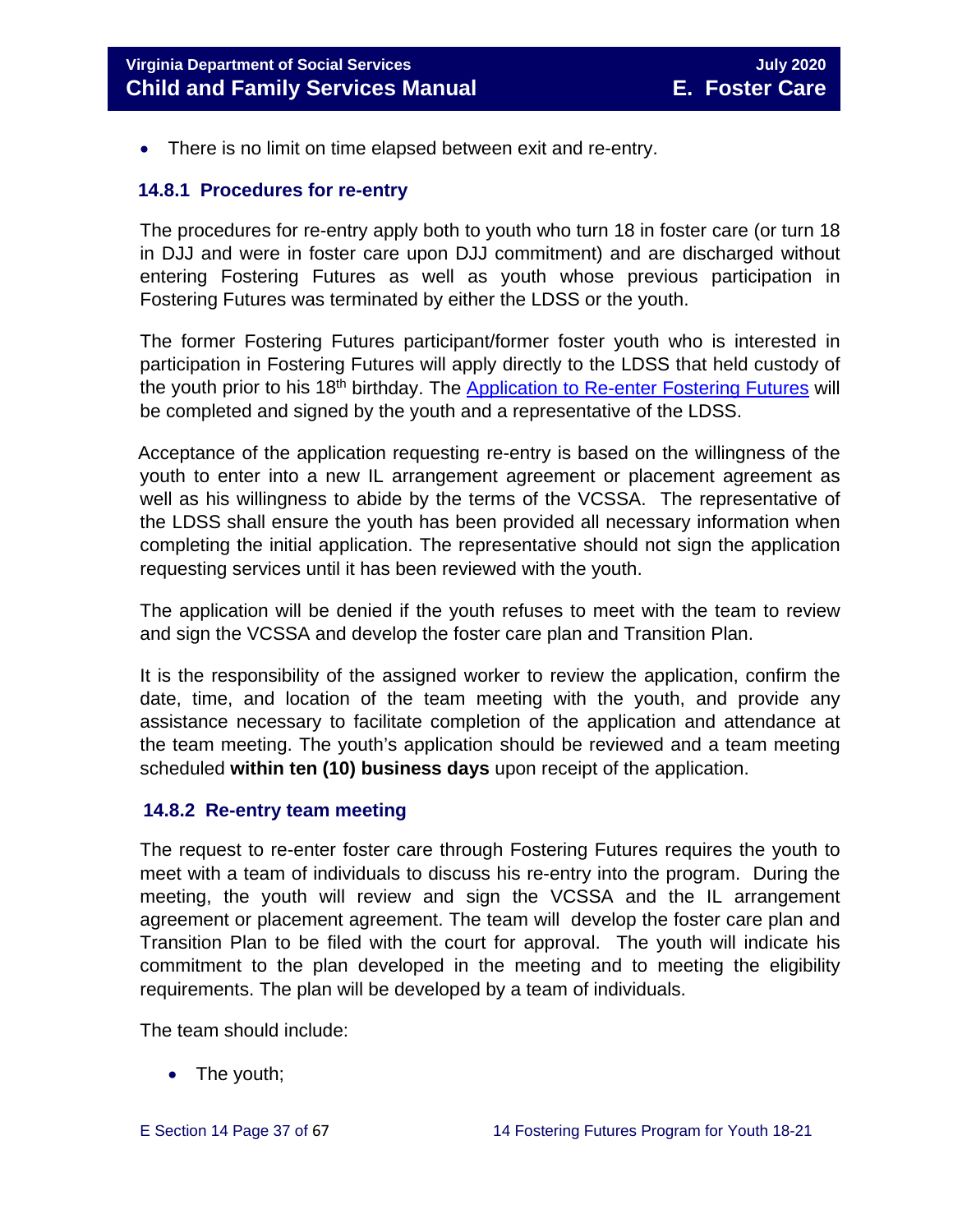- There is no limit on time elapsed between exit and re-entry.

### 14.8.1 Procedures for re-entry

The procedures for re-entry apply both to youth who turn 18 in foster care (or turn 18 in DJJ and were in foster care upon DJJ commitment) and are discharged without entering Fostering Futures as well as youth whose previous participation in Fostering Futures was terminated by either the LDSS or the youth.

The former Fostering Futures participant/former foster youth who is interested in participation in Fostering Futures will apply directly to the LDSS that held custody of the youth prior to his 18th birthday. The [Application to Re-enter Fostering Futures]() will be completed and signed by the youth and a representative of the LDSS.

Acceptance of the application requesting re-entry is based on the willingness of the youth to enter into a new IL arrangement agreement or placement agreement as well as his willingness to abide by the terms of the VCSSA. The representative of the LDSS shall ensure the youth has been provided all necessary information when completing the initial application. The representative should not sign the application requesting services until it has been reviewed with the youth.

The application will be denied if the youth refuses to meet with the team to review and sign the VCSSA and develop the foster care plan and Transition Plan.

It is the responsibility of the assigned worker to review the application, confirm the date, time, and location of the team meeting with the youth, and provide any assistance necessary to facilitate completion of the application and attendance at the team meeting. The youth's application should be reviewed and a team meeting scheduled **within ten (10) business days** upon receipt of the application.

### 14.8.2 Re-entry team meeting

The request to re-enter foster care through Fostering Futures requires the youth to meet with a team of individuals to discuss his re-entry into the program. During the meeting, the youth will review and sign the VCSSA and the IL arrangement agreement or placement agreement. The team will develop the foster care plan and Transition Plan to be filed with the court for approval. The youth will indicate his commitment to the plan developed in the meeting and to meeting the eligibility requirements. The plan will be developed by a team of individuals.

The team should include:

- The youth;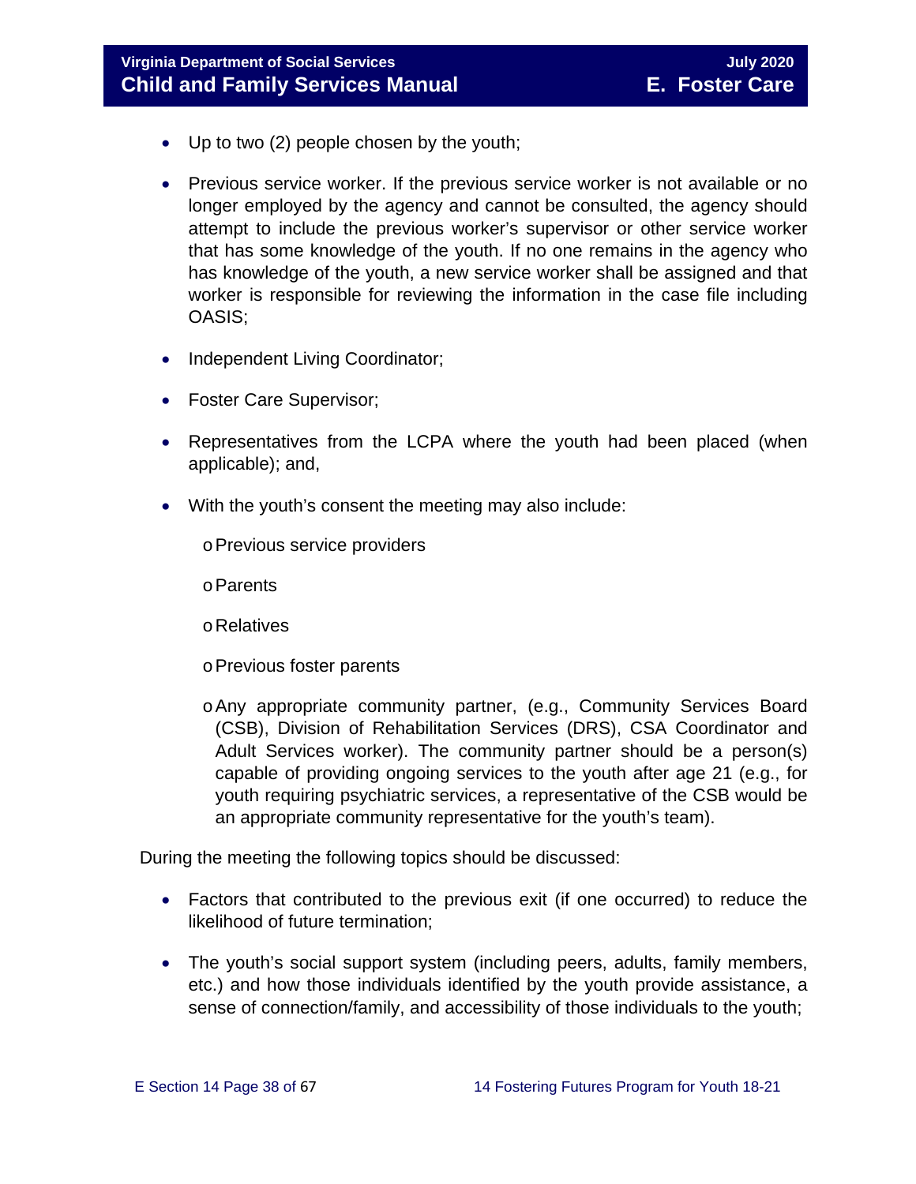- Up to two (2) people chosen by the youth;
- Previous service worker. If the previous service worker is not available or no longer employed by the agency and cannot be consulted, the agency should attempt to include the previous worker's supervisor or other service worker that has some knowledge of the youth. If no one remains in the agency who has knowledge of the youth, a new service worker shall be assigned and that worker is responsible for reviewing the information in the case file including OASIS;
- Independent Living Coordinator;
- Foster Care Supervisor;
- Representatives from the LCPA where the youth had been placed (when applicable); and,
- With the youth's consent the meeting may also include:
  - Previous service providers
  - Parents
  - Relatives
  - Previous foster parents
  - Any appropriate community partner, (e.g., Community Services Board (CSB), Division of Rehabilitation Services (DRS), CSA Coordinator and Adult Services worker). The community partner should be a person(s) capable of providing ongoing services to the youth after age 21 (e.g., for youth requiring psychiatric services, a representative of the CSB would be an appropriate community representative for the youth's team).

During the meeting the following topics should be discussed:

- Factors that contributed to the previous exit (if one occurred) to reduce the likelihood of future termination;
- The youth's social support system (including peers, adults, family members, etc.) and how those individuals identified by the youth provide assistance, a sense of connection/family, and accessibility of those individuals to the youth;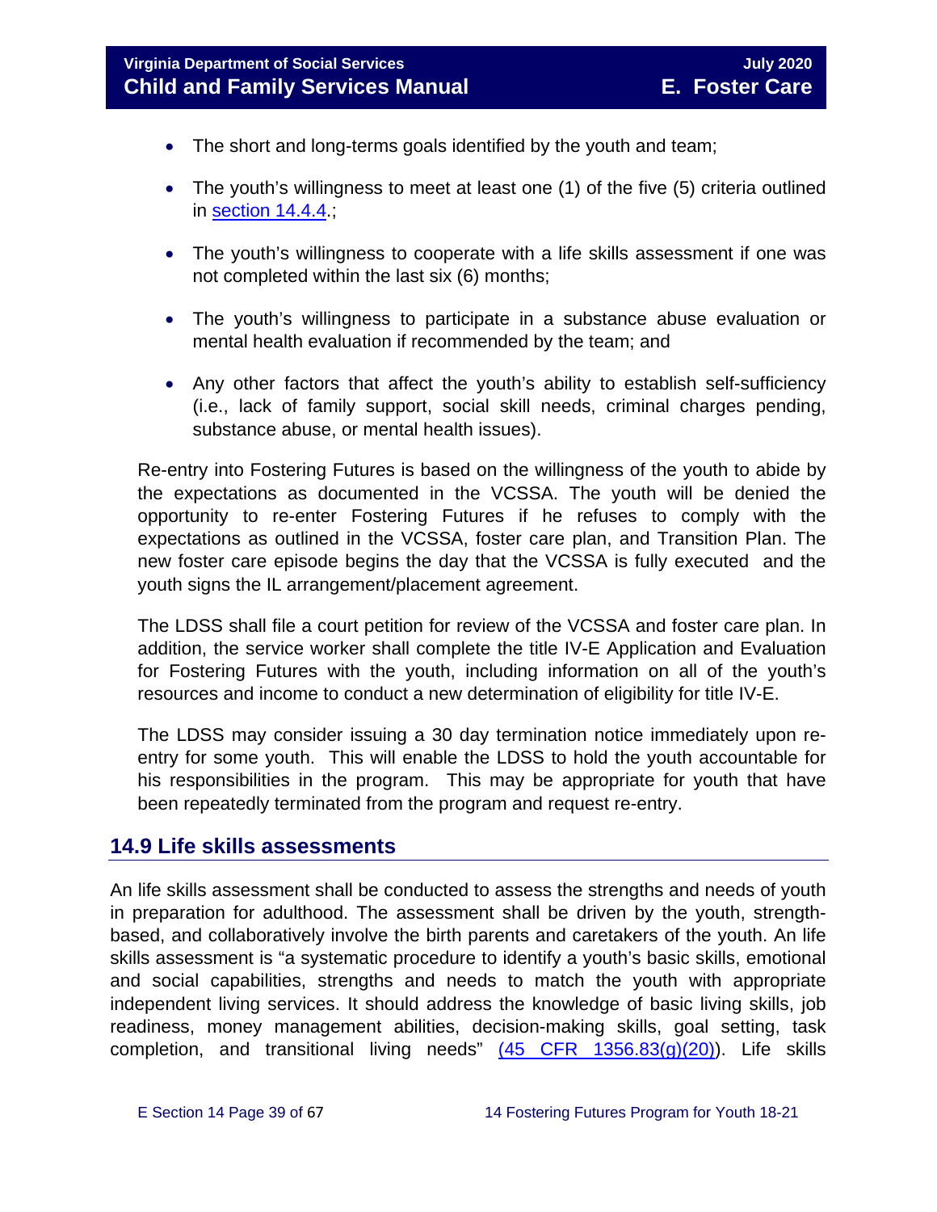- The short and long-terms goals identified by the youth and team;
- The youth's willingness to meet at least one (1) of the five (5) criteria outlined in [section 14.4.4](#).;
- The youth's willingness to cooperate with a life skills assessment if one was not completed within the last six (6) months;
- The youth's willingness to participate in a substance abuse evaluation or mental health evaluation if recommended by the team; and
- Any other factors that affect the youth's ability to establish self-sufficiency (i.e., lack of family support, social skill needs, criminal charges pending, substance abuse, or mental health issues).

Re-entry into Fostering Futures is based on the willingness of the youth to abide by the expectations as documented in the VCSSA. The youth will be denied the opportunity to re-enter Fostering Futures if he refuses to comply with the expectations as outlined in the VCSSA, foster care plan, and Transition Plan. The new foster care episode begins the day that the VCSSA is fully executed and the youth signs the IL arrangement/placement agreement.

The LDSS shall file a court petition for review of the VCSSA and foster care plan. In addition, the service worker shall complete the title IV-E Application and Evaluation for Fostering Futures with the youth, including information on all of the youth's resources and income to conduct a new determination of eligibility for title IV-E.

The LDSS may consider issuing a 30 day termination notice immediately upon re-entry for some youth. This will enable the LDSS to hold the youth accountable for his responsibilities in the program. This may be appropriate for youth that have been repeatedly terminated from the program and request re-entry.

## 14.9 Life skills assessments

An life skills assessment shall be conducted to assess the strengths and needs of youth in preparation for adulthood. The assessment shall be driven by the youth, strength-based, and collaboratively involve the birth parents and caretakers of the youth. An life skills assessment is "a systematic procedure to identify a youth's basic skills, emotional and social capabilities, strengths and needs to match the youth with appropriate independent living services. It should address the knowledge of basic living skills, job readiness, money management abilities, decision-making skills, goal setting, task completion, and transitional living needs" [(45 CFR 1356.83(g)(20))](#). Life skills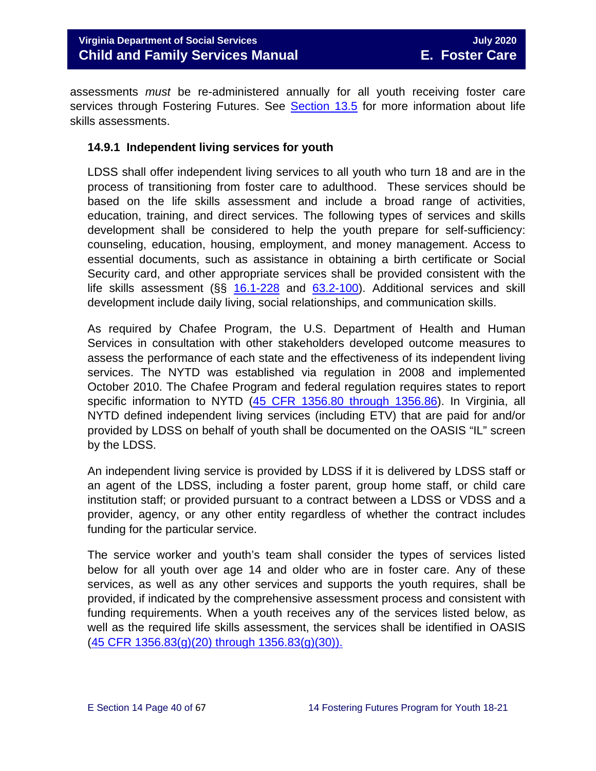assessments *must* be re-administered annually for all youth receiving foster care services through Fostering Futures. See Section 13.5 for more information about life skills assessments.

### 14.9.1 Independent living services for youth

LDSS shall offer independent living services to all youth who turn 18 and are in the process of transitioning from foster care to adulthood. These services should be based on the life skills assessment and include a broad range of activities, education, training, and direct services. The following types of services and skills development shall be considered to help the youth prepare for self-sufficiency: counseling, education, housing, employment, and money management. Access to essential documents, such as assistance in obtaining a birth certificate or Social Security card, and other appropriate services shall be provided consistent with the life skills assessment (§§ 16.1-228 and 63.2-100). Additional services and skill development include daily living, social relationships, and communication skills.

As required by Chafee Program, the U.S. Department of Health and Human Services in consultation with other stakeholders developed outcome measures to assess the performance of each state and the effectiveness of its independent living services. The NYTD was established via regulation in 2008 and implemented October 2010. The Chafee Program and federal regulation requires states to report specific information to NYTD (45 CFR 1356.80 through 1356.86). In Virginia, all NYTD defined independent living services (including ETV) that are paid for and/or provided by LDSS on behalf of youth shall be documented on the OASIS "IL" screen by the LDSS.

An independent living service is provided by LDSS if it is delivered by LDSS staff or an agent of the LDSS, including a foster parent, group home staff, or child care institution staff; or provided pursuant to a contract between a LDSS or VDSS and a provider, agency, or any other entity regardless of whether the contract includes funding for the particular service.

The service worker and youth's team shall consider the types of services listed below for all youth over age 14 and older who are in foster care. Any of these services, as well as any other services and supports the youth requires, shall be provided, if indicated by the comprehensive assessment process and consistent with funding requirements. When a youth receives any of the services listed below, as well as the required life skills assessment, the services shall be identified in OASIS (45 CFR 1356.83(g)(20) through 1356.83(g)(30)).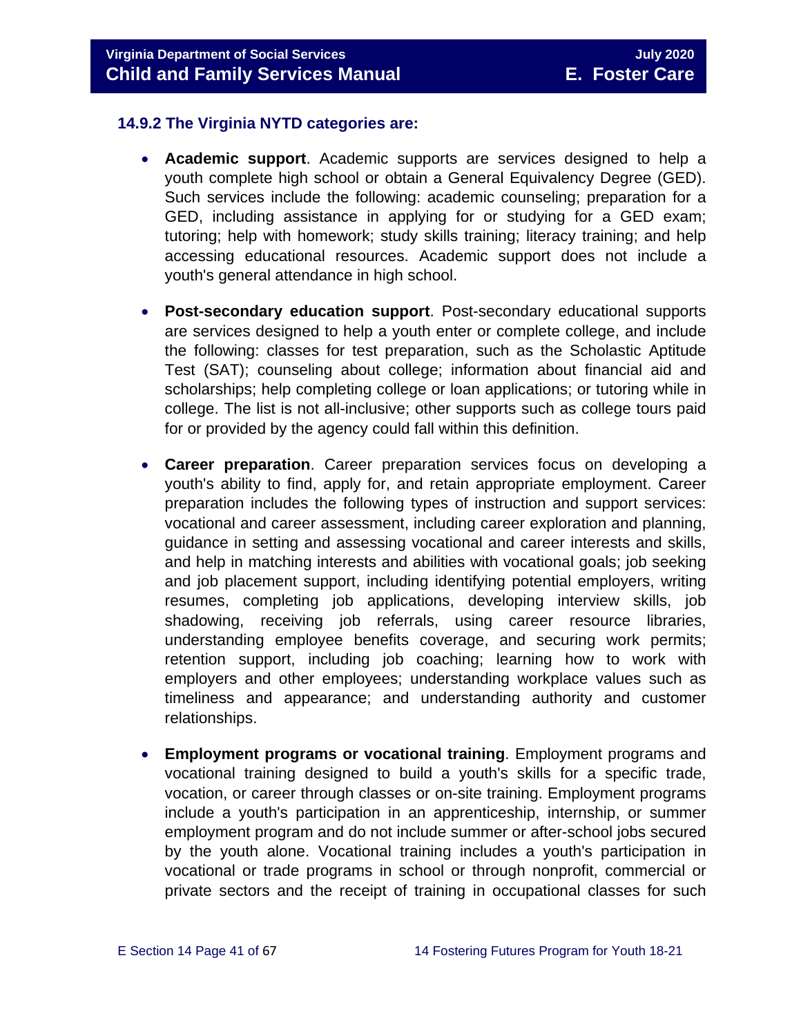### 14.9.2 The Virginia NYTD categories are:

- **Academic support**. Academic supports are services designed to help a youth complete high school or obtain a General Equivalency Degree (GED). Such services include the following: academic counseling; preparation for a GED, including assistance in applying for or studying for a GED exam; tutoring; help with homework; study skills training; literacy training; and help accessing educational resources. Academic support does not include a youth's general attendance in high school.

- **Post-secondary education support**. Post-secondary educational supports are services designed to help a youth enter or complete college, and include the following: classes for test preparation, such as the Scholastic Aptitude Test (SAT); counseling about college; information about financial aid and scholarships; help completing college or loan applications; or tutoring while in college. The list is not all-inclusive; other supports such as college tours paid for or provided by the agency could fall within this definition.

- **Career preparation**. Career preparation services focus on developing a youth's ability to find, apply for, and retain appropriate employment. Career preparation includes the following types of instruction and support services: vocational and career assessment, including career exploration and planning, guidance in setting and assessing vocational and career interests and skills, and help in matching interests and abilities with vocational goals; job seeking and job placement support, including identifying potential employers, writing resumes, completing job applications, developing interview skills, job shadowing, receiving job referrals, using career resource libraries, understanding employee benefits coverage, and securing work permits; retention support, including job coaching; learning how to work with employers and other employees; understanding workplace values such as timeliness and appearance; and understanding authority and customer relationships.

- **Employment programs or vocational training**. Employment programs and vocational training designed to build a youth's skills for a specific trade, vocation, or career through classes or on-site training. Employment programs include a youth's participation in an apprenticeship, internship, or summer employment program and do not include summer or after-school jobs secured by the youth alone. Vocational training includes a youth's participation in vocational or trade programs in school or through nonprofit, commercial or private sectors and the receipt of training in occupational classes for such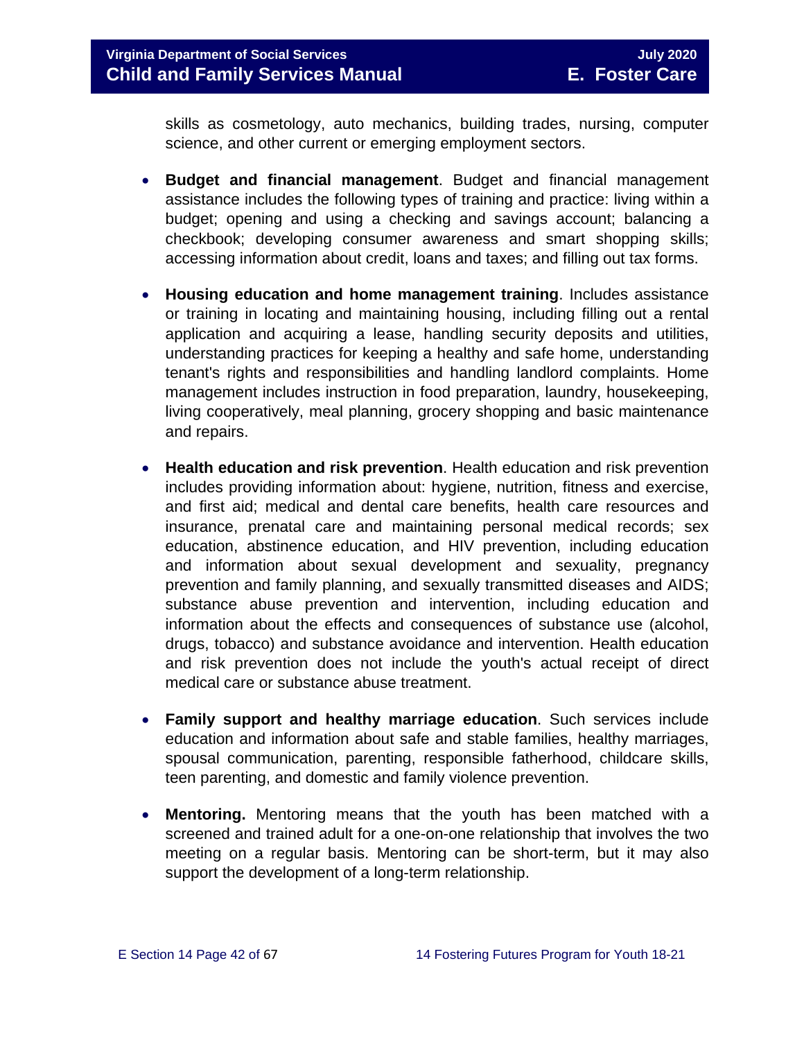skills as cosmetology, auto mechanics, building trades, nursing, computer science, and other current or emerging employment sectors.

- **Budget and financial management**. Budget and financial management assistance includes the following types of training and practice: living within a budget; opening and using a checking and savings account; balancing a checkbook; developing consumer awareness and smart shopping skills; accessing information about credit, loans and taxes; and filling out tax forms.

- **Housing education and home management training**. Includes assistance or training in locating and maintaining housing, including filling out a rental application and acquiring a lease, handling security deposits and utilities, understanding practices for keeping a healthy and safe home, understanding tenant's rights and responsibilities and handling landlord complaints. Home management includes instruction in food preparation, laundry, housekeeping, living cooperatively, meal planning, grocery shopping and basic maintenance and repairs.

- **Health education and risk prevention**. Health education and risk prevention includes providing information about: hygiene, nutrition, fitness and exercise, and first aid; medical and dental care benefits, health care resources and insurance, prenatal care and maintaining personal medical records; sex education, abstinence education, and HIV prevention, including education and information about sexual development and sexuality, pregnancy prevention and family planning, and sexually transmitted diseases and AIDS; substance abuse prevention and intervention, including education and information about the effects and consequences of substance use (alcohol, drugs, tobacco) and substance avoidance and intervention. Health education and risk prevention does not include the youth's actual receipt of direct medical care or substance abuse treatment.

- **Family support and healthy marriage education**. Such services include education and information about safe and stable families, healthy marriages, spousal communication, parenting, responsible fatherhood, childcare skills, teen parenting, and domestic and family violence prevention.

- **Mentoring.** Mentoring means that the youth has been matched with a screened and trained adult for a one-on-one relationship that involves the two meeting on a regular basis. Mentoring can be short-term, but it may also support the development of a long-term relationship.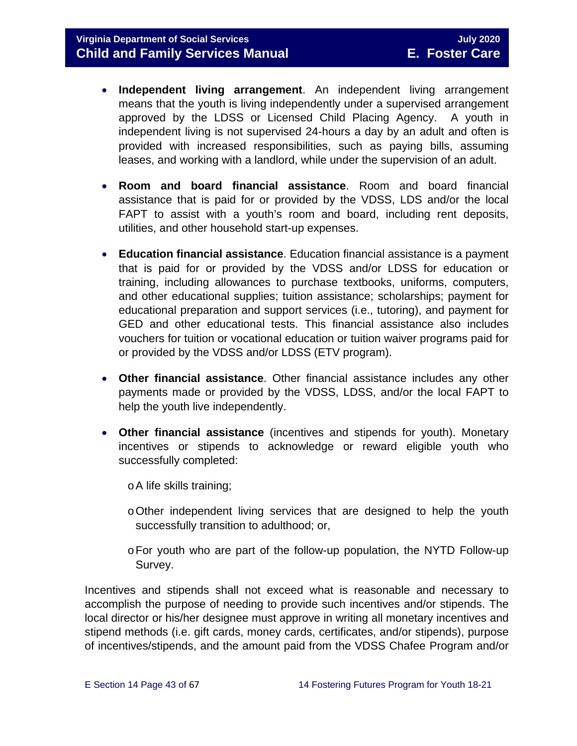- **Independent living arrangement**. An independent living arrangement means that the youth is living independently under a supervised arrangement approved by the LDSS or Licensed Child Placing Agency. A youth in independent living is not supervised 24-hours a day by an adult and often is provided with increased responsibilities, such as paying bills, assuming leases, and working with a landlord, while under the supervision of an adult.

- **Room and board financial assistance**. Room and board financial assistance that is paid for or provided by the VDSS, LDS and/or the local FAPT to assist with a youth's room and board, including rent deposits, utilities, and other household start-up expenses.

- **Education financial assistance**. Education financial assistance is a payment that is paid for or provided by the VDSS and/or LDSS for education or training, including allowances to purchase textbooks, uniforms, computers, and other educational supplies; tuition assistance; scholarships; payment for educational preparation and support services (i.e., tutoring), and payment for GED and other educational tests. This financial assistance also includes vouchers for tuition or vocational education or tuition waiver programs paid for or provided by the VDSS and/or LDSS (ETV program).

- **Other financial assistance**. Other financial assistance includes any other payments made or provided by the VDSS, LDSS, and/or the local FAPT to help the youth live independently.

- **Other financial assistance** (incentives and stipends for youth). Monetary incentives or stipends to acknowledge or reward eligible youth who successfully completed:

  - A life skills training;

  - Other independent living services that are designed to help the youth successfully transition to adulthood; or,

  - For youth who are part of the follow-up population, the NYTD Follow-up Survey.

Incentives and stipends shall not exceed what is reasonable and necessary to accomplish the purpose of needing to provide such incentives and/or stipends. The local director or his/her designee must approve in writing all monetary incentives and stipend methods (i.e. gift cards, money cards, certificates, and/or stipends), purpose of incentives/stipends, and the amount paid from the VDSS Chafee Program and/or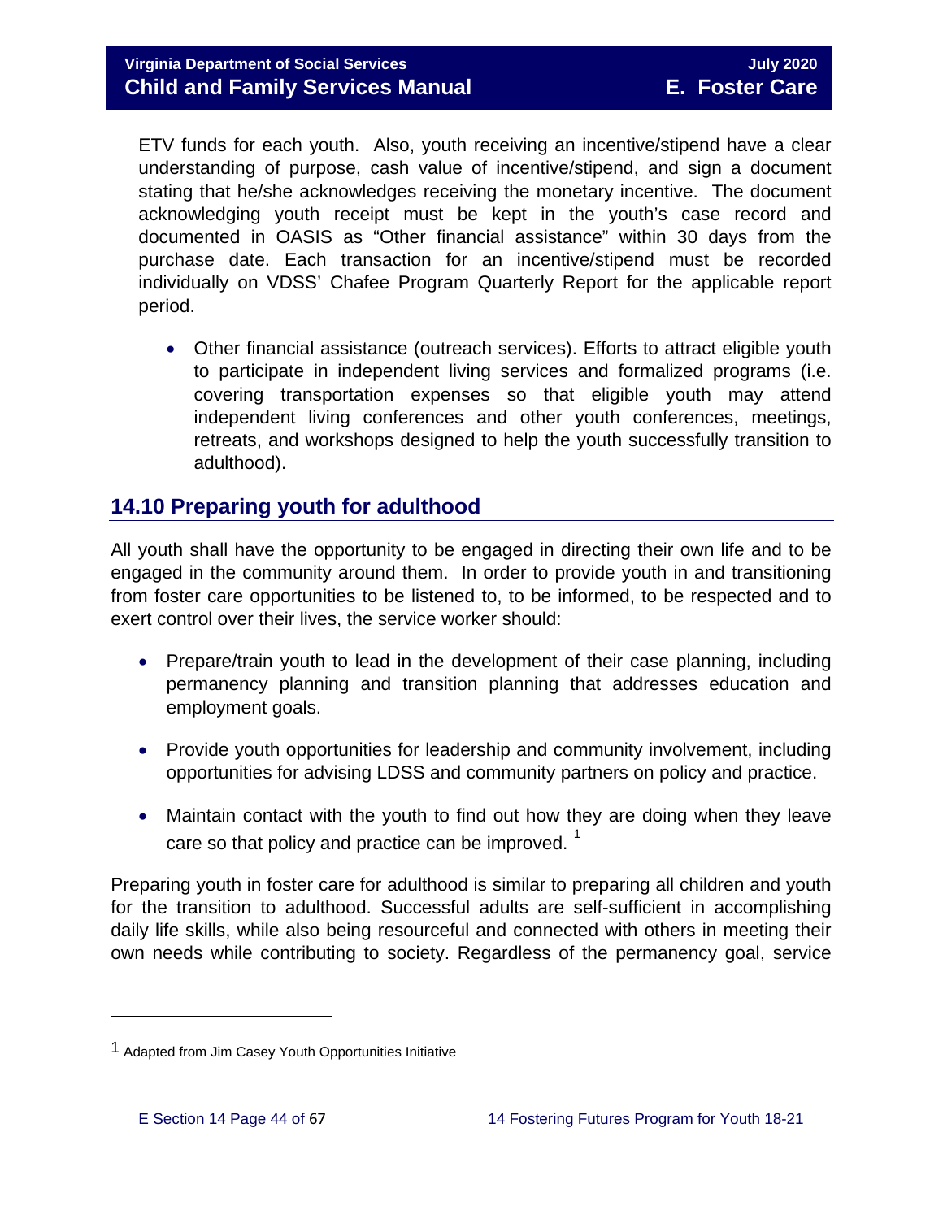ETV funds for each youth. Also, youth receiving an incentive/stipend have a clear understanding of purpose, cash value of incentive/stipend, and sign a document stating that he/she acknowledges receiving the monetary incentive. The document acknowledging youth receipt must be kept in the youth's case record and documented in OASIS as "Other financial assistance" within 30 days from the purchase date. Each transaction for an incentive/stipend must be recorded individually on VDSS' Chafee Program Quarterly Report for the applicable report period.

- Other financial assistance (outreach services). Efforts to attract eligible youth to participate in independent living services and formalized programs (i.e. covering transportation expenses so that eligible youth may attend independent living conferences and other youth conferences, meetings, retreats, and workshops designed to help the youth successfully transition to adulthood).

## 14.10 Preparing youth for adulthood

All youth shall have the opportunity to be engaged in directing their own life and to be engaged in the community around them. In order to provide youth in and transitioning from foster care opportunities to be listened to, to be informed, to be respected and to exert control over their lives, the service worker should:

- Prepare/train youth to lead in the development of their case planning, including permanency planning and transition planning that addresses education and employment goals.
- Provide youth opportunities for leadership and community involvement, including opportunities for advising LDSS and community partners on policy and practice.
- Maintain contact with the youth to find out how they are doing when they leave care so that policy and practice can be improved. [1]

Preparing youth in foster care for adulthood is similar to preparing all children and youth for the transition to adulthood. Successful adults are self-sufficient in accomplishing daily life skills, while also being resourceful and connected with others in meeting their own needs while contributing to society. Regardless of the permanency goal, service

---

[1] Adapted from Jim Casey Youth Opportunities Initiative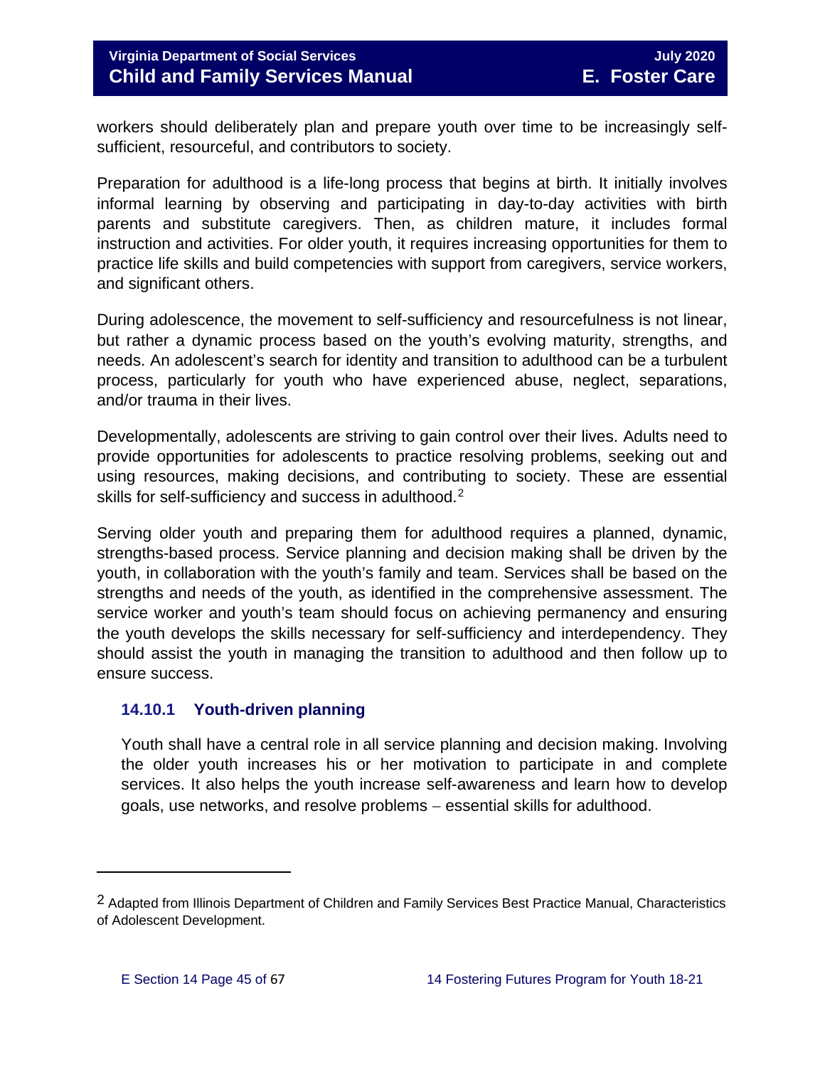workers should deliberately plan and prepare youth over time to be increasingly self-sufficient, resourceful, and contributors to society.

Preparation for adulthood is a life-long process that begins at birth. It initially involves informal learning by observing and participating in day-to-day activities with birth parents and substitute caregivers. Then, as children mature, it includes formal instruction and activities. For older youth, it requires increasing opportunities for them to practice life skills and build competencies with support from caregivers, service workers, and significant others.

During adolescence, the movement to self-sufficiency and resourcefulness is not linear, but rather a dynamic process based on the youth's evolving maturity, strengths, and needs. An adolescent's search for identity and transition to adulthood can be a turbulent process, particularly for youth who have experienced abuse, neglect, separations, and/or trauma in their lives.

Developmentally, adolescents are striving to gain control over their lives. Adults need to provide opportunities for adolescents to practice resolving problems, seeking out and using resources, making decisions, and contributing to society. These are essential skills for self-sufficiency and success in adulthood.[2]

Serving older youth and preparing them for adulthood requires a planned, dynamic, strengths-based process. Service planning and decision making shall be driven by the youth, in collaboration with the youth's family and team. Services shall be based on the strengths and needs of the youth, as identified in the comprehensive assessment. The service worker and youth's team should focus on achieving permanency and ensuring the youth develops the skills necessary for self-sufficiency and interdependency. They should assist the youth in managing the transition to adulthood and then follow up to ensure success.

### 14.10.1 Youth-driven planning

Youth shall have a central role in all service planning and decision making. Involving the older youth increases his or her motivation to participate in and complete services. It also helps the youth increase self-awareness and learn how to develop goals, use networks, and resolve problems – essential skills for adulthood.

---

[2] Adapted from Illinois Department of Children and Family Services Best Practice Manual, Characteristics of Adolescent Development.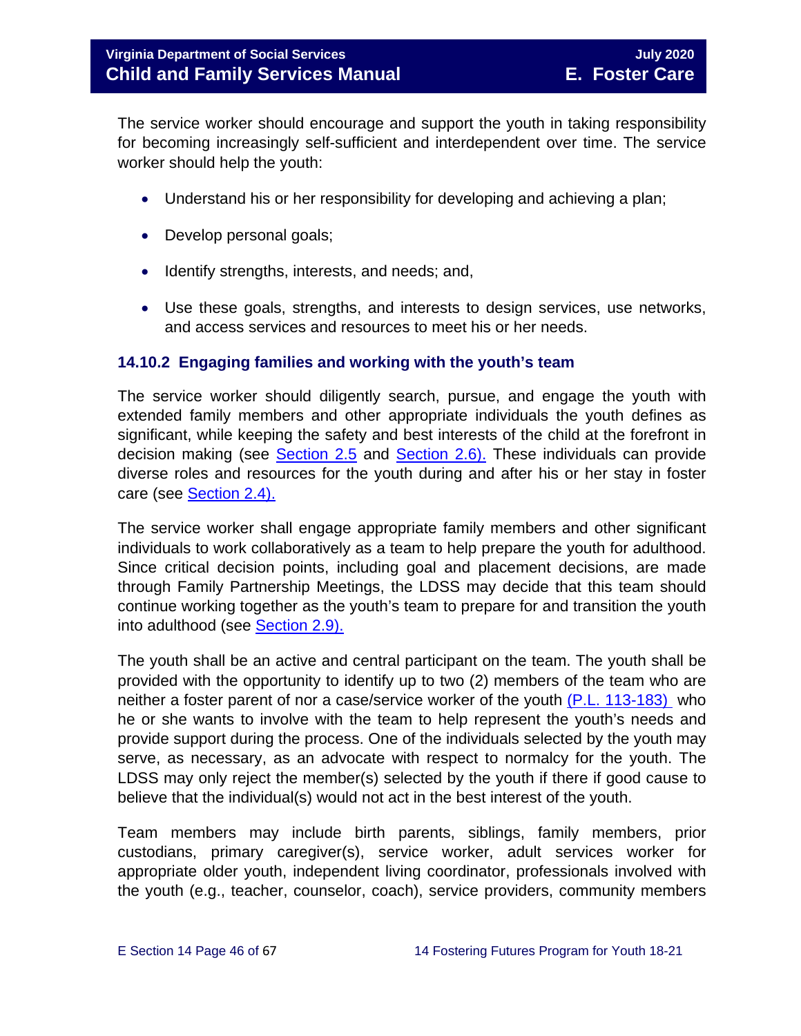The service worker should encourage and support the youth in taking responsibility for becoming increasingly self-sufficient and interdependent over time. The service worker should help the youth:

- Understand his or her responsibility for developing and achieving a plan;
- Develop personal goals;
- Identify strengths, interests, and needs; and,
- Use these goals, strengths, and interests to design services, use networks, and access services and resources to meet his or her needs.

### 14.10.2 Engaging families and working with the youth's team

The service worker should diligently search, pursue, and engage the youth with extended family members and other appropriate individuals the youth defines as significant, while keeping the safety and best interests of the child at the forefront in decision making (see Section 2.5 and Section 2.6). These individuals can provide diverse roles and resources for the youth during and after his or her stay in foster care (see Section 2.4).

The service worker shall engage appropriate family members and other significant individuals to work collaboratively as a team to help prepare the youth for adulthood. Since critical decision points, including goal and placement decisions, are made through Family Partnership Meetings, the LDSS may decide that this team should continue working together as the youth's team to prepare for and transition the youth into adulthood (see Section 2.9).

The youth shall be an active and central participant on the team. The youth shall be provided with the opportunity to identify up to two (2) members of the team who are neither a foster parent of nor a case/service worker of the youth (P.L. 113-183) who he or she wants to involve with the team to help represent the youth's needs and provide support during the process. One of the individuals selected by the youth may serve, as necessary, as an advocate with respect to normalcy for the youth. The LDSS may only reject the member(s) selected by the youth if there if good cause to believe that the individual(s) would not act in the best interest of the youth.

Team members may include birth parents, siblings, family members, prior custodians, primary caregiver(s), service worker, adult services worker for appropriate older youth, independent living coordinator, professionals involved with the youth (e.g., teacher, counselor, coach), service providers, community members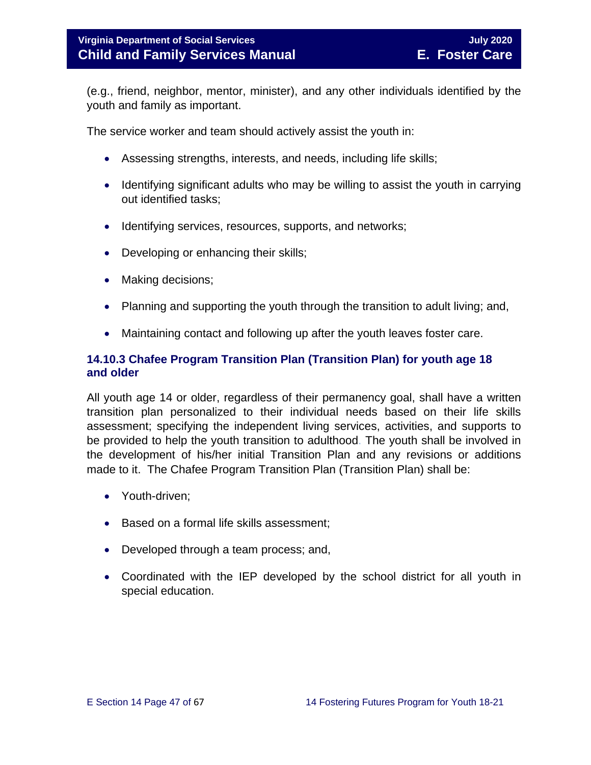(e.g., friend, neighbor, mentor, minister), and any other individuals identified by the youth and family as important.

The service worker and team should actively assist the youth in:

- Assessing strengths, interests, and needs, including life skills;
- Identifying significant adults who may be willing to assist the youth in carrying out identified tasks;
- Identifying services, resources, supports, and networks;
- Developing or enhancing their skills;
- Making decisions;
- Planning and supporting the youth through the transition to adult living; and,
- Maintaining contact and following up after the youth leaves foster care.

### 14.10.3 Chafee Program Transition Plan (Transition Plan) for youth age 18 and older

All youth age 14 or older, regardless of their permanency goal, shall have a written transition plan personalized to their individual needs based on their life skills assessment; specifying the independent living services, activities, and supports to be provided to help the youth transition to adulthood. The youth shall be involved in the development of his/her initial Transition Plan and any revisions or additions made to it. The Chafee Program Transition Plan (Transition Plan) shall be:

- Youth-driven;
- Based on a formal life skills assessment;
- Developed through a team process; and,
- Coordinated with the IEP developed by the school district for all youth in special education.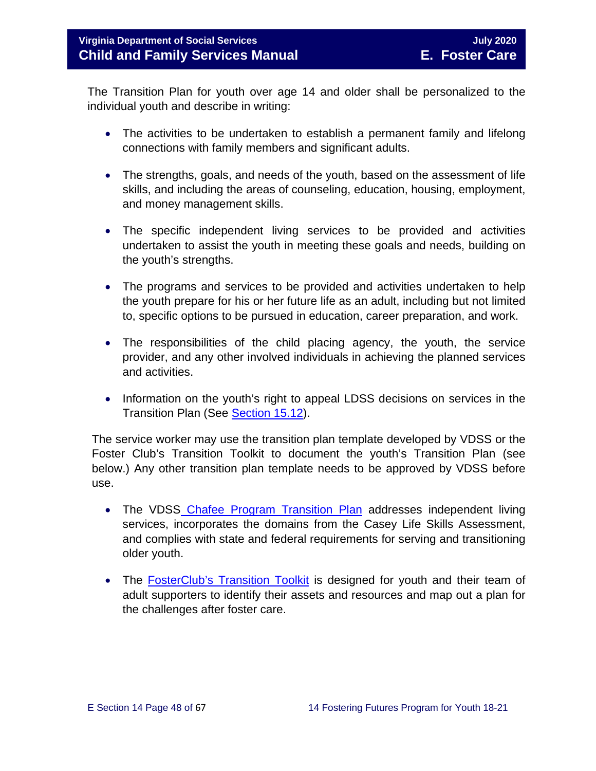The Transition Plan for youth over age 14 and older shall be personalized to the individual youth and describe in writing:

- The activities to be undertaken to establish a permanent family and lifelong connections with family members and significant adults.
- The strengths, goals, and needs of the youth, based on the assessment of life skills, and including the areas of counseling, education, housing, employment, and money management skills.
- The specific independent living services to be provided and activities undertaken to assist the youth in meeting these goals and needs, building on the youth's strengths.
- The programs and services to be provided and activities undertaken to help the youth prepare for his or her future life as an adult, including but not limited to, specific options to be pursued in education, career preparation, and work.
- The responsibilities of the child placing agency, the youth, the service provider, and any other involved individuals in achieving the planned services and activities.
- Information on the youth's right to appeal LDSS decisions on services in the Transition Plan (See Section 15.12).

The service worker may use the transition plan template developed by VDSS or the Foster Club's Transition Toolkit to document the youth's Transition Plan (see below.) Any other transition plan template needs to be approved by VDSS before use.

- The VDSS Chafee Program Transition Plan addresses independent living services, incorporates the domains from the Casey Life Skills Assessment, and complies with state and federal requirements for serving and transitioning older youth.
- The FosterClub's Transition Toolkit is designed for youth and their team of adult supporters to identify their assets and resources and map out a plan for the challenges after foster care.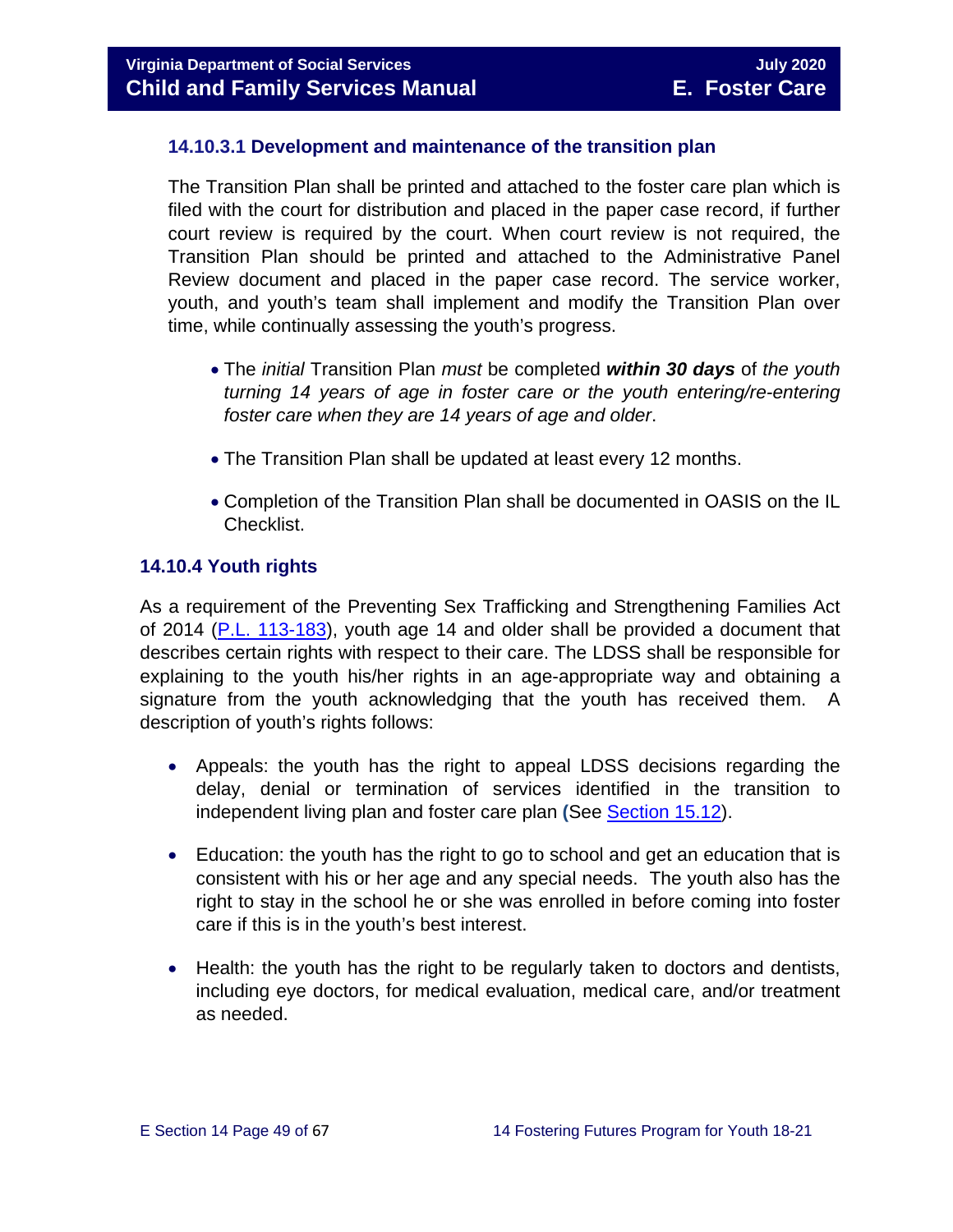#### 14.10.3.1 Development and maintenance of the transition plan

The Transition Plan shall be printed and attached to the foster care plan which is filed with the court for distribution and placed in the paper case record, if further court review is required by the court. When court review is not required, the Transition Plan should be printed and attached to the Administrative Panel Review document and placed in the paper case record. The service worker, youth, and youth's team shall implement and modify the Transition Plan over time, while continually assessing the youth's progress.

- The *initial* Transition Plan *must* be completed ***within 30 days*** of *the youth turning 14 years of age in foster care or the youth entering/re-entering foster care when they are 14 years of age and older*.
- The Transition Plan shall be updated at least every 12 months.
- Completion of the Transition Plan shall be documented in OASIS on the IL Checklist.

### 14.10.4 Youth rights

As a requirement of the Preventing Sex Trafficking and Strengthening Families Act of 2014 (P.L. 113-183), youth age 14 and older shall be provided a document that describes certain rights with respect to their care. The LDSS shall be responsible for explaining to the youth his/her rights in an age-appropriate way and obtaining a signature from the youth acknowledging that the youth has received them. A description of youth's rights follows:

- Appeals: the youth has the right to appeal LDSS decisions regarding the delay, denial or termination of services identified in the transition to independent living plan and foster care plan (See Section 15.12).
- Education: the youth has the right to go to school and get an education that is consistent with his or her age and any special needs. The youth also has the right to stay in the school he or she was enrolled in before coming into foster care if this is in the youth's best interest.
- Health: the youth has the right to be regularly taken to doctors and dentists, including eye doctors, for medical evaluation, medical care, and/or treatment as needed.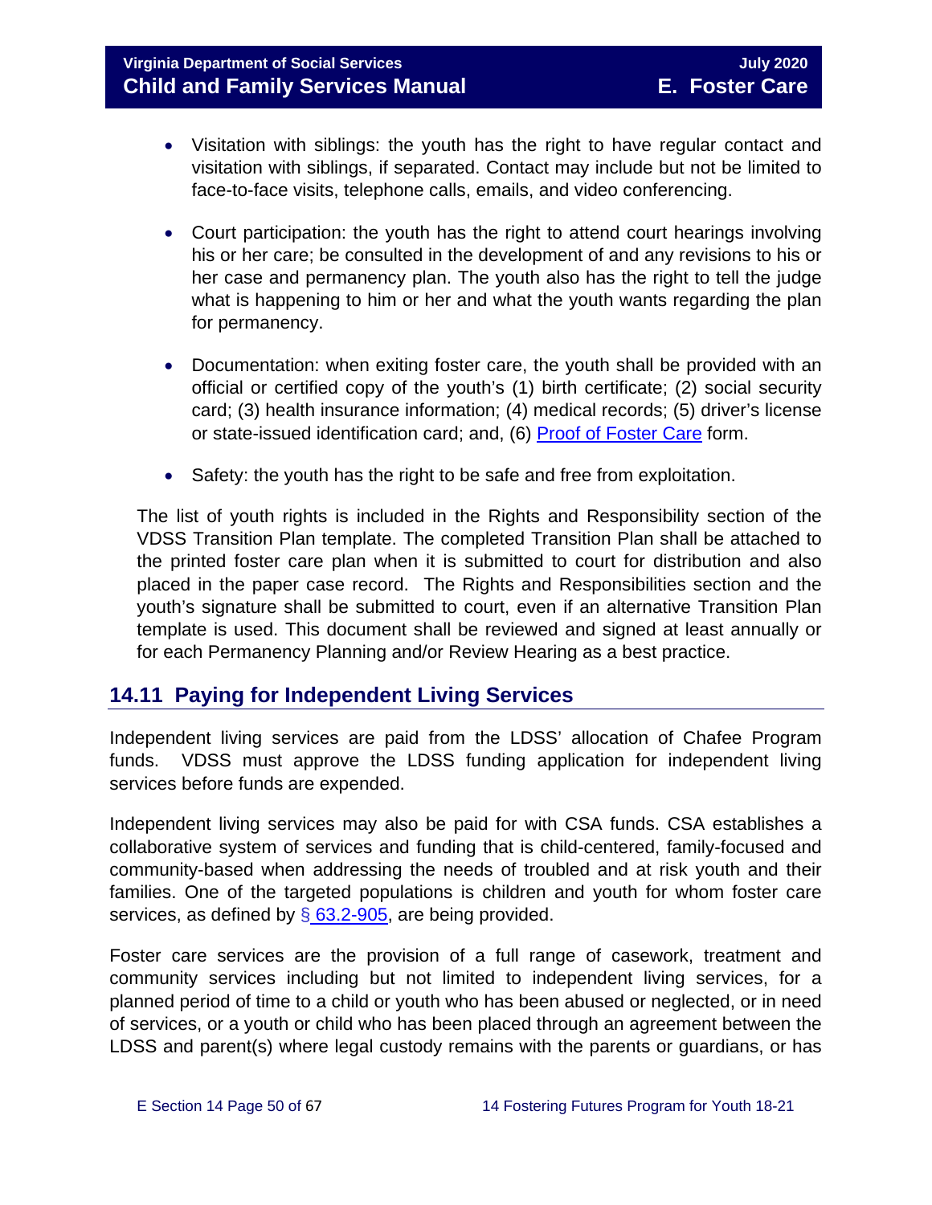- Visitation with siblings: the youth has the right to have regular contact and visitation with siblings, if separated. Contact may include but not be limited to face-to-face visits, telephone calls, emails, and video conferencing.

- Court participation: the youth has the right to attend court hearings involving his or her care; be consulted in the development of and any revisions to his or her case and permanency plan. The youth also has the right to tell the judge what is happening to him or her and what the youth wants regarding the plan for permanency.

- Documentation: when exiting foster care, the youth shall be provided with an official or certified copy of the youth's (1) birth certificate; (2) social security card; (3) health insurance information; (4) medical records; (5) driver's license or state-issued identification card; and, (6) Proof of Foster Care form.

- Safety: the youth has the right to be safe and free from exploitation.

The list of youth rights is included in the Rights and Responsibility section of the VDSS Transition Plan template. The completed Transition Plan shall be attached to the printed foster care plan when it is submitted to court for distribution and also placed in the paper case record. The Rights and Responsibilities section and the youth's signature shall be submitted to court, even if an alternative Transition Plan template is used. This document shall be reviewed and signed at least annually or for each Permanency Planning and/or Review Hearing as a best practice.

## 14.11 Paying for Independent Living Services

Independent living services are paid from the LDSS' allocation of Chafee Program funds. VDSS must approve the LDSS funding application for independent living services before funds are expended.

Independent living services may also be paid for with CSA funds. CSA establishes a collaborative system of services and funding that is child-centered, family-focused and community-based when addressing the needs of troubled and at risk youth and their families. One of the targeted populations is children and youth for whom foster care services, as defined by § 63.2-905, are being provided.

Foster care services are the provision of a full range of casework, treatment and community services including but not limited to independent living services, for a planned period of time to a child or youth who has been abused or neglected, or in need of services, or a youth or child who has been placed through an agreement between the LDSS and parent(s) where legal custody remains with the parents or guardians, or has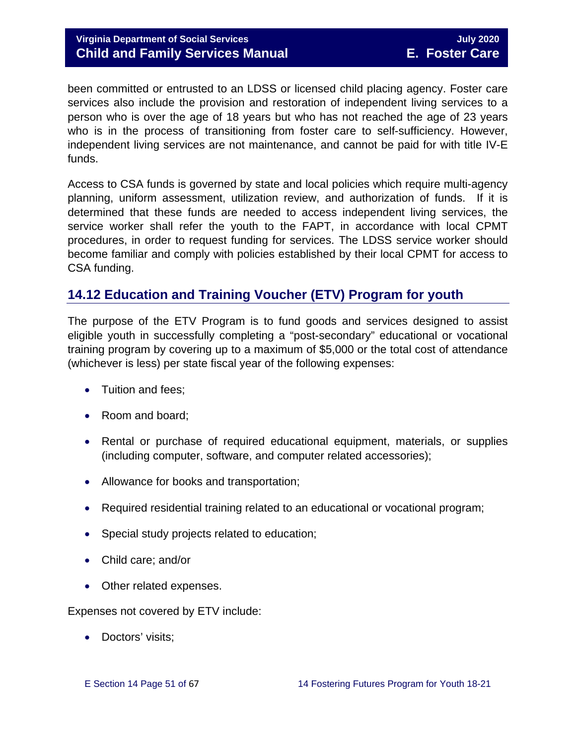been committed or entrusted to an LDSS or licensed child placing agency. Foster care services also include the provision and restoration of independent living services to a person who is over the age of 18 years but who has not reached the age of 23 years who is in the process of transitioning from foster care to self-sufficiency. However, independent living services are not maintenance, and cannot be paid for with title IV-E funds.

Access to CSA funds is governed by state and local policies which require multi-agency planning, uniform assessment, utilization review, and authorization of funds. If it is determined that these funds are needed to access independent living services, the service worker shall refer the youth to the FAPT, in accordance with local CPMT procedures, in order to request funding for services. The LDSS service worker should become familiar and comply with policies established by their local CPMT for access to CSA funding.

## 14.12 Education and Training Voucher (ETV) Program for youth

The purpose of the ETV Program is to fund goods and services designed to assist eligible youth in successfully completing a "post-secondary" educational or vocational training program by covering up to a maximum of $5,000 or the total cost of attendance (whichever is less) per state fiscal year of the following expenses:

- Tuition and fees;
- Room and board;
- Rental or purchase of required educational equipment, materials, or supplies (including computer, software, and computer related accessories);
- Allowance for books and transportation;
- Required residential training related to an educational or vocational program;
- Special study projects related to education;
- Child care; and/or
- Other related expenses.

Expenses not covered by ETV include:

- Doctors' visits;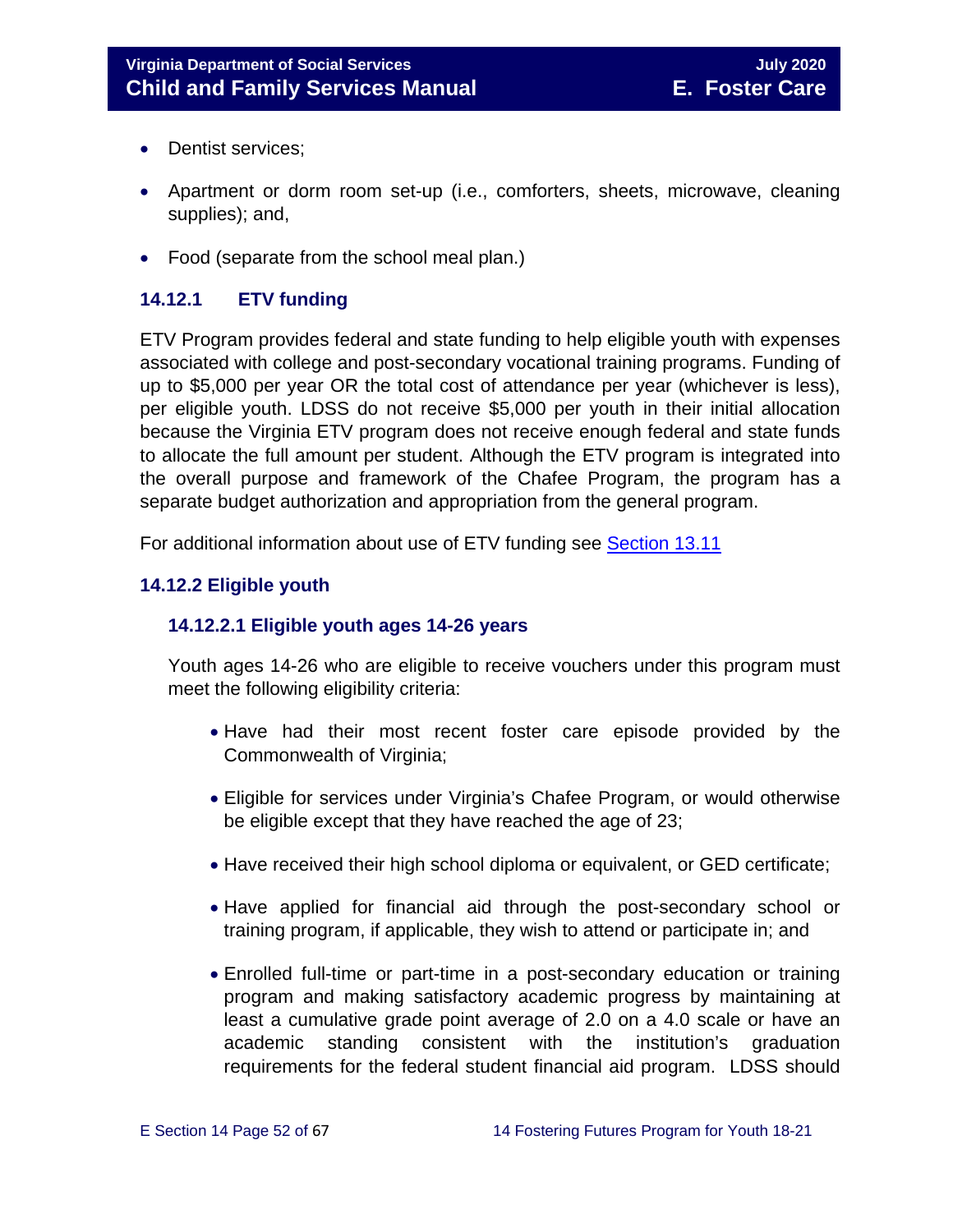- Dentist services;
- Apartment or dorm room set-up (i.e., comforters, sheets, microwave, cleaning supplies); and,
- Food (separate from the school meal plan.)

### 14.12.1 ETV funding

ETV Program provides federal and state funding to help eligible youth with expenses associated with college and post-secondary vocational training programs. Funding of up to $5,000 per year OR the total cost of attendance per year (whichever is less), per eligible youth. LDSS do not receive $5,000 per youth in their initial allocation because the Virginia ETV program does not receive enough federal and state funds to allocate the full amount per student. Although the ETV program is integrated into the overall purpose and framework of the Chafee Program, the program has a separate budget authorization and appropriation from the general program.

For additional information about use of ETV funding see [Section 13.11](#)

### 14.12.2 Eligible youth

#### 14.12.2.1 Eligible youth ages 14-26 years

Youth ages 14-26 who are eligible to receive vouchers under this program must meet the following eligibility criteria:

- Have had their most recent foster care episode provided by the Commonwealth of Virginia;
- Eligible for services under Virginia's Chafee Program, or would otherwise be eligible except that they have reached the age of 23;
- Have received their high school diploma or equivalent, or GED certificate;
- Have applied for financial aid through the post-secondary school or training program, if applicable, they wish to attend or participate in; and
- Enrolled full-time or part-time in a post-secondary education or training program and making satisfactory academic progress by maintaining at least a cumulative grade point average of 2.0 on a 4.0 scale or have an academic standing consistent with the institution's graduation requirements for the federal student financial aid program. LDSS should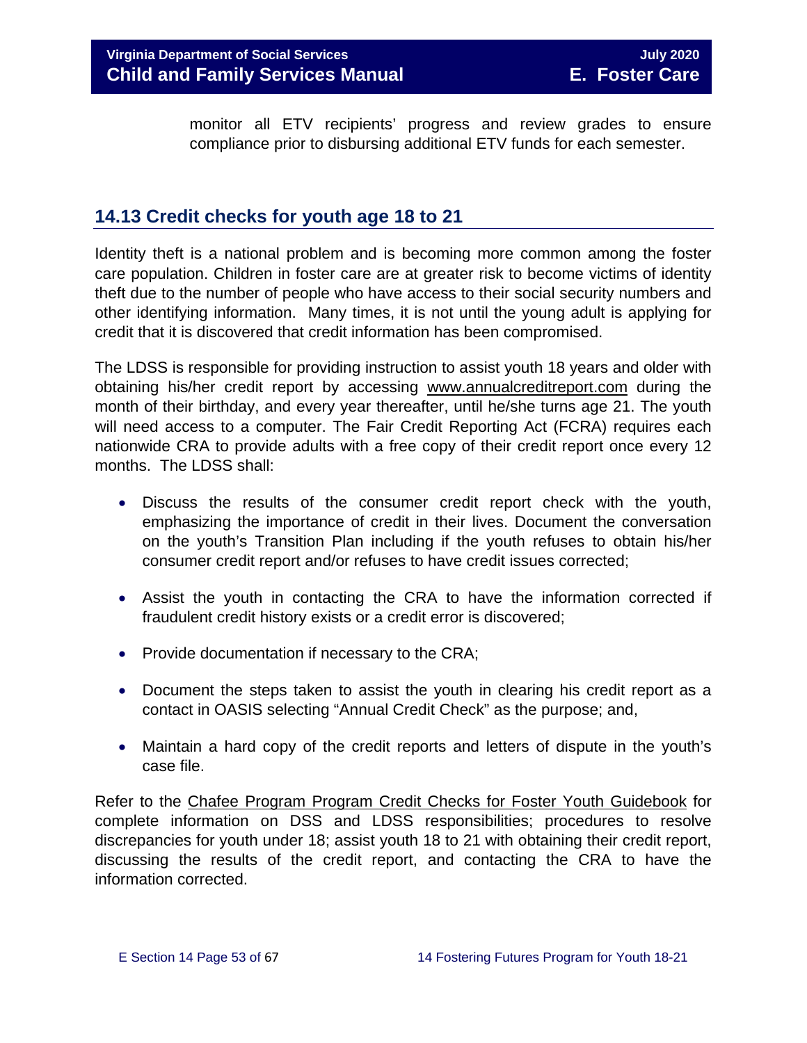monitor all ETV recipients' progress and review grades to ensure compliance prior to disbursing additional ETV funds for each semester.

## 14.13 Credit checks for youth age 18 to 21

Identity theft is a national problem and is becoming more common among the foster care population. Children in foster care are at greater risk to become victims of identity theft due to the number of people who have access to their social security numbers and other identifying information. Many times, it is not until the young adult is applying for credit that it is discovered that credit information has been compromised.

The LDSS is responsible for providing instruction to assist youth 18 years and older with obtaining his/her credit report by accessing www.annualcreditreport.com during the month of their birthday, and every year thereafter, until he/she turns age 21. The youth will need access to a computer. The Fair Credit Reporting Act (FCRA) requires each nationwide CRA to provide adults with a free copy of their credit report once every 12 months. The LDSS shall:

- Discuss the results of the consumer credit report check with the youth, emphasizing the importance of credit in their lives. Document the conversation on the youth's Transition Plan including if the youth refuses to obtain his/her consumer credit report and/or refuses to have credit issues corrected;
- Assist the youth in contacting the CRA to have the information corrected if fraudulent credit history exists or a credit error is discovered;
- Provide documentation if necessary to the CRA;
- Document the steps taken to assist the youth in clearing his credit report as a contact in OASIS selecting "Annual Credit Check" as the purpose; and,
- Maintain a hard copy of the credit reports and letters of dispute in the youth's case file.

Refer to the Chafee Program Program Credit Checks for Foster Youth Guidebook for complete information on DSS and LDSS responsibilities; procedures to resolve discrepancies for youth under 18; assist youth 18 to 21 with obtaining their credit report, discussing the results of the credit report, and contacting the CRA to have the information corrected.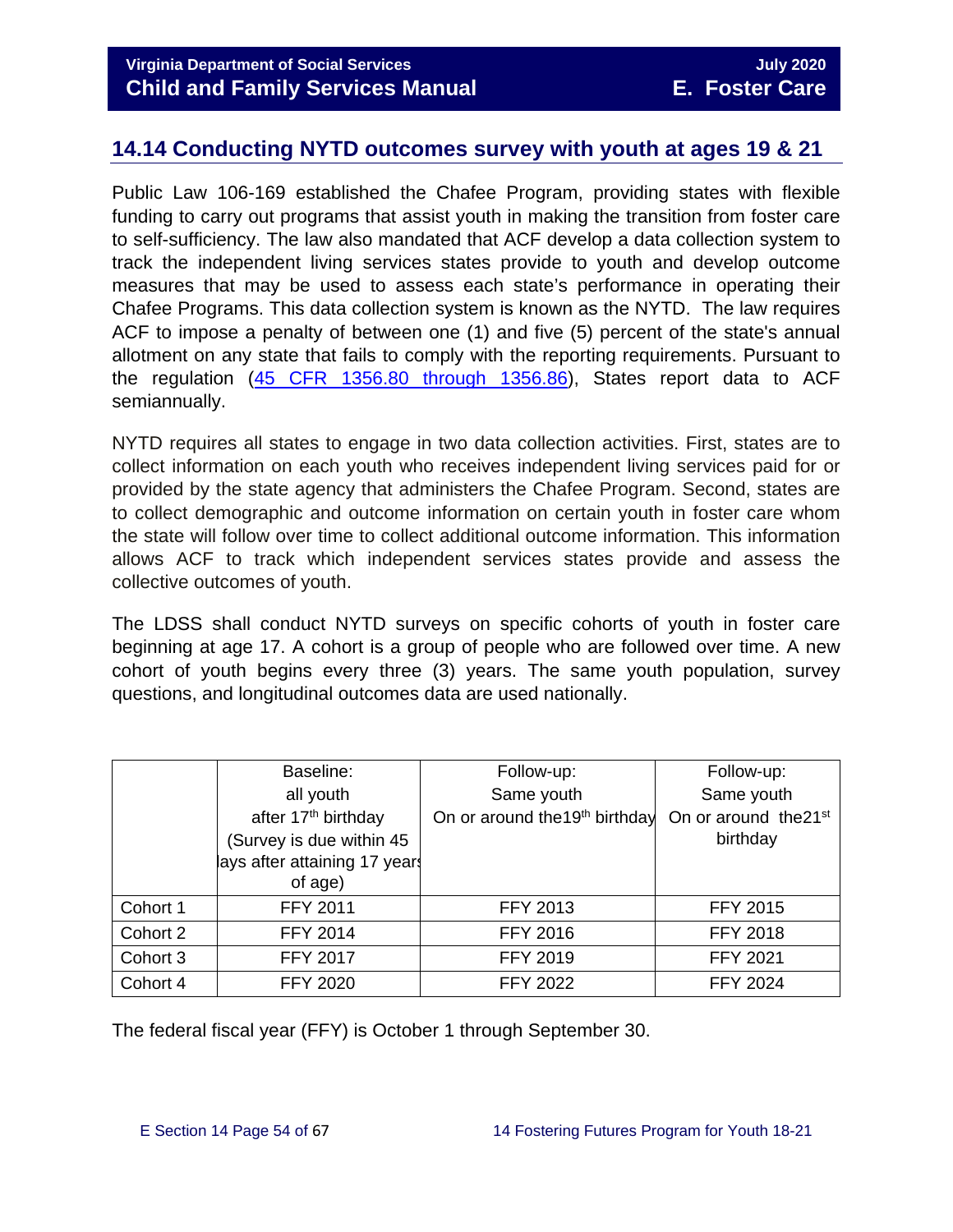## 14.14 Conducting NYTD outcomes survey with youth at ages 19 & 21

Public Law 106-169 established the Chafee Program, providing states with flexible funding to carry out programs that assist youth in making the transition from foster care to self-sufficiency. The law also mandated that ACF develop a data collection system to track the independent living services states provide to youth and develop outcome measures that may be used to assess each state's performance in operating their Chafee Programs. This data collection system is known as the NYTD. The law requires ACF to impose a penalty of between one (1) and five (5) percent of the state's annual allotment on any state that fails to comply with the reporting requirements. Pursuant to the regulation ([45 CFR 1356.80 through 1356.86](45 CFR 1356.80 through 1356.86)), States report data to ACF semiannually.

NYTD requires all states to engage in two data collection activities. First, states are to collect information on each youth who receives independent living services paid for or provided by the state agency that administers the Chafee Program. Second, states are to collect demographic and outcome information on certain youth in foster care whom the state will follow over time to collect additional outcome information. This information allows ACF to track which independent services states provide and assess the collective outcomes of youth.

The LDSS shall conduct NYTD surveys on specific cohorts of youth in foster care beginning at age 17. A cohort is a group of people who are followed over time. A new cohort of youth begins every three (3) years. The same youth population, survey questions, and longitudinal outcomes data are used nationally.

| | Baseline: all youth after 17th birthday (Survey is due within 45 days after attaining 17 years of age) | Follow-up: Same youth On or around the19th birthday | Follow-up: Same youth On or around the21st birthday |
|---|---|---|---|
| Cohort 1 | FFY 2011 | FFY 2013 | FFY 2015 |
| Cohort 2 | FFY 2014 | FFY 2016 | FFY 2018 |
| Cohort 3 | FFY 2017 | FFY 2019 | FFY 2021 |
| Cohort 4 | FFY 2020 | FFY 2022 | FFY 2024 |

The federal fiscal year (FFY) is October 1 through September 30.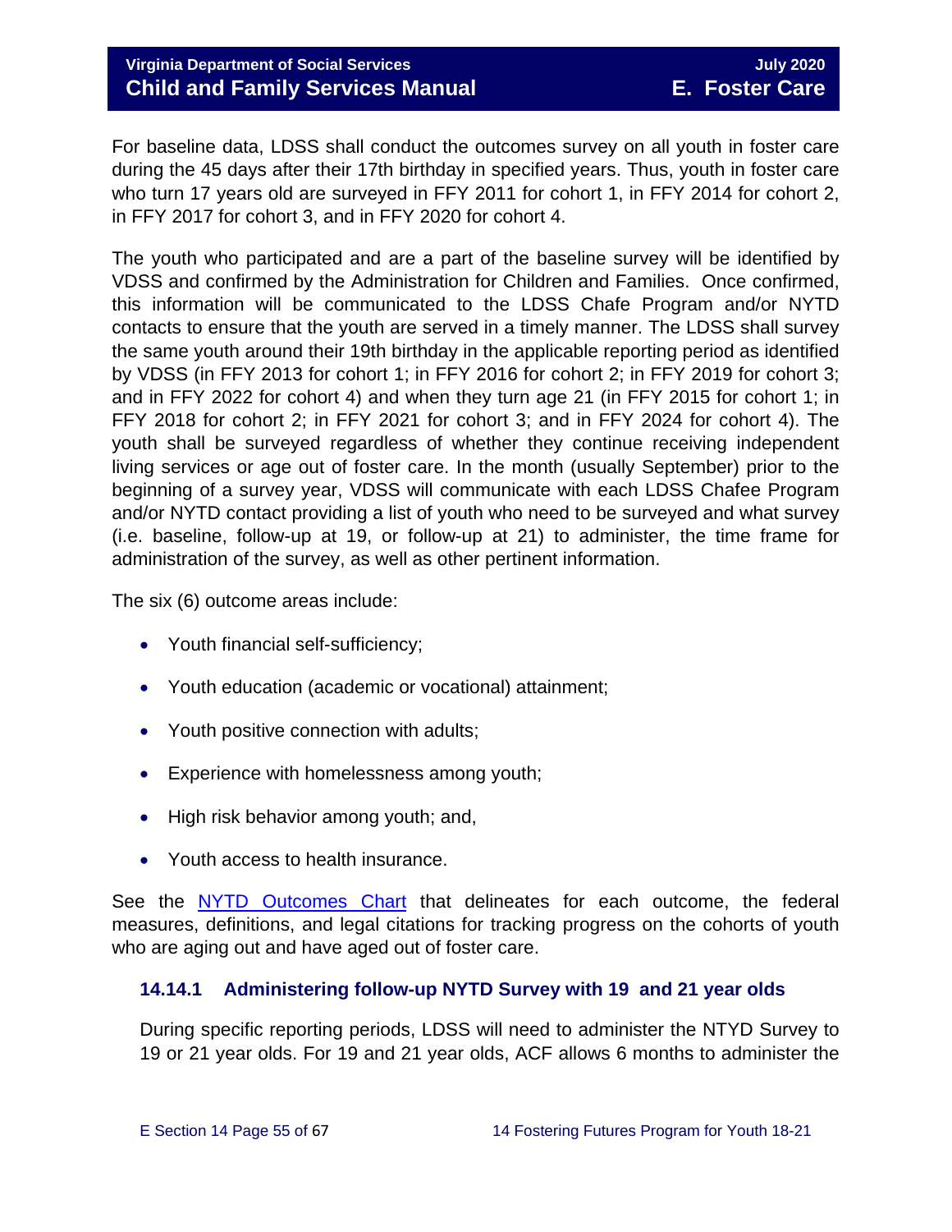For baseline data, LDSS shall conduct the outcomes survey on all youth in foster care during the 45 days after their 17th birthday in specified years. Thus, youth in foster care who turn 17 years old are surveyed in FFY 2011 for cohort 1, in FFY 2014 for cohort 2, in FFY 2017 for cohort 3, and in FFY 2020 for cohort 4.

The youth who participated and are a part of the baseline survey will be identified by VDSS and confirmed by the Administration for Children and Families. Once confirmed, this information will be communicated to the LDSS Chafe Program and/or NYTD contacts to ensure that the youth are served in a timely manner. The LDSS shall survey the same youth around their 19th birthday in the applicable reporting period as identified by VDSS (in FFY 2013 for cohort 1; in FFY 2016 for cohort 2; in FFY 2019 for cohort 3; and in FFY 2022 for cohort 4) and when they turn age 21 (in FFY 2015 for cohort 1; in FFY 2018 for cohort 2; in FFY 2021 for cohort 3; and in FFY 2024 for cohort 4). The youth shall be surveyed regardless of whether they continue receiving independent living services or age out of foster care. In the month (usually September) prior to the beginning of a survey year, VDSS will communicate with each LDSS Chafee Program and/or NYTD contact providing a list of youth who need to be surveyed and what survey (i.e. baseline, follow-up at 19, or follow-up at 21) to administer, the time frame for administration of the survey, as well as other pertinent information.

The six (6) outcome areas include:

- Youth financial self-sufficiency;
- Youth education (academic or vocational) attainment;
- Youth positive connection with adults;
- Experience with homelessness among youth;
- High risk behavior among youth; and,
- Youth access to health insurance.

See the NYTD Outcomes Chart that delineates for each outcome, the federal measures, definitions, and legal citations for tracking progress on the cohorts of youth who are aging out and have aged out of foster care.

### 14.14.1 Administering follow-up NYTD Survey with 19 and 21 year olds

During specific reporting periods, LDSS will need to administer the NTYD Survey to 19 or 21 year olds. For 19 and 21 year olds, ACF allows 6 months to administer the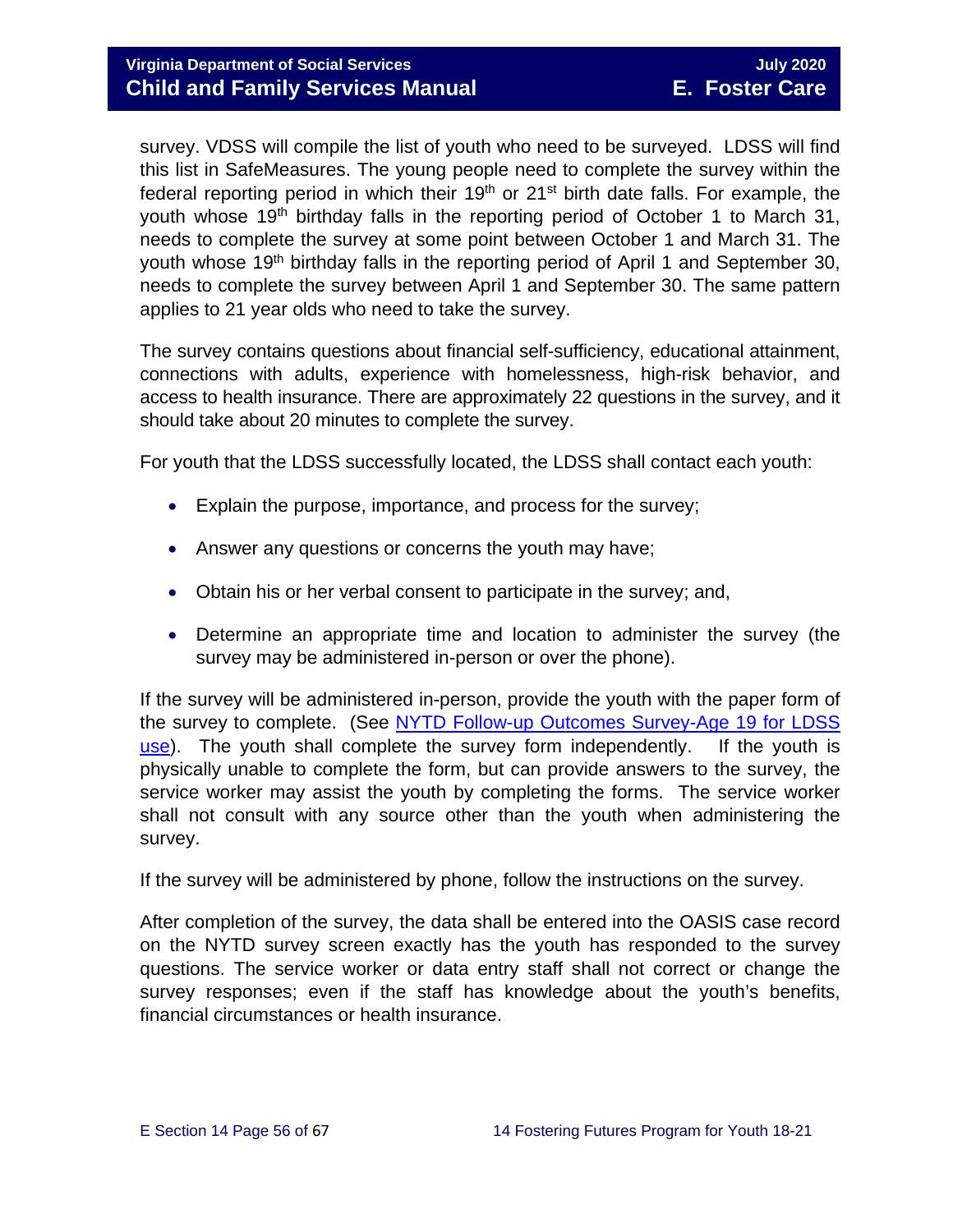survey. VDSS will compile the list of youth who need to be surveyed. LDSS will find this list in SafeMeasures. The young people need to complete the survey within the federal reporting period in which their 19th or 21st birth date falls. For example, the youth whose 19th birthday falls in the reporting period of October 1 to March 31, needs to complete the survey at some point between October 1 and March 31. The youth whose 19th birthday falls in the reporting period of April 1 and September 30, needs to complete the survey between April 1 and September 30. The same pattern applies to 21 year olds who need to take the survey.

The survey contains questions about financial self-sufficiency, educational attainment, connections with adults, experience with homelessness, high-risk behavior, and access to health insurance. There are approximately 22 questions in the survey, and it should take about 20 minutes to complete the survey.

For youth that the LDSS successfully located, the LDSS shall contact each youth:

- Explain the purpose, importance, and process for the survey;
- Answer any questions or concerns the youth may have;
- Obtain his or her verbal consent to participate in the survey; and,
- Determine an appropriate time and location to administer the survey (the survey may be administered in-person or over the phone).

If the survey will be administered in-person, provide the youth with the paper form of the survey to complete. (See [NYTD Follow-up Outcomes Survey-Age 19 for LDSS use](#)). The youth shall complete the survey form independently. If the youth is physically unable to complete the form, but can provide answers to the survey, the service worker may assist the youth by completing the forms. The service worker shall not consult with any source other than the youth when administering the survey.

If the survey will be administered by phone, follow the instructions on the survey.

After completion of the survey, the data shall be entered into the OASIS case record on the NYTD survey screen exactly has the youth has responded to the survey questions. The service worker or data entry staff shall not correct or change the survey responses; even if the staff has knowledge about the youth's benefits, financial circumstances or health insurance.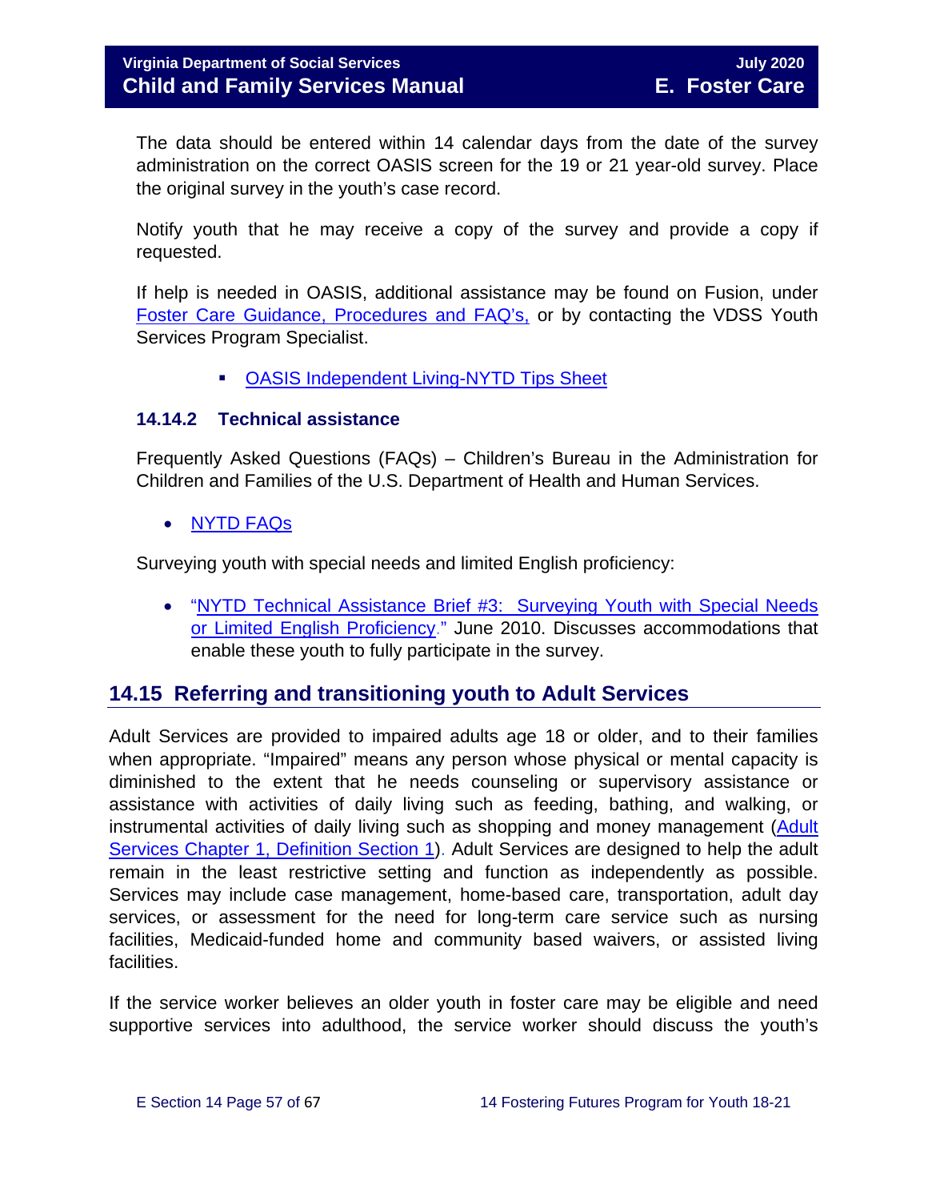The data should be entered within 14 calendar days from the date of the survey administration on the correct OASIS screen for the 19 or 21 year-old survey. Place the original survey in the youth's case record.

Notify youth that he may receive a copy of the survey and provide a copy if requested.

If help is needed in OASIS, additional assistance may be found on Fusion, under Foster Care Guidance, Procedures and FAQ's, or by contacting the VDSS Youth Services Program Specialist.

- OASIS Independent Living-NYTD Tips Sheet

### 14.14.2 Technical assistance

Frequently Asked Questions (FAQs) – Children's Bureau in the Administration for Children and Families of the U.S. Department of Health and Human Services.

- NYTD FAQs

Surveying youth with special needs and limited English proficiency:

- "NYTD Technical Assistance Brief #3: Surveying Youth with Special Needs or Limited English Proficiency." June 2010. Discusses accommodations that enable these youth to fully participate in the survey.

## 14.15 Referring and transitioning youth to Adult Services

Adult Services are provided to impaired adults age 18 or older, and to their families when appropriate. "Impaired" means any person whose physical or mental capacity is diminished to the extent that he needs counseling or supervisory assistance or assistance with activities of daily living such as feeding, bathing, and walking, or instrumental activities of daily living such as shopping and money management (Adult Services Chapter 1, Definition Section 1). Adult Services are designed to help the adult remain in the least restrictive setting and function as independently as possible. Services may include case management, home-based care, transportation, adult day services, or assessment for the need for long-term care service such as nursing facilities, Medicaid-funded home and community based waivers, or assisted living facilities.

If the service worker believes an older youth in foster care may be eligible and need supportive services into adulthood, the service worker should discuss the youth's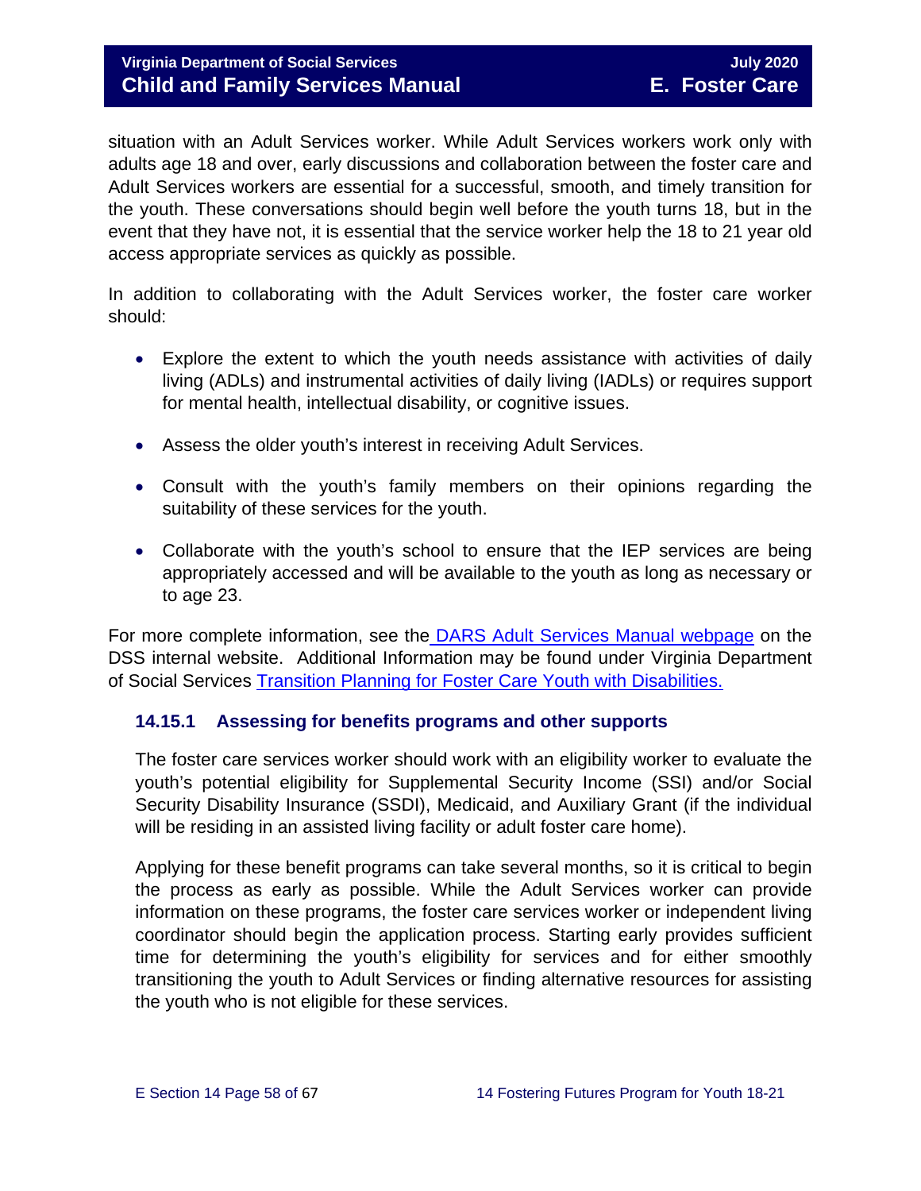situation with an Adult Services worker. While Adult Services workers work only with adults age 18 and over, early discussions and collaboration between the foster care and Adult Services workers are essential for a successful, smooth, and timely transition for the youth. These conversations should begin well before the youth turns 18, but in the event that they have not, it is essential that the service worker help the 18 to 21 year old access appropriate services as quickly as possible.

In addition to collaborating with the Adult Services worker, the foster care worker should:

- Explore the extent to which the youth needs assistance with activities of daily living (ADLs) and instrumental activities of daily living (IADLs) or requires support for mental health, intellectual disability, or cognitive issues.
- Assess the older youth's interest in receiving Adult Services.
- Consult with the youth's family members on their opinions regarding the suitability of these services for the youth.
- Collaborate with the youth's school to ensure that the IEP services are being appropriately accessed and will be available to the youth as long as necessary or to age 23.

For more complete information, see the DARS Adult Services Manual webpage on the DSS internal website. Additional Information may be found under Virginia Department of Social Services Transition Planning for Foster Care Youth with Disabilities.

### 14.15.1 Assessing for benefits programs and other supports

The foster care services worker should work with an eligibility worker to evaluate the youth's potential eligibility for Supplemental Security Income (SSI) and/or Social Security Disability Insurance (SSDI), Medicaid, and Auxiliary Grant (if the individual will be residing in an assisted living facility or adult foster care home).

Applying for these benefit programs can take several months, so it is critical to begin the process as early as possible. While the Adult Services worker can provide information on these programs, the foster care services worker or independent living coordinator should begin the application process. Starting early provides sufficient time for determining the youth's eligibility for services and for either smoothly transitioning the youth to Adult Services or finding alternative resources for assisting the youth who is not eligible for these services.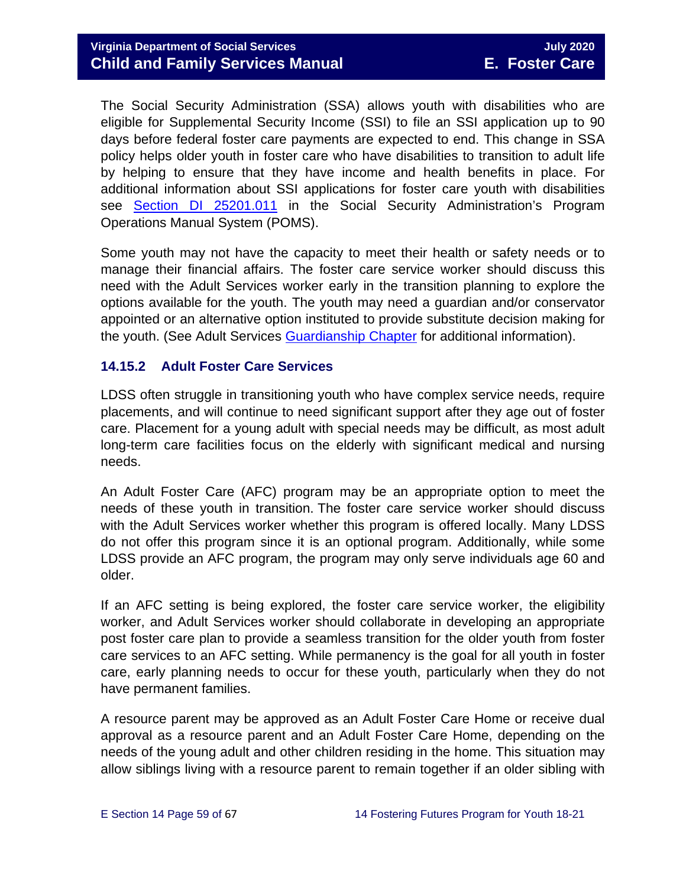The Social Security Administration (SSA) allows youth with disabilities who are eligible for Supplemental Security Income (SSI) to file an SSI application up to 90 days before federal foster care payments are expected to end. This change in SSA policy helps older youth in foster care who have disabilities to transition to adult life by helping to ensure that they have income and health benefits in place. For additional information about SSI applications for foster care youth with disabilities see Section DI 25201.011 in the Social Security Administration's Program Operations Manual System (POMS).

Some youth may not have the capacity to meet their health or safety needs or to manage their financial affairs. The foster care service worker should discuss this need with the Adult Services worker early in the transition planning to explore the options available for the youth. The youth may need a guardian and/or conservator appointed or an alternative option instituted to provide substitute decision making for the youth. (See Adult Services Guardianship Chapter for additional information).

### 14.15.2 Adult Foster Care Services

LDSS often struggle in transitioning youth who have complex service needs, require placements, and will continue to need significant support after they age out of foster care. Placement for a young adult with special needs may be difficult, as most adult long-term care facilities focus on the elderly with significant medical and nursing needs.

An Adult Foster Care (AFC) program may be an appropriate option to meet the needs of these youth in transition. The foster care service worker should discuss with the Adult Services worker whether this program is offered locally. Many LDSS do not offer this program since it is an optional program. Additionally, while some LDSS provide an AFC program, the program may only serve individuals age 60 and older.

If an AFC setting is being explored, the foster care service worker, the eligibility worker, and Adult Services worker should collaborate in developing an appropriate post foster care plan to provide a seamless transition for the older youth from foster care services to an AFC setting. While permanency is the goal for all youth in foster care, early planning needs to occur for these youth, particularly when they do not have permanent families.

A resource parent may be approved as an Adult Foster Care Home or receive dual approval as a resource parent and an Adult Foster Care Home, depending on the needs of the young adult and other children residing in the home. This situation may allow siblings living with a resource parent to remain together if an older sibling with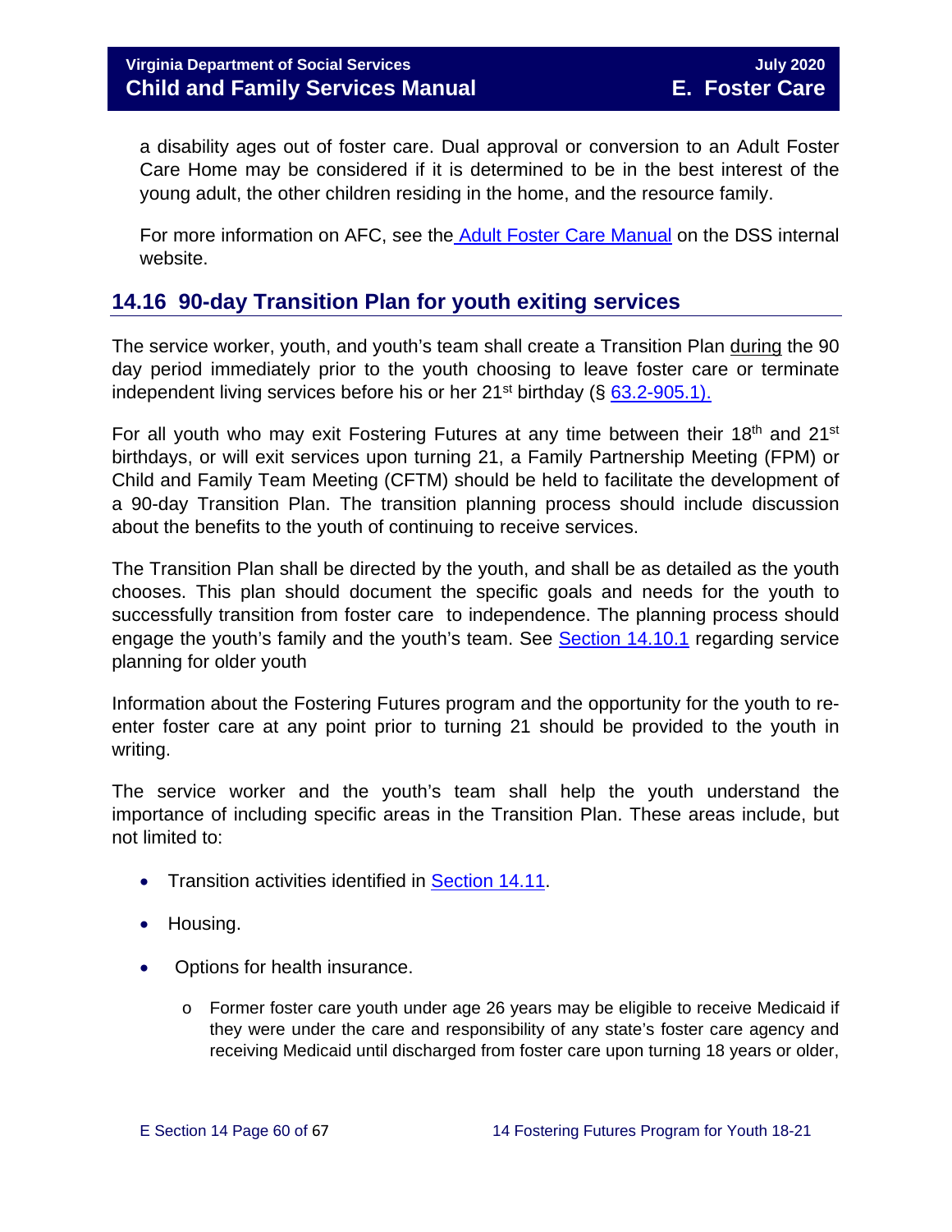a disability ages out of foster care. Dual approval or conversion to an Adult Foster Care Home may be considered if it is determined to be in the best interest of the young adult, the other children residing in the home, and the resource family.

For more information on AFC, see the Adult Foster Care Manual on the DSS internal website.

## 14.16 90-day Transition Plan for youth exiting services

The service worker, youth, and youth's team shall create a Transition Plan during the 90 day period immediately prior to the youth choosing to leave foster care or terminate independent living services before his or her 21st birthday (§ 63.2-905.1).

For all youth who may exit Fostering Futures at any time between their 18th and 21st birthdays, or will exit services upon turning 21, a Family Partnership Meeting (FPM) or Child and Family Team Meeting (CFTM) should be held to facilitate the development of a 90-day Transition Plan. The transition planning process should include discussion about the benefits to the youth of continuing to receive services.

The Transition Plan shall be directed by the youth, and shall be as detailed as the youth chooses. This plan should document the specific goals and needs for the youth to successfully transition from foster care to independence. The planning process should engage the youth's family and the youth's team. See Section 14.10.1 regarding service planning for older youth

Information about the Fostering Futures program and the opportunity for the youth to re-enter foster care at any point prior to turning 21 should be provided to the youth in writing.

The service worker and the youth's team shall help the youth understand the importance of including specific areas in the Transition Plan. These areas include, but not limited to:

- Transition activities identified in Section 14.11.
- Housing.
- Options for health insurance.
  - Former foster care youth under age 26 years may be eligible to receive Medicaid if they were under the care and responsibility of any state's foster care agency and receiving Medicaid until discharged from foster care upon turning 18 years or older,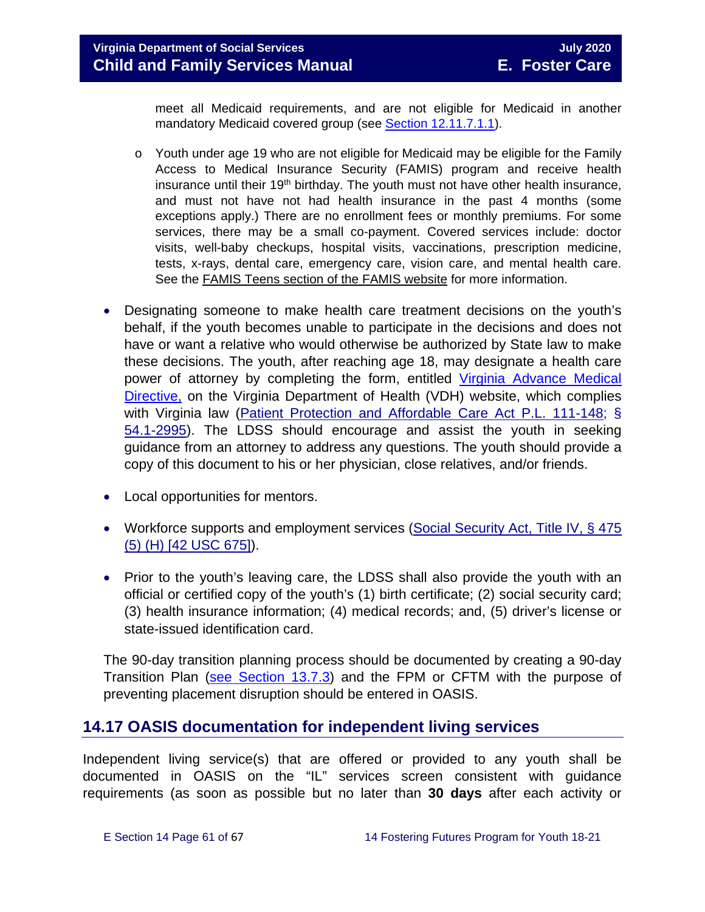meet all Medicaid requirements, and are not eligible for Medicaid in another mandatory Medicaid covered group (see Section 12.11.7.1.1).

  - Youth under age 19 who are not eligible for Medicaid may be eligible for the Family Access to Medical Insurance Security (FAMIS) program and receive health insurance until their 19th birthday. The youth must not have other health insurance, and must not have not had health insurance in the past 4 months (some exceptions apply.) There are no enrollment fees or monthly premiums. For some services, there may be a small co-payment. Covered services include: doctor visits, well-baby checkups, hospital visits, vaccinations, prescription medicine, tests, x-rays, dental care, emergency care, vision care, and mental health care. See the FAMIS Teens section of the FAMIS website for more information.

- Designating someone to make health care treatment decisions on the youth's behalf, if the youth becomes unable to participate in the decisions and does not have or want a relative who would otherwise be authorized by State law to make these decisions. The youth, after reaching age 18, may designate a health care power of attorney by completing the form, entitled Virginia Advance Medical Directive, on the Virginia Department of Health (VDH) website, which complies with Virginia law (Patient Protection and Affordable Care Act P.L. 111-148; § 54.1-2995). The LDSS should encourage and assist the youth in seeking guidance from an attorney to address any questions. The youth should provide a copy of this document to his or her physician, close relatives, and/or friends.

- Local opportunities for mentors.

- Workforce supports and employment services (Social Security Act, Title IV, § 475 (5) (H) [42 USC 675]).

- Prior to the youth's leaving care, the LDSS shall also provide the youth with an official or certified copy of the youth's (1) birth certificate; (2) social security card; (3) health insurance information; (4) medical records; and, (5) driver's license or state-issued identification card.

The 90-day transition planning process should be documented by creating a 90-day Transition Plan (see Section 13.7.3) and the FPM or CFTM with the purpose of preventing placement disruption should be entered in OASIS.

## 14.17 OASIS documentation for independent living services

Independent living service(s) that are offered or provided to any youth shall be documented in OASIS on the "IL" services screen consistent with guidance requirements (as soon as possible but no later than **30 days** after each activity or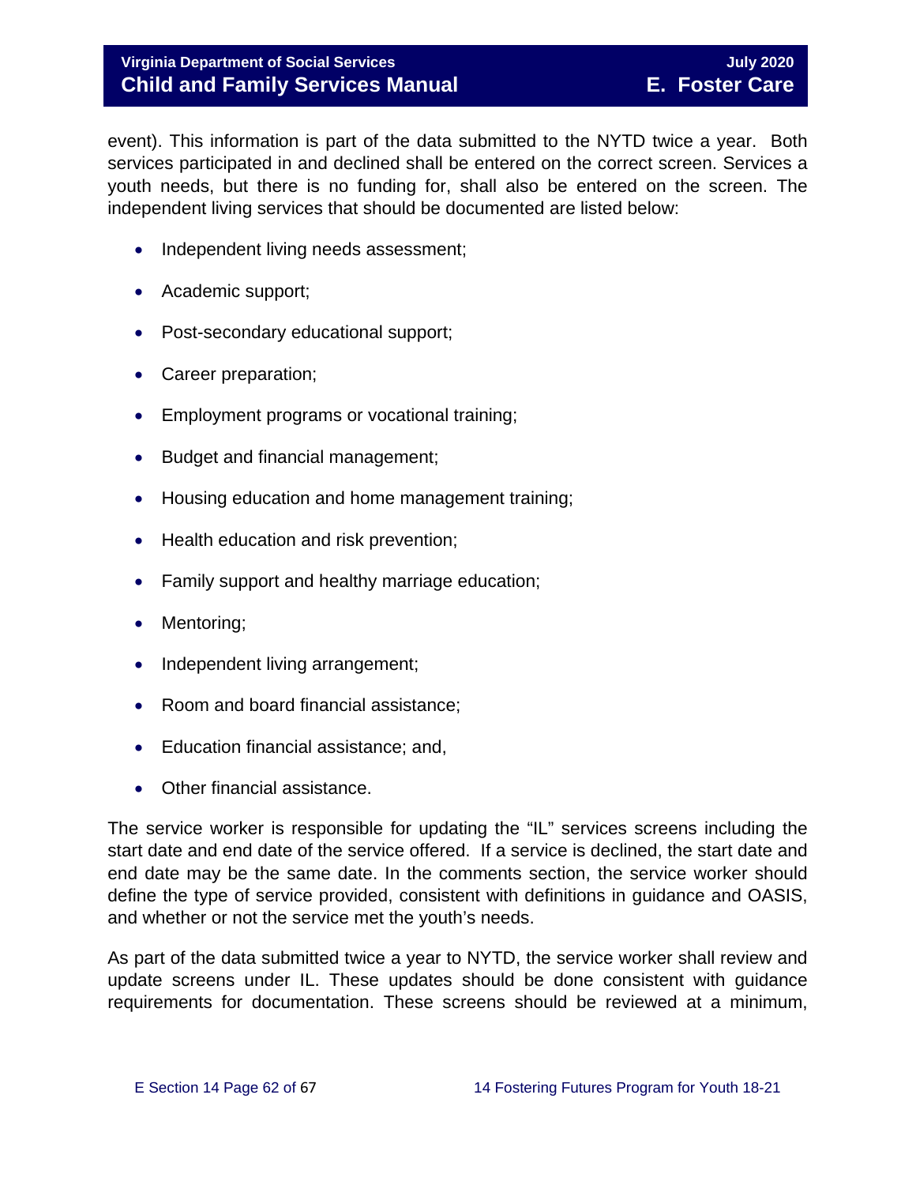event). This information is part of the data submitted to the NYTD twice a year. Both services participated in and declined shall be entered on the correct screen. Services a youth needs, but there is no funding for, shall also be entered on the screen. The independent living services that should be documented are listed below:

- Independent living needs assessment;
- Academic support;
- Post-secondary educational support;
- Career preparation;
- Employment programs or vocational training;
- Budget and financial management;
- Housing education and home management training;
- Health education and risk prevention;
- Family support and healthy marriage education;
- Mentoring;
- Independent living arrangement;
- Room and board financial assistance;
- Education financial assistance; and,
- Other financial assistance.

The service worker is responsible for updating the "IL" services screens including the start date and end date of the service offered. If a service is declined, the start date and end date may be the same date. In the comments section, the service worker should define the type of service provided, consistent with definitions in guidance and OASIS, and whether or not the service met the youth's needs.

As part of the data submitted twice a year to NYTD, the service worker shall review and update screens under IL. These updates should be done consistent with guidance requirements for documentation. These screens should be reviewed at a minimum,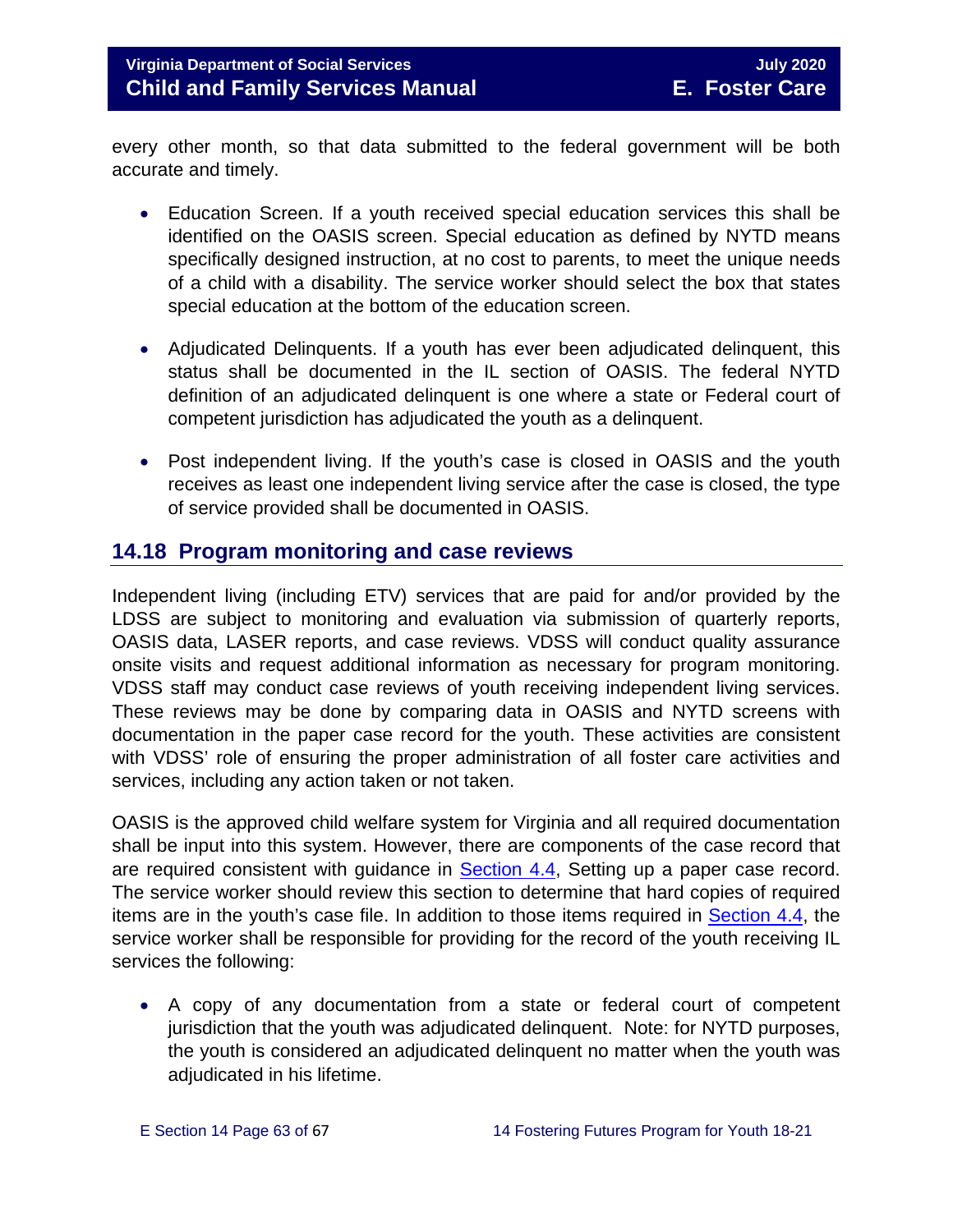every other month, so that data submitted to the federal government will be both accurate and timely.

- Education Screen. If a youth received special education services this shall be identified on the OASIS screen. Special education as defined by NYTD means specifically designed instruction, at no cost to parents, to meet the unique needs of a child with a disability. The service worker should select the box that states special education at the bottom of the education screen.

- Adjudicated Delinquents. If a youth has ever been adjudicated delinquent, this status shall be documented in the IL section of OASIS. The federal NYTD definition of an adjudicated delinquent is one where a state or Federal court of competent jurisdiction has adjudicated the youth as a delinquent.

- Post independent living. If the youth's case is closed in OASIS and the youth receives as least one independent living service after the case is closed, the type of service provided shall be documented in OASIS.

## 14.18 Program monitoring and case reviews

Independent living (including ETV) services that are paid for and/or provided by the LDSS are subject to monitoring and evaluation via submission of quarterly reports, OASIS data, LASER reports, and case reviews. VDSS will conduct quality assurance onsite visits and request additional information as necessary for program monitoring. VDSS staff may conduct case reviews of youth receiving independent living services. These reviews may be done by comparing data in OASIS and NYTD screens with documentation in the paper case record for the youth. These activities are consistent with VDSS' role of ensuring the proper administration of all foster care activities and services, including any action taken or not taken.

OASIS is the approved child welfare system for Virginia and all required documentation shall be input into this system. However, there are components of the case record that are required consistent with guidance in Section 4.4, Setting up a paper case record. The service worker should review this section to determine that hard copies of required items are in the youth's case file. In addition to those items required in Section 4.4, the service worker shall be responsible for providing for the record of the youth receiving IL services the following:

- A copy of any documentation from a state or federal court of competent jurisdiction that the youth was adjudicated delinquent. Note: for NYTD purposes, the youth is considered an adjudicated delinquent no matter when the youth was adjudicated in his lifetime.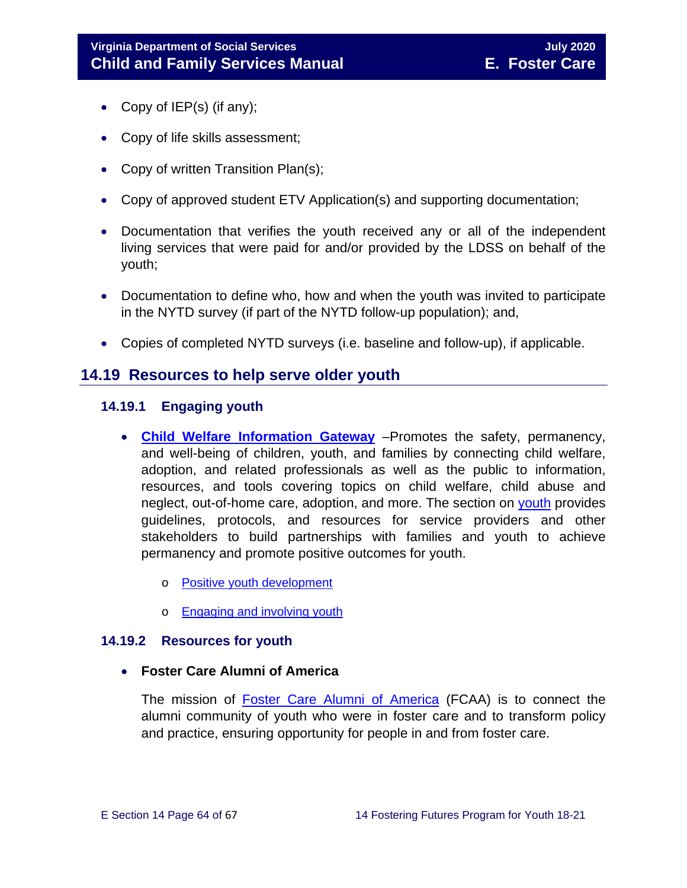- Copy of IEP(s) (if any);
- Copy of life skills assessment;
- Copy of written Transition Plan(s);
- Copy of approved student ETV Application(s) and supporting documentation;
- Documentation that verifies the youth received any or all of the independent living services that were paid for and/or provided by the LDSS on behalf of the youth;
- Documentation to define who, how and when the youth was invited to participate in the NYTD survey (if part of the NYTD follow-up population); and,
- Copies of completed NYTD surveys (i.e. baseline and follow-up), if applicable.

## 14.19 Resources to help serve older youth

### 14.19.1 Engaging youth

- **Child Welfare Information Gateway** –Promotes the safety, permanency, and well-being of children, youth, and families by connecting child welfare, adoption, and related professionals as well as the public to information, resources, and tools covering topics on child welfare, child abuse and neglect, out-of-home care, adoption, and more. The section on youth provides guidelines, protocols, and resources for service providers and other stakeholders to build partnerships with families and youth to achieve permanency and promote positive outcomes for youth.
  - Positive youth development
  - Engaging and involving youth

### 14.19.2 Resources for youth

- **Foster Care Alumni of America**

  The mission of Foster Care Alumni of America (FCAA) is to connect the alumni community of youth who were in foster care and to transform policy and practice, ensuring opportunity for people in and from foster care.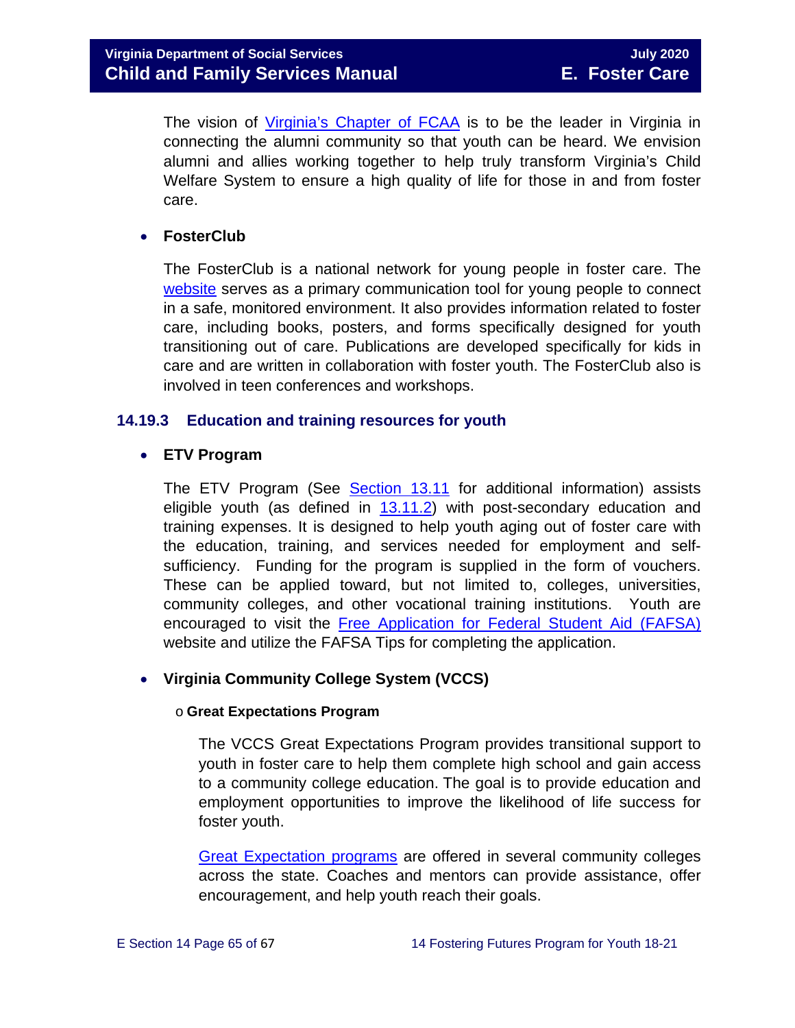The vision of Virginia's Chapter of FCAA is to be the leader in Virginia in connecting the alumni community so that youth can be heard. We envision alumni and allies working together to help truly transform Virginia's Child Welfare System to ensure a high quality of life for those in and from foster care.

- **FosterClub**

  The FosterClub is a national network for young people in foster care. The website serves as a primary communication tool for young people to connect in a safe, monitored environment. It also provides information related to foster care, including books, posters, and forms specifically designed for youth transitioning out of care. Publications are developed specifically for kids in care and are written in collaboration with foster youth. The FosterClub also is involved in teen conferences and workshops.

### 14.19.3 Education and training resources for youth

- **ETV Program**

  The ETV Program (See Section 13.11 for additional information) assists eligible youth (as defined in 13.11.2) with post-secondary education and training expenses. It is designed to help youth aging out of foster care with the education, training, and services needed for employment and self-sufficiency. Funding for the program is supplied in the form of vouchers. These can be applied toward, but not limited to, colleges, universities, community colleges, and other vocational training institutions. Youth are encouraged to visit the Free Application for Federal Student Aid (FAFSA) website and utilize the FAFSA Tips for completing the application.

- **Virginia Community College System (VCCS)**

  - **Great Expectations Program**

    The VCCS Great Expectations Program provides transitional support to youth in foster care to help them complete high school and gain access to a community college education. The goal is to provide education and employment opportunities to improve the likelihood of life success for foster youth.

    Great Expectation programs are offered in several community colleges across the state. Coaches and mentors can provide assistance, offer encouragement, and help youth reach their goals.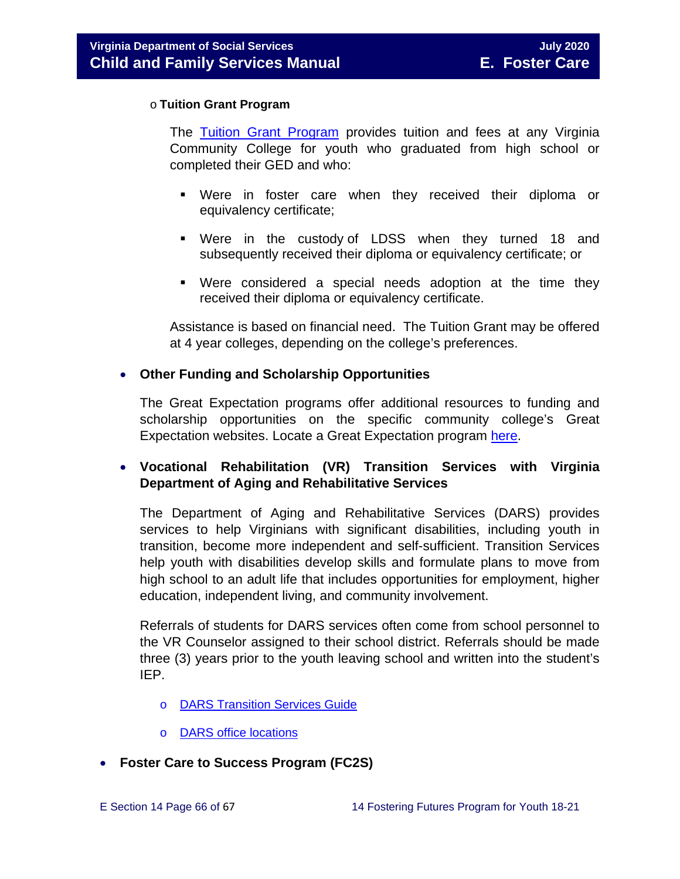- **Tuition Grant Program**

  The Tuition Grant Program provides tuition and fees at any Virginia Community College for youth who graduated from high school or completed their GED and who:

  - Were in foster care when they received their diploma or equivalency certificate;
  - Were in the custody of LDSS when they turned 18 and subsequently received their diploma or equivalency certificate; or
  - Were considered a special needs adoption at the time they received their diploma or equivalency certificate.

  Assistance is based on financial need. The Tuition Grant may be offered at 4 year colleges, depending on the college's preferences.

- **Other Funding and Scholarship Opportunities**

  The Great Expectation programs offer additional resources to funding and scholarship opportunities on the specific community college's Great Expectation websites. Locate a Great Expectation program here.

- **Vocational Rehabilitation (VR) Transition Services with Virginia Department of Aging and Rehabilitative Services**

  The Department of Aging and Rehabilitative Services (DARS) provides services to help Virginians with significant disabilities, including youth in transition, become more independent and self-sufficient. Transition Services help youth with disabilities develop skills and formulate plans to move from high school to an adult life that includes opportunities for employment, higher education, independent living, and community involvement.

  Referrals of students for DARS services often come from school personnel to the VR Counselor assigned to their school district. Referrals should be made three (3) years prior to the youth leaving school and written into the student's IEP.

  - DARS Transition Services Guide
  - DARS office locations

- **Foster Care to Success Program (FC2S)**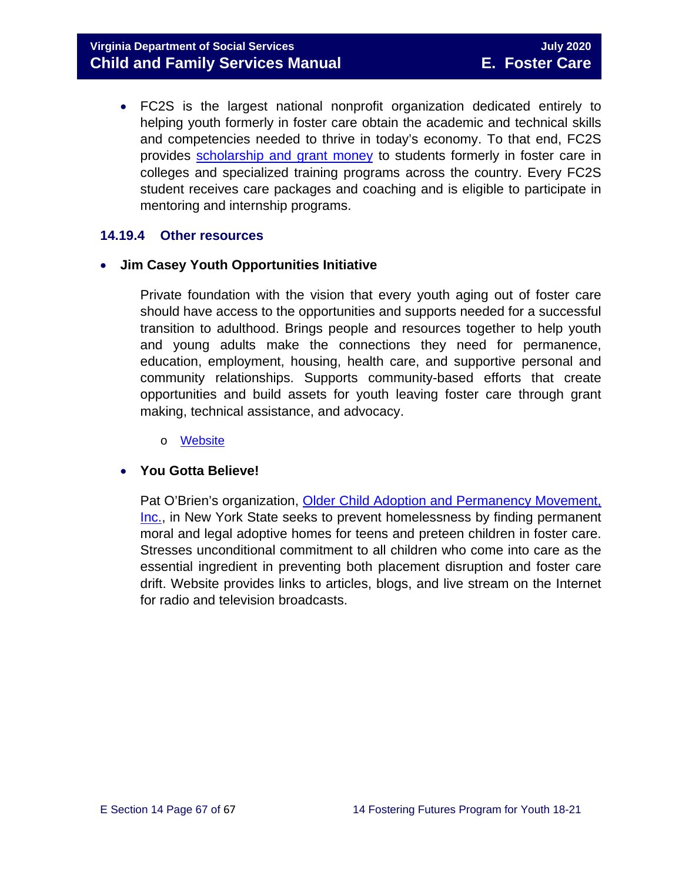- FC2S is the largest national nonprofit organization dedicated entirely to helping youth formerly in foster care obtain the academic and technical skills and competencies needed to thrive in today's economy. To that end, FC2S provides scholarship and grant money to students formerly in foster care in colleges and specialized training programs across the country. Every FC2S student receives care packages and coaching and is eligible to participate in mentoring and internship programs.

### 14.19.4 Other resources

- **Jim Casey Youth Opportunities Initiative**

  Private foundation with the vision that every youth aging out of foster care should have access to the opportunities and supports needed for a successful transition to adulthood. Brings people and resources together to help youth and young adults make the connections they need for permanence, education, employment, housing, health care, and supportive personal and community relationships. Supports community-based efforts that create opportunities and build assets for youth leaving foster care through grant making, technical assistance, and advocacy.

  - Website

- **You Gotta Believe!**

  Pat O'Brien's organization, Older Child Adoption and Permanency Movement, Inc., in New York State seeks to prevent homelessness by finding permanent moral and legal adoptive homes for teens and preteen children in foster care. Stresses unconditional commitment to all children who come into care as the essential ingredient in preventing both placement disruption and foster care drift. Website provides links to articles, blogs, and live stream on the Internet for radio and television broadcasts.